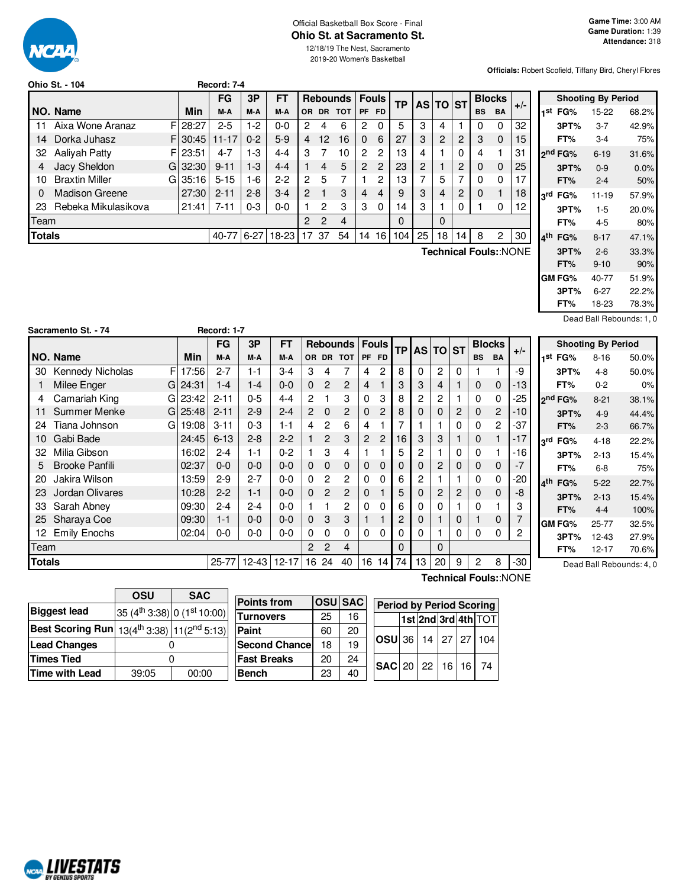Official Basketball Box Score - Final

# Ohio St. at Sacramento St.

12/18/19 The Nest, Sacramento
2019-20 Women's Basketball

**Game Time:** 3:00 AM
**Game Duration:** 1:39
**Attendance:** 318

**Officials:** Robert Scofield, Tiffany Bird, Cheryl Flores

## Ohio St. - 104 — Record: 7-4

| NO. | Name | | Min | FG M-A | 3P M-A | FT M-A | OR | DR | TOT | PF | FD | TP | AS | TO | ST | BS | BA | +/- |
|---|---|---|---|---|---|---|---|---|---|---|---|---|---|---|---|---|---|---|
| 11 | Aixa Wone Aranaz | F | 28:27 | 2-5 | 1-2 | 0-0 | 2 | 4 | 6 | 2 | 0 | 5 | 3 | 4 | 1 | 0 | 0 | 32 |
| 14 | Dorka Juhasz | F | 30:45 | 11-17 | 0-2 | 5-9 | 4 | 12 | 16 | 0 | 6 | 27 | 3 | 2 | 2 | 3 | 0 | 15 |
| 32 | Aaliyah Patty | F | 23:51 | 4-7 | 1-3 | 4-4 | 3 | 7 | 10 | 2 | 2 | 13 | 4 | 1 | 0 | 4 | 1 | 31 |
| 4 | Jacy Sheldon | G | 32:30 | 9-11 | 1-3 | 4-4 | 1 | 4 | 5 | 2 | 2 | 23 | 2 | 1 | 2 | 0 | 0 | 25 |
| 10 | Braxtin Miller | G | 35:16 | 5-15 | 1-6 | 2-2 | 2 | 5 | 7 | 1 | 2 | 13 | 7 | 5 | 7 | 0 | 0 | 17 |
| 0 | Madison Greene | | 27:30 | 2-11 | 2-8 | 3-4 | 2 | 1 | 3 | 4 | 4 | 9 | 3 | 4 | 2 | 0 | 1 | 18 |
| 23 | Rebeka Mikulasikova | | 21:41 | 7-11 | 0-3 | 0-0 | 1 | 2 | 3 | 3 | 0 | 14 | 3 | 1 | 0 | 1 | 0 | 12 |
| | Team | | | | | | 2 | 2 | 4 | | | 0 | | 0 | | | | |
| | **Totals** | | | 40-77 | 6-27 | 18-23 | 17 | 37 | 54 | 14 | 16 | 104 | 25 | 18 | 14 | 8 | 2 | 30 |

**Technical Fouls:**:NONE

| Shooting By Period | | |
|---|---|---|
| 1st FG% | 15-22 | 68.2% |
| 3PT% | 3-7 | 42.9% |
| FT% | 3-4 | 75% |
| 2nd FG% | 6-19 | 31.6% |
| 3PT% | 0-9 | 0.0% |
| FT% | 2-4 | 50% |
| 3rd FG% | 11-19 | 57.9% |
| 3PT% | 1-5 | 20.0% |
| FT% | 4-5 | 80% |
| 4th FG% | 8-17 | 47.1% |
| 3PT% | 2-6 | 33.3% |
| FT% | 9-10 | 90% |
| GM FG% | 40-77 | 51.9% |
| 3PT% | 6-27 | 22.2% |
| FT% | 18-23 | 78.3% |

Dead Ball Rebounds: 1, 0

## Sacramento St. - 74 — Record: 1-7

| NO. | Name | | Min | FG M-A | 3P M-A | FT M-A | OR | DR | TOT | PF | FD | TP | AS | TO | ST | BS | BA | +/- |
|---|---|---|---|---|---|---|---|---|---|---|---|---|---|---|---|---|---|---|
| 30 | Kennedy Nicholas | F | 17:56 | 2-7 | 1-1 | 3-4 | 3 | 4 | 7 | 4 | 2 | 8 | 0 | 2 | 0 | 1 | 1 | -9 |
| 1 | Milee Enger | G | 24:31 | 1-4 | 1-4 | 0-0 | 0 | 2 | 2 | 4 | 1 | 3 | 3 | 4 | 1 | 0 | 0 | -13 |
| 4 | Camariah King | G | 23:42 | 2-11 | 0-5 | 4-4 | 2 | 1 | 3 | 0 | 3 | 8 | 2 | 2 | 1 | 0 | 0 | -25 |
| 11 | Summer Menke | G | 25:48 | 2-11 | 2-9 | 2-4 | 2 | 0 | 2 | 0 | 2 | 8 | 0 | 0 | 2 | 0 | 2 | -10 |
| 24 | Tiana Johnson | G | 19:08 | 3-11 | 0-3 | 1-1 | 4 | 2 | 6 | 4 | 1 | 7 | 1 | 1 | 0 | 0 | 2 | -37 |
| 10 | Gabi Bade | | 24:45 | 6-13 | 2-8 | 2-2 | 1 | 2 | 3 | 2 | 2 | 16 | 3 | 3 | 1 | 0 | 1 | -17 |
| 32 | Milia Gibson | | 16:02 | 2-4 | 1-1 | 0-2 | 1 | 3 | 4 | 1 | 1 | 5 | 2 | 1 | 0 | 0 | 1 | -16 |
| 5 | Brooke Panfili | | 02:37 | 0-0 | 0-0 | 0-0 | 0 | 0 | 0 | 0 | 0 | 0 | 0 | 2 | 0 | 0 | 0 | -7 |
| 20 | Jakira Wilson | | 13:59 | 2-9 | 2-7 | 0-0 | 0 | 2 | 2 | 0 | 0 | 6 | 2 | 1 | 1 | 0 | 0 | -20 |
| 23 | Jordan Olivares | | 10:28 | 2-2 | 1-1 | 0-0 | 0 | 2 | 2 | 0 | 1 | 5 | 0 | 2 | 2 | 0 | 0 | -8 |
| 33 | Sarah Abney | | 09:30 | 2-4 | 2-4 | 0-0 | 1 | 1 | 2 | 0 | 0 | 6 | 0 | 0 | 1 | 0 | 1 | 3 |
| 25 | Sharaya Coe | | 09:30 | 1-1 | 0-0 | 0-0 | 0 | 3 | 3 | 1 | 1 | 2 | 0 | 1 | 0 | 1 | 0 | 7 |
| 12 | Emily Enochs | | 02:04 | 0-0 | 0-0 | 0-0 | 0 | 0 | 0 | 0 | 0 | 0 | 0 | 1 | 0 | 0 | 0 | 2 |
| | Team | | | | | | 2 | 2 | 4 | | | 0 | | 0 | | | | |
| | **Totals** | | | 25-77 | 12-43 | 12-17 | 16 | 24 | 40 | 16 | 14 | 74 | 13 | 20 | 9 | 2 | 8 | -30 |

**Technical Fouls:**:NONE

| Shooting By Period | | |
|---|---|---|
| 1st FG% | 8-16 | 50.0% |
| 3PT% | 4-8 | 50.0% |
| FT% | 0-2 | 0% |
| 2nd FG% | 8-21 | 38.1% |
| 3PT% | 4-9 | 44.4% |
| FT% | 2-3 | 66.7% |
| 3rd FG% | 4-18 | 22.2% |
| 3PT% | 2-13 | 15.4% |
| FT% | 6-8 | 75% |
| 4th FG% | 5-22 | 22.7% |
| 3PT% | 2-13 | 15.4% |
| FT% | 4-4 | 100% |
| GM FG% | 25-77 | 32.5% |
| 3PT% | 12-43 | 27.9% |
| FT% | 12-17 | 70.6% |

Dead Ball Rebounds: 4, 0

| | OSU | SAC |
|---|---|---|
| **Biggest lead** | 35 (4th 3:38) | 0 (1st 10:00) |
| **Best Scoring Run** | 13(4th 3:38) | 11(2nd 5:13) |
| **Lead Changes** | 0 | |
| **Times Tied** | 0 | |
| **Time with Lead** | 39:05 | 00:00 |

| Points from | OSU | SAC |
|---|---|---|
| Turnovers | 25 | 16 |
| Paint | 60 | 20 |
| Second Chance | 18 | 19 |
| Fast Breaks | 20 | 24 |
| Bench | 23 | 40 |

| Period by Period Scoring | 1st | 2nd | 3rd | 4th | TOT |
|---|---|---|---|---|---|
| OSU | 36 | 14 | 27 | 27 | 104 |
| SAC | 20 | 22 | 16 | 16 | 74 |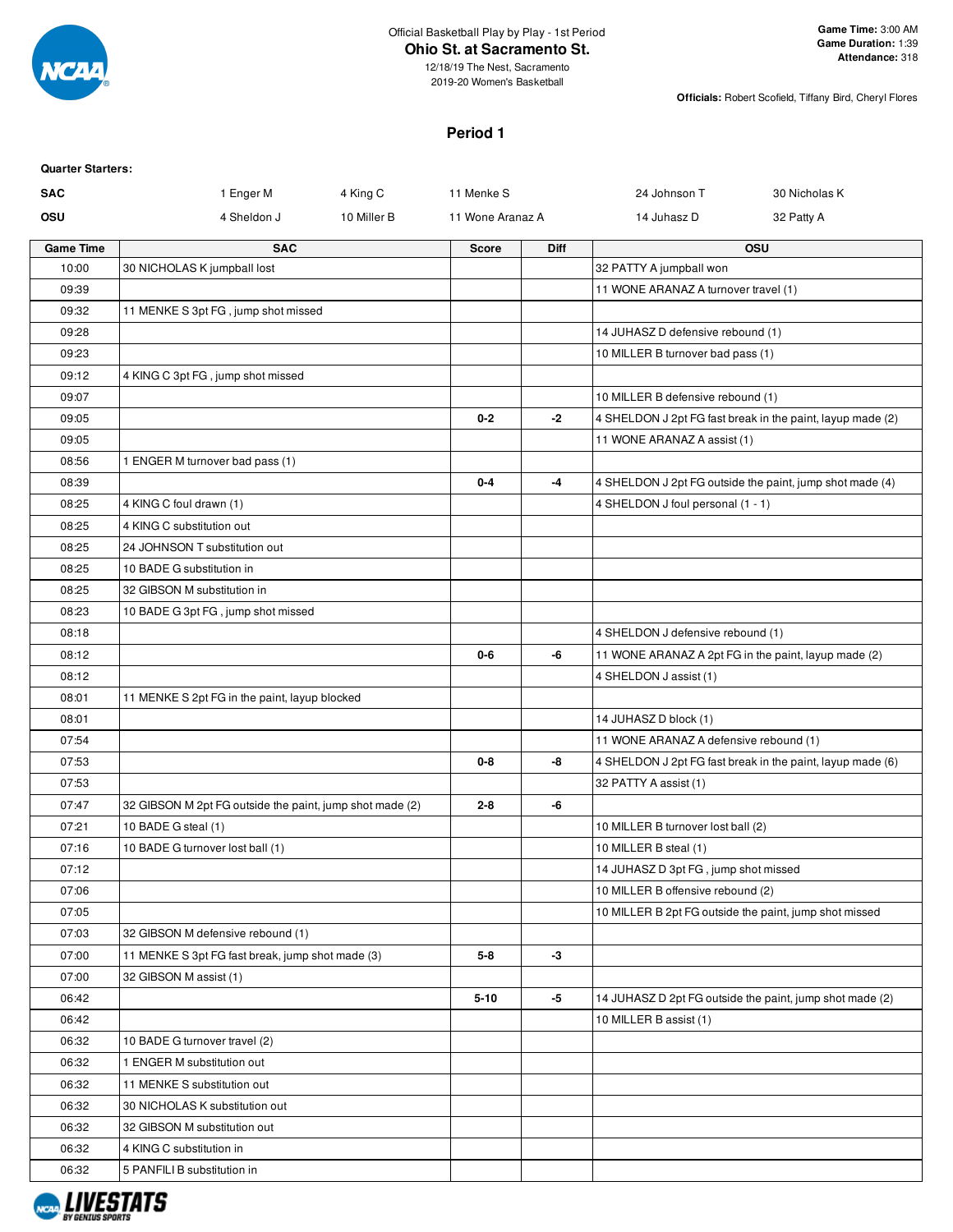Official Basketball Play by Play - 1st Period

# Ohio St. at Sacramento St.

12/18/19 The Nest, Sacramento
2019-20 Women's Basketball

**Game Time:** 3:00 AM
**Game Duration:** 1:39
**Attendance:** 318

**Officials:** Robert Scofield, Tiffany Bird, Cheryl Flores

## Period 1

**Quarter Starters:**

| | | | | | |
|---|---|---|---|---|---|
| **SAC** | 1 Enger M | 4 King C | 11 Menke S | 24 Johnson T | 30 Nicholas K |
| **OSU** | 4 Sheldon J | 10 Miller B | 11 Wone Aranaz A | 14 Juhasz D | 32 Patty A |

| Game Time | SAC | Score | Diff | OSU |
|---|---|---|---|---|
| 10:00 | 30 NICHOLAS K jumpball lost | | | 32 PATTY A jumpball won |
| 09:39 | | | | 11 WONE ARANAZ A turnover travel (1) |
| 09:32 | 11 MENKE S 3pt FG , jump shot missed | | | |
| 09:28 | | | | 14 JUHASZ D defensive rebound (1) |
| 09:23 | | | | 10 MILLER B turnover bad pass (1) |
| 09:12 | 4 KING C 3pt FG , jump shot missed | | | |
| 09:07 | | | | 10 MILLER B defensive rebound (1) |
| 09:05 | | 0-2 | -2 | 4 SHELDON J 2pt FG fast break in the paint, layup made (2) |
| 09:05 | | | | 11 WONE ARANAZ A assist (1) |
| 08:56 | 1 ENGER M turnover bad pass (1) | | | |
| 08:39 | | 0-4 | -4 | 4 SHELDON J 2pt FG outside the paint, jump shot made (4) |
| 08:25 | 4 KING C foul drawn (1) | | | 4 SHELDON J foul personal (1 - 1) |
| 08:25 | 4 KING C substitution out | | | |
| 08:25 | 24 JOHNSON T substitution out | | | |
| 08:25 | 10 BADE G substitution in | | | |
| 08:25 | 32 GIBSON M substitution in | | | |
| 08:23 | 10 BADE G 3pt FG , jump shot missed | | | |
| 08:18 | | | | 4 SHELDON J defensive rebound (1) |
| 08:12 | | 0-6 | -6 | 11 WONE ARANAZ A 2pt FG in the paint, layup made (2) |
| 08:12 | | | | 4 SHELDON J assist (1) |
| 08:01 | 11 MENKE S 2pt FG in the paint, layup blocked | | | |
| 08:01 | | | | 14 JUHASZ D block (1) |
| 07:54 | | | | 11 WONE ARANAZ A defensive rebound (1) |
| 07:53 | | 0-8 | -8 | 4 SHELDON J 2pt FG fast break in the paint, layup made (6) |
| 07:53 | | | | 32 PATTY A assist (1) |
| 07:47 | 32 GIBSON M 2pt FG outside the paint, jump shot made (2) | 2-8 | -6 | |
| 07:21 | 10 BADE G steal (1) | | | 10 MILLER B turnover lost ball (2) |
| 07:16 | 10 BADE G turnover lost ball (1) | | | 10 MILLER B steal (1) |
| 07:12 | | | | 14 JUHASZ D 3pt FG , jump shot missed |
| 07:06 | | | | 10 MILLER B offensive rebound (2) |
| 07:05 | | | | 10 MILLER B 2pt FG outside the paint, jump shot missed |
| 07:03 | 32 GIBSON M defensive rebound (1) | | | |
| 07:00 | 11 MENKE S 3pt FG fast break, jump shot made (3) | 5-8 | -3 | |
| 07:00 | 32 GIBSON M assist (1) | | | |
| 06:42 | | 5-10 | -5 | 14 JUHASZ D 2pt FG outside the paint, jump shot made (2) |
| 06:42 | | | | 10 MILLER B assist (1) |
| 06:32 | 10 BADE G turnover travel (2) | | | |
| 06:32 | 1 ENGER M substitution out | | | |
| 06:32 | 11 MENKE S substitution out | | | |
| 06:32 | 30 NICHOLAS K substitution out | | | |
| 06:32 | 32 GIBSON M substitution out | | | |
| 06:32 | 4 KING C substitution in | | | |
| 06:32 | 5 PANFILI B substitution in | | | |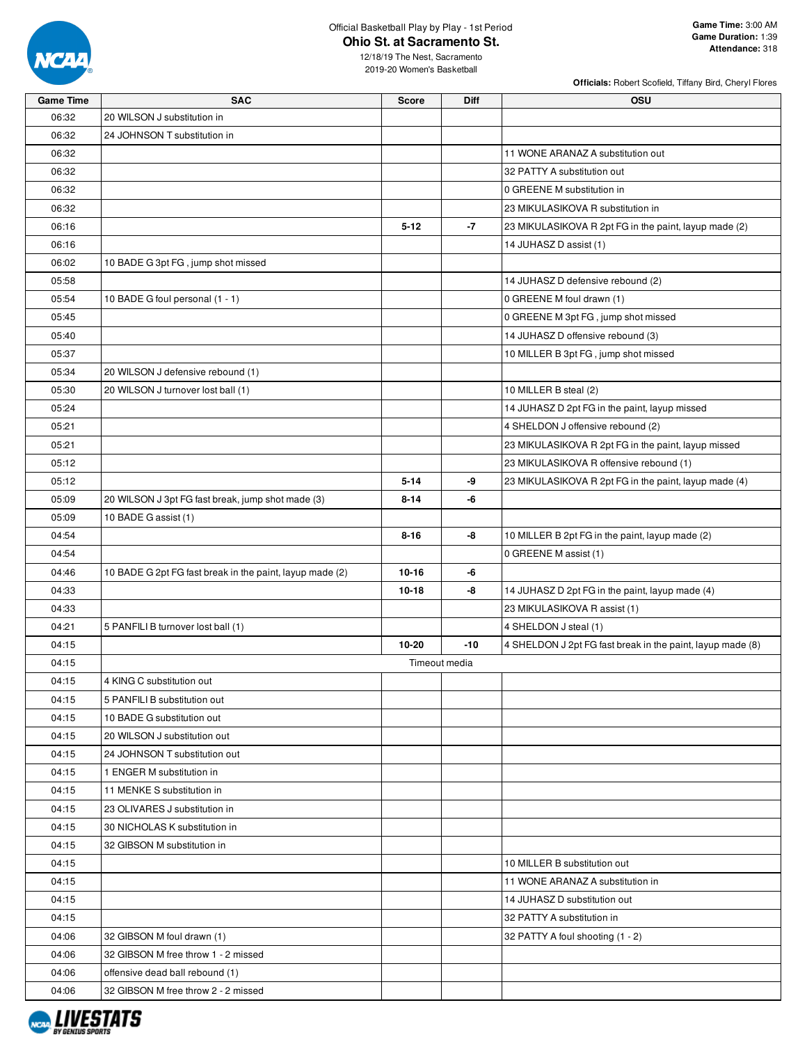Official Basketball Play by Play - 1st Period

# Ohio St. at Sacramento St.

12/18/19 The Nest, Sacramento
2019-20 Women's Basketball

**Game Time:** 3:00 AM
**Game Duration:** 1:39
**Attendance:** 318

**Officials:** Robert Scofield, Tiffany Bird, Cheryl Flores

| Game Time | SAC | Score | Diff | OSU |
|---|---|---|---|---|
| 06:32 | 20 WILSON J substitution in | | | |
| 06:32 | 24 JOHNSON T substitution in | | | |
| 06:32 | | | | 11 WONE ARANAZ A substitution out |
| 06:32 | | | | 32 PATTY A substitution out |
| 06:32 | | | | 0 GREENE M substitution in |
| 06:32 | | | | 23 MIKULASIKOVA R substitution in |
| 06:16 | | 5-12 | -7 | 23 MIKULASIKOVA R 2pt FG in the paint, layup made (2) |
| 06:16 | | | | 14 JUHASZ D assist (1) |
| 06:02 | 10 BADE G 3pt FG , jump shot missed | | | |
| 05:58 | | | | 14 JUHASZ D defensive rebound (2) |
| 05:54 | 10 BADE G foul personal (1 - 1) | | | 0 GREENE M foul drawn (1) |
| 05:45 | | | | 0 GREENE M 3pt FG , jump shot missed |
| 05:40 | | | | 14 JUHASZ D offensive rebound (3) |
| 05:37 | | | | 10 MILLER B 3pt FG , jump shot missed |
| 05:34 | 20 WILSON J defensive rebound (1) | | | |
| 05:30 | 20 WILSON J turnover lost ball (1) | | | 10 MILLER B steal (2) |
| 05:24 | | | | 14 JUHASZ D 2pt FG in the paint, layup missed |
| 05:21 | | | | 4 SHELDON J offensive rebound (2) |
| 05:21 | | | | 23 MIKULASIKOVA R 2pt FG in the paint, layup missed |
| 05:12 | | | | 23 MIKULASIKOVA R offensive rebound (1) |
| 05:12 | | 5-14 | -9 | 23 MIKULASIKOVA R 2pt FG in the paint, layup made (4) |
| 05:09 | 20 WILSON J 3pt FG fast break, jump shot made (3) | 8-14 | -6 | |
| 05:09 | 10 BADE G assist (1) | | | |
| 04:54 | | 8-16 | -8 | 10 MILLER B 2pt FG in the paint, layup made (2) |
| 04:54 | | | | 0 GREENE M assist (1) |
| 04:46 | 10 BADE G 2pt FG fast break in the paint, layup made (2) | 10-16 | -6 | |
| 04:33 | | 10-18 | -8 | 14 JUHASZ D 2pt FG in the paint, layup made (4) |
| 04:33 | | | | 23 MIKULASIKOVA R assist (1) |
| 04:21 | 5 PANFILI B turnover lost ball (1) | | | 4 SHELDON J steal (1) |
| 04:15 | | 10-20 | -10 | 4 SHELDON J 2pt FG fast break in the paint, layup made (8) |
| 04:15 | | Timeout media | | |
| 04:15 | 4 KING C substitution out | | | |
| 04:15 | 5 PANFILI B substitution out | | | |
| 04:15 | 10 BADE G substitution out | | | |
| 04:15 | 20 WILSON J substitution out | | | |
| 04:15 | 24 JOHNSON T substitution out | | | |
| 04:15 | 1 ENGER M substitution in | | | |
| 04:15 | 11 MENKE S substitution in | | | |
| 04:15 | 23 OLIVARES J substitution in | | | |
| 04:15 | 30 NICHOLAS K substitution in | | | |
| 04:15 | 32 GIBSON M substitution in | | | |
| 04:15 | | | | 10 MILLER B substitution out |
| 04:15 | | | | 11 WONE ARANAZ A substitution in |
| 04:15 | | | | 14 JUHASZ D substitution out |
| 04:15 | | | | 32 PATTY A substitution in |
| 04:06 | 32 GIBSON M foul drawn (1) | | | 32 PATTY A foul shooting (1 - 2) |
| 04:06 | 32 GIBSON M free throw 1 - 2 missed | | | |
| 04:06 | offensive dead ball rebound (1) | | | |
| 04:06 | 32 GIBSON M free throw 2 - 2 missed | | | |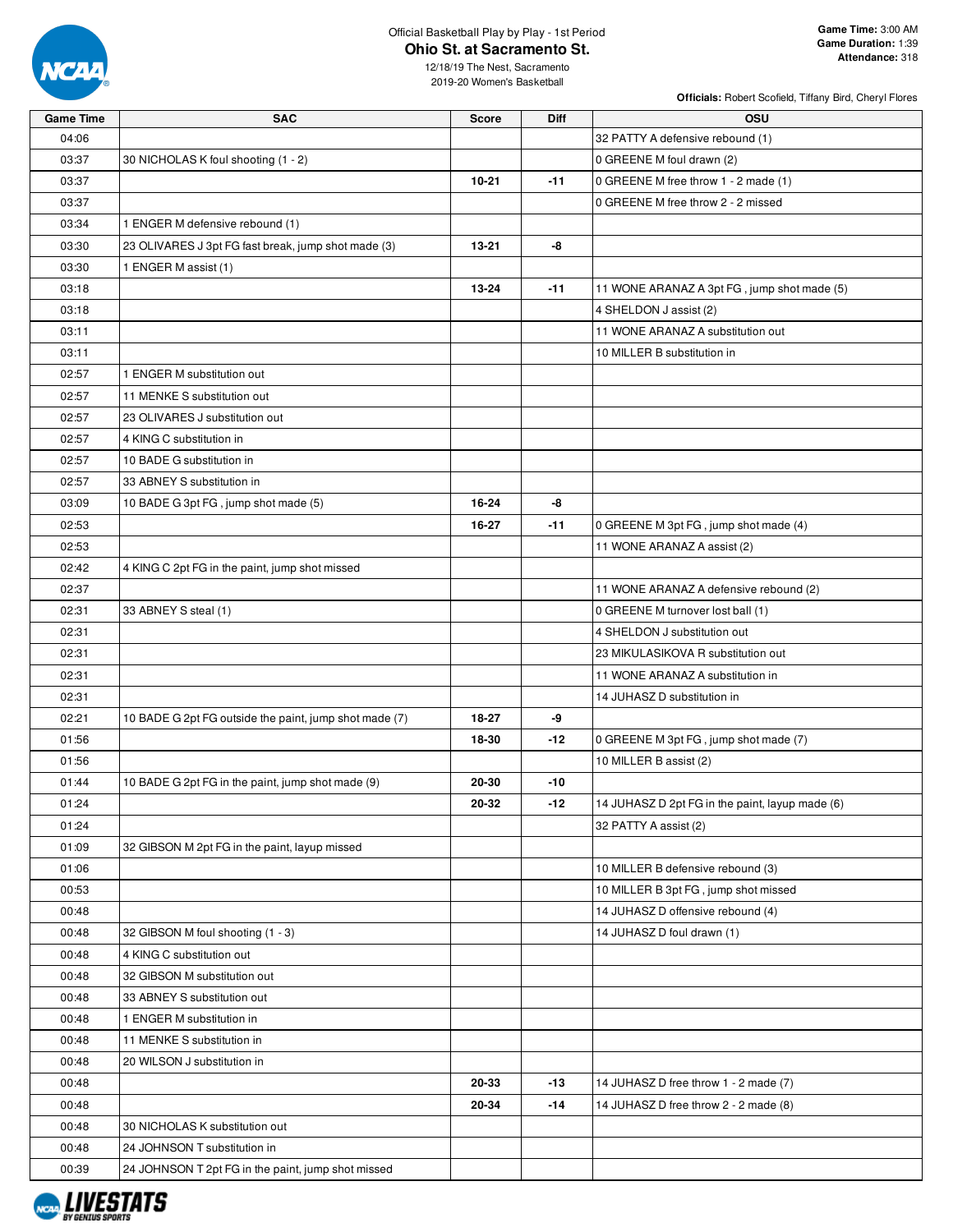Official Basketball Play by Play - 1st Period

# Ohio St. at Sacramento St.

12/18/19 The Nest, Sacramento
2019-20 Women's Basketball

**Game Time:** 3:00 AM
**Game Duration:** 1:39
**Attendance:** 318

**Officials:** Robert Scofield, Tiffany Bird, Cheryl Flores

| Game Time | SAC | Score | Diff | OSU |
|---|---|---|---|---|
| 04:06 | | | | 32 PATTY A defensive rebound (1) |
| 03:37 | 30 NICHOLAS K foul shooting (1 - 2) | | | 0 GREENE M foul drawn (2) |
| 03:37 | | 10-21 | -11 | 0 GREENE M free throw 1 - 2 made (1) |
| 03:37 | | | | 0 GREENE M free throw 2 - 2 missed |
| 03:34 | 1 ENGER M defensive rebound (1) | | | |
| 03:30 | 23 OLIVARES J 3pt FG fast break, jump shot made (3) | 13-21 | -8 | |
| 03:30 | 1 ENGER M assist (1) | | | |
| 03:18 | | 13-24 | -11 | 11 WONE ARANAZ A 3pt FG , jump shot made (5) |
| 03:18 | | | | 4 SHELDON J assist (2) |
| 03:11 | | | | 11 WONE ARANAZ A substitution out |
| 03:11 | | | | 10 MILLER B substitution in |
| 02:57 | 1 ENGER M substitution out | | | |
| 02:57 | 11 MENKE S substitution out | | | |
| 02:57 | 23 OLIVARES J substitution out | | | |
| 02:57 | 4 KING C substitution in | | | |
| 02:57 | 10 BADE G substitution in | | | |
| 02:57 | 33 ABNEY S substitution in | | | |
| 03:09 | 10 BADE G 3pt FG , jump shot made (5) | 16-24 | -8 | |
| 02:53 | | 16-27 | -11 | 0 GREENE M 3pt FG , jump shot made (4) |
| 02:53 | | | | 11 WONE ARANAZ A assist (2) |
| 02:42 | 4 KING C 2pt FG in the paint, jump shot missed | | | |
| 02:37 | | | | 11 WONE ARANAZ A defensive rebound (2) |
| 02:31 | 33 ABNEY S steal (1) | | | 0 GREENE M turnover lost ball (1) |
| 02:31 | | | | 4 SHELDON J substitution out |
| 02:31 | | | | 23 MIKULASIKOVA R substitution out |
| 02:31 | | | | 11 WONE ARANAZ A substitution in |
| 02:31 | | | | 14 JUHASZ D substitution in |
| 02:21 | 10 BADE G 2pt FG outside the paint, jump shot made (7) | 18-27 | -9 | |
| 01:56 | | 18-30 | -12 | 0 GREENE M 3pt FG , jump shot made (7) |
| 01:56 | | | | 10 MILLER B assist (2) |
| 01:44 | 10 BADE G 2pt FG in the paint, jump shot made (9) | 20-30 | -10 | |
| 01:24 | | 20-32 | -12 | 14 JUHASZ D 2pt FG in the paint, layup made (6) |
| 01:24 | | | | 32 PATTY A assist (2) |
| 01:09 | 32 GIBSON M 2pt FG in the paint, layup missed | | | |
| 01:06 | | | | 10 MILLER B defensive rebound (3) |
| 00:53 | | | | 10 MILLER B 3pt FG , jump shot missed |
| 00:48 | | | | 14 JUHASZ D offensive rebound (4) |
| 00:48 | 32 GIBSON M foul shooting (1 - 3) | | | 14 JUHASZ D foul drawn (1) |
| 00:48 | 4 KING C substitution out | | | |
| 00:48 | 32 GIBSON M substitution out | | | |
| 00:48 | 33 ABNEY S substitution out | | | |
| 00:48 | 1 ENGER M substitution in | | | |
| 00:48 | 11 MENKE S substitution in | | | |
| 00:48 | 20 WILSON J substitution in | | | |
| 00:48 | | 20-33 | -13 | 14 JUHASZ D free throw 1 - 2 made (7) |
| 00:48 | | 20-34 | -14 | 14 JUHASZ D free throw 2 - 2 made (8) |
| 00:48 | 30 NICHOLAS K substitution out | | | |
| 00:48 | 24 JOHNSON T substitution in | | | |
| 00:39 | 24 JOHNSON T 2pt FG in the paint, jump shot missed | | | |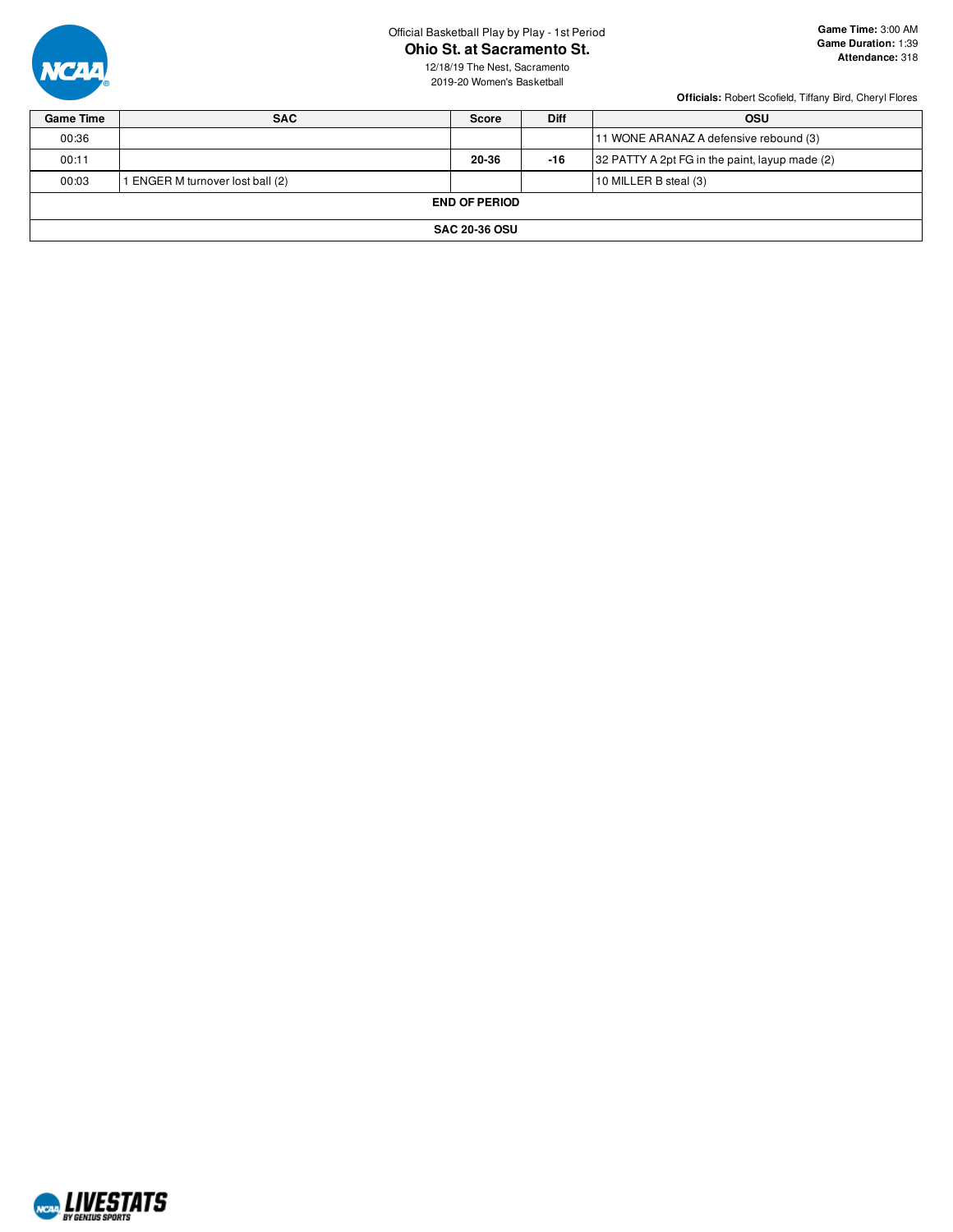Official Basketball Play by Play - 1st Period

# Ohio St. at Sacramento St.

12/18/19 The Nest, Sacramento
2019-20 Women's Basketball

**Game Time:** 3:00 AM
**Game Duration:** 1:39
**Attendance:** 318

**Officials:** Robert Scofield, Tiffany Bird, Cheryl Flores

| Game Time | SAC | Score | Diff | OSU |
|---|---|---|---|---|
| 00:36 | | | | 11 WONE ARANAZ A defensive rebound (3) |
| 00:11 | | **20-36** | **-16** | 32 PATTY A 2pt FG in the paint, layup made (2) |
| 00:03 | 1 ENGER M turnover lost ball (2) | | | 10 MILLER B steal (3) |
| **END OF PERIOD** | | | | |
| **SAC 20-36 OSU** | | | | |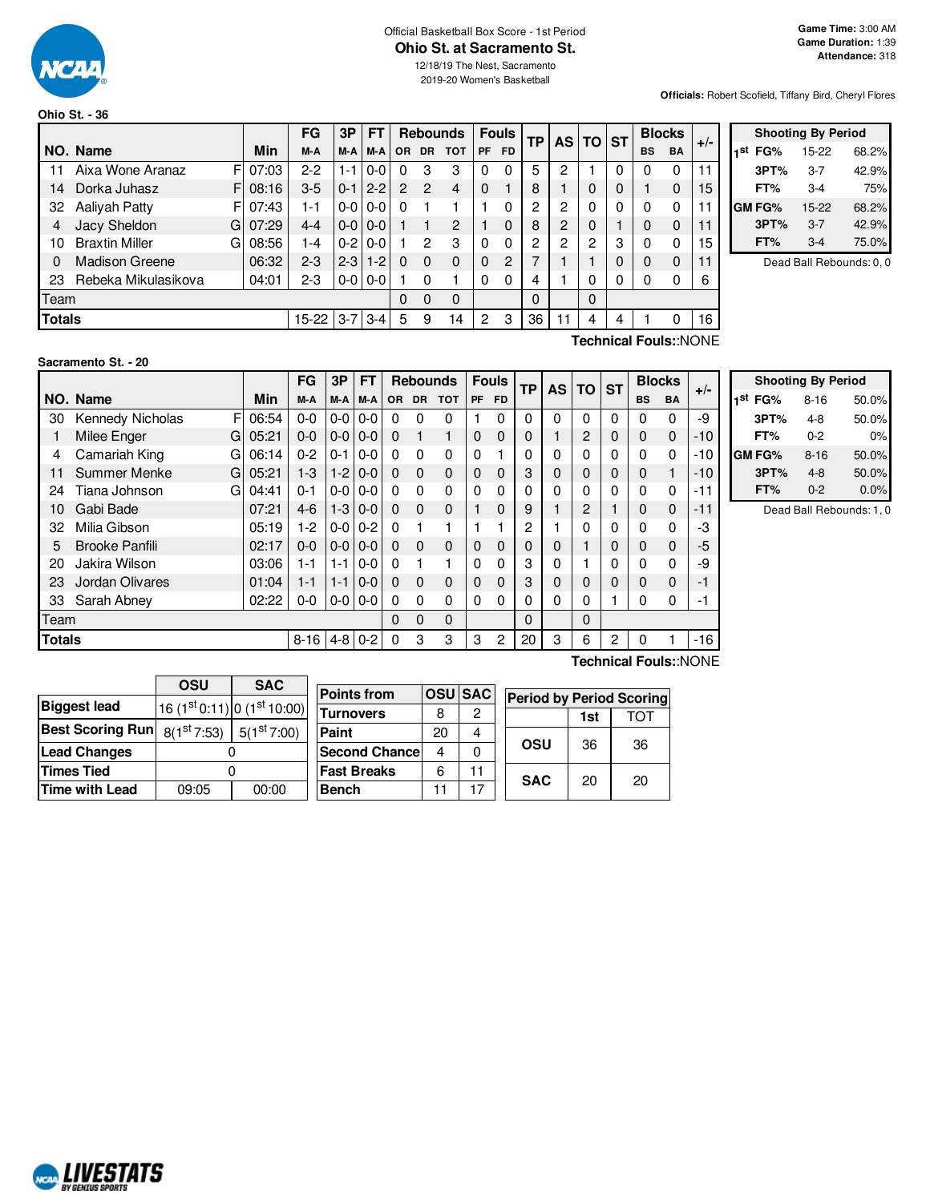Official Basketball Box Score - 1st Period

# Ohio St. at Sacramento St.

12/18/19 The Nest, Sacramento
2019-20 Women's Basketball

**Game Time:** 3:00 AM
**Game Duration:** 1:39
**Attendance:** 318

**Officials:** Robert Scofield, Tiffany Bird, Cheryl Flores

## Ohio St. - 36

| NO. | Name | | Min | FG M-A | 3P M-A | FT M-A | Rebounds OR | DR | TOT | Fouls PF | FD | TP | AS | TO | ST | Blocks BS | BA | +/- |
|---|---|---|---|---|---|---|---|---|---|---|---|---|---|---|---|---|---|---|
| 11 | Aixa Wone Aranaz | F | 07:03 | 2-2 | 1-1 | 0-0 | 0 | 3 | 3 | 0 | 0 | 5 | 2 | 1 | 0 | 0 | 0 | 11 |
| 14 | Dorka Juhasz | F | 08:16 | 3-5 | 0-1 | 2-2 | 2 | 2 | 4 | 0 | 1 | 8 | 1 | 0 | 0 | 1 | 0 | 15 |
| 32 | Aaliyah Patty | F | 07:43 | 1-1 | 0-0 | 0-0 | 0 | 1 | 1 | 1 | 0 | 2 | 2 | 0 | 0 | 0 | 0 | 11 |
| 4 | Jacy Sheldon | G | 07:29 | 4-4 | 0-0 | 0-0 | 1 | 1 | 2 | 1 | 0 | 8 | 2 | 0 | 1 | 0 | 0 | 11 |
| 10 | Braxtin Miller | G | 08:56 | 1-4 | 0-2 | 0-0 | 1 | 2 | 3 | 0 | 0 | 2 | 2 | 2 | 3 | 0 | 0 | 15 |
| 0 | Madison Greene | | 06:32 | 2-3 | 2-3 | 1-2 | 0 | 0 | 0 | 0 | 2 | 7 | 1 | 1 | 0 | 0 | 0 | 11 |
| 23 | Rebeka Mikulasikova | | 04:01 | 2-3 | 0-0 | 0-0 | 1 | 0 | 1 | 0 | 0 | 4 | 1 | 0 | 0 | 0 | 0 | 6 |
| Team | | | | | | | 0 | 0 | 0 | | | 0 | | 0 | | | | |
| **Totals** | | | | 15-22 | 3-7 | 3-4 | 5 | 9 | 14 | 2 | 3 | 36 | 11 | 4 | 4 | 1 | 0 | 16 |

Technical Fouls::NONE

| Shooting By Period | | |
|---|---|---|
| 1st FG% | 15-22 | 68.2% |
| 3PT% | 3-7 | 42.9% |
| FT% | 3-4 | 75% |
| GM FG% | 15-22 | 68.2% |
| 3PT% | 3-7 | 42.9% |
| FT% | 3-4 | 75.0% |

Dead Ball Rebounds: 0, 0

## Sacramento St. - 20

| NO. | Name | | Min | FG M-A | 3P M-A | FT M-A | Rebounds OR | DR | TOT | Fouls PF | FD | TP | AS | TO | ST | Blocks BS | BA | +/- |
|---|---|---|---|---|---|---|---|---|---|---|---|---|---|---|---|---|---|---|
| 30 | Kennedy Nicholas | F | 06:54 | 0-0 | 0-0 | 0-0 | 0 | 0 | 0 | 1 | 0 | 0 | 0 | 0 | 0 | 0 | 0 | -9 |
| 1 | Milee Enger | G | 05:21 | 0-0 | 0-0 | 0-0 | 0 | 1 | 1 | 0 | 0 | 0 | 1 | 2 | 0 | 0 | 0 | -10 |
| 4 | Camariah King | G | 06:14 | 0-2 | 0-1 | 0-0 | 0 | 0 | 0 | 0 | 1 | 0 | 0 | 0 | 0 | 0 | 0 | -10 |
| 11 | Summer Menke | G | 05:21 | 1-3 | 1-2 | 0-0 | 0 | 0 | 0 | 0 | 0 | 3 | 0 | 0 | 0 | 0 | 1 | -10 |
| 24 | Tiana Johnson | G | 04:41 | 0-1 | 0-0 | 0-0 | 0 | 0 | 0 | 0 | 0 | 0 | 0 | 0 | 0 | 0 | 0 | -11 |
| 10 | Gabi Bade | | 07:21 | 4-6 | 1-3 | 0-0 | 0 | 0 | 0 | 1 | 0 | 9 | 1 | 2 | 1 | 0 | 0 | -11 |
| 32 | Milia Gibson | | 05:19 | 1-2 | 0-0 | 0-2 | 0 | 1 | 1 | 1 | 1 | 2 | 1 | 0 | 0 | 0 | 0 | -3 |
| 5 | Brooke Panfili | | 02:17 | 0-0 | 0-0 | 0-0 | 0 | 0 | 0 | 0 | 0 | 0 | 0 | 1 | 0 | 0 | 0 | -5 |
| 20 | Jakira Wilson | | 03:06 | 1-1 | 1-1 | 0-0 | 0 | 1 | 1 | 0 | 0 | 3 | 0 | 1 | 0 | 0 | 0 | -9 |
| 23 | Jordan Olivares | | 01:04 | 1-1 | 1-1 | 0-0 | 0 | 0 | 0 | 0 | 0 | 3 | 0 | 0 | 0 | 0 | 0 | -1 |
| 33 | Sarah Abney | | 02:22 | 0-0 | 0-0 | 0-0 | 0 | 0 | 0 | 0 | 0 | 0 | 0 | 0 | 1 | 0 | 0 | -1 |
| Team | | | | | | | 0 | 0 | 0 | | | 0 | | 0 | | | | |
| **Totals** | | | | 8-16 | 4-8 | 0-2 | 0 | 3 | 3 | 3 | 2 | 20 | 3 | 6 | 2 | 0 | 1 | -16 |

Technical Fouls::NONE

| Shooting By Period | | |
|---|---|---|
| 1st FG% | 8-16 | 50.0% |
| 3PT% | 4-8 | 50.0% |
| FT% | 0-2 | 0% |
| GM FG% | 8-16 | 50.0% |
| 3PT% | 4-8 | 50.0% |
| FT% | 0-2 | 0.0% |

Dead Ball Rebounds: 1, 0

| | OSU | SAC |
|---|---|---|
| **Biggest lead** | 16 (1st 0:11) | 0 (1st 10:00) |
| **Best Scoring Run** | 8(1st 7:53) | 5(1st 7:00) |
| **Lead Changes** | 0 | |
| **Times Tied** | 0 | |
| **Time with Lead** | 09:05 | 00:00 |

| Points from | OSU | SAC |
|---|---|---|
| Turnovers | 8 | 2 |
| Paint | 20 | 4 |
| Second Chance | 4 | 0 |
| Fast Breaks | 6 | 11 |
| Bench | 11 | 17 |

| Period by Period Scoring | 1st | TOT |
|---|---|---|
| OSU | 36 | 36 |
| SAC | 20 | 20 |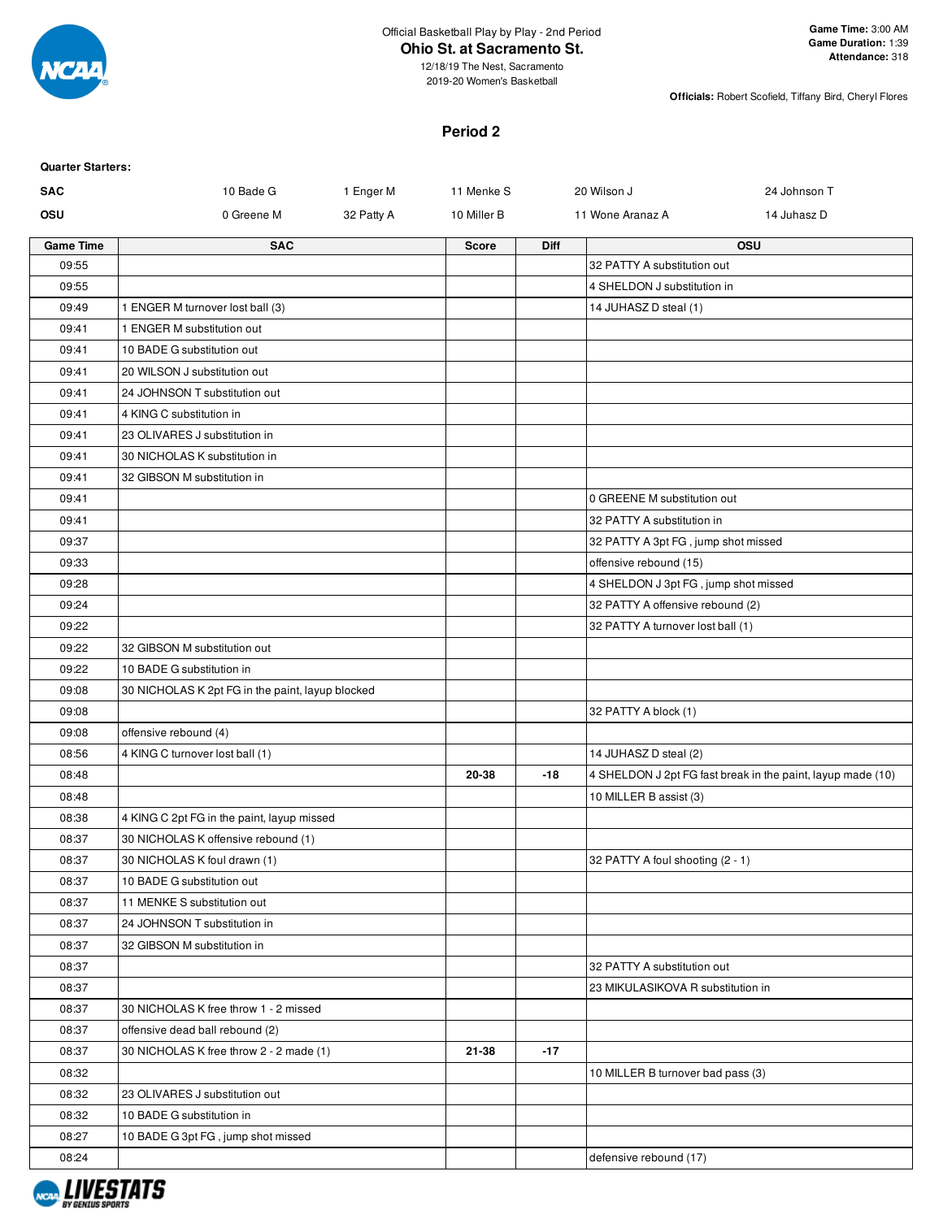Official Basketball Play by Play - 2nd Period

**Ohio St. at Sacramento St.**

12/18/19 The Nest, Sacramento

2019-20 Women's Basketball

**Game Time:** 3:00 AM
**Game Duration:** 1:39
**Attendance:** 318

**Officials:** Robert Scofield, Tiffany Bird, Cheryl Flores

## Period 2

**Quarter Starters:**

| | | | | | |
|---|---|---|---|---|---|
| **SAC** | 10 Bade G | 1 Enger M | 11 Menke S | 20 Wilson J | 24 Johnson T |
| **OSU** | 0 Greene M | 32 Patty A | 10 Miller B | 11 Wone Aranaz A | 14 Juhasz D |

| Game Time | SAC | Score | Diff | OSU |
|---|---|---|---|---|
| 09:55 | | | | 32 PATTY A substitution out |
| 09:55 | | | | 4 SHELDON J substitution in |
| 09:49 | 1 ENGER M turnover lost ball (3) | | | 14 JUHASZ D steal (1) |
| 09:41 | 1 ENGER M substitution out | | | |
| 09:41 | 10 BADE G substitution out | | | |
| 09:41 | 20 WILSON J substitution out | | | |
| 09:41 | 24 JOHNSON T substitution out | | | |
| 09:41 | 4 KING C substitution in | | | |
| 09:41 | 23 OLIVARES J substitution in | | | |
| 09:41 | 30 NICHOLAS K substitution in | | | |
| 09:41 | 32 GIBSON M substitution in | | | |
| 09:41 | | | | 0 GREENE M substitution out |
| 09:41 | | | | 32 PATTY A substitution in |
| 09:37 | | | | 32 PATTY A 3pt FG , jump shot missed |
| 09:33 | | | | offensive rebound (15) |
| 09:28 | | | | 4 SHELDON J 3pt FG , jump shot missed |
| 09:24 | | | | 32 PATTY A offensive rebound (2) |
| 09:22 | | | | 32 PATTY A turnover lost ball (1) |
| 09:22 | 32 GIBSON M substitution out | | | |
| 09:22 | 10 BADE G substitution in | | | |
| 09:08 | 30 NICHOLAS K 2pt FG in the paint, layup blocked | | | |
| 09:08 | | | | 32 PATTY A block (1) |
| 09:08 | offensive rebound (4) | | | |
| 08:56 | 4 KING C turnover lost ball (1) | | | 14 JUHASZ D steal (2) |
| 08:48 | | 20-38 | -18 | 4 SHELDON J 2pt FG fast break in the paint, layup made (10) |
| 08:48 | | | | 10 MILLER B assist (3) |
| 08:38 | 4 KING C 2pt FG in the paint, layup missed | | | |
| 08:37 | 30 NICHOLAS K offensive rebound (1) | | | |
| 08:37 | 30 NICHOLAS K foul drawn (1) | | | 32 PATTY A foul shooting (2 - 1) |
| 08:37 | 10 BADE G substitution out | | | |
| 08:37 | 11 MENKE S substitution out | | | |
| 08:37 | 24 JOHNSON T substitution in | | | |
| 08:37 | 32 GIBSON M substitution in | | | |
| 08:37 | | | | 32 PATTY A substitution out |
| 08:37 | | | | 23 MIKULASIKOVA R substitution in |
| 08:37 | 30 NICHOLAS K free throw 1 - 2 missed | | | |
| 08:37 | offensive dead ball rebound (2) | | | |
| 08:37 | 30 NICHOLAS K free throw 2 - 2 made (1) | 21-38 | -17 | |
| 08:32 | | | | 10 MILLER B turnover bad pass (3) |
| 08:32 | 23 OLIVARES J substitution out | | | |
| 08:32 | 10 BADE G substitution in | | | |
| 08:27 | 10 BADE G 3pt FG , jump shot missed | | | |
| 08:24 | | | | defensive rebound (17) |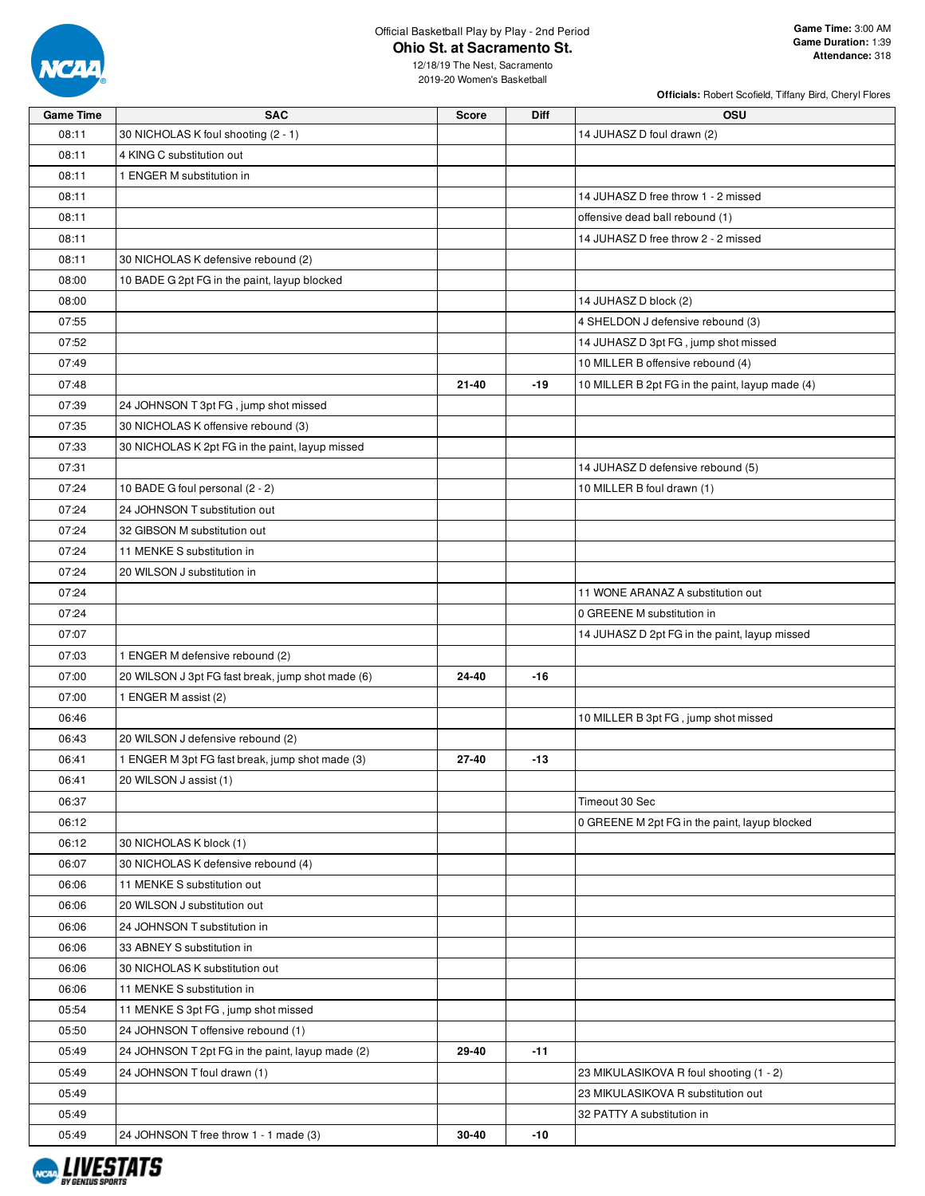Official Basketball Play by Play - 2nd Period

# Ohio St. at Sacramento St.

12/18/19 The Nest, Sacramento

2019-20 Women's Basketball

**Game Time:** 3:00 AM
**Game Duration:** 1:39
**Attendance:** 318

**Officials:** Robert Scofield, Tiffany Bird, Cheryl Flores

| Game Time | SAC | Score | Diff | OSU |
|---|---|---|---|---|
| 08:11 | 30 NICHOLAS K foul shooting (2 - 1) | | | 14 JUHASZ D foul drawn (2) |
| 08:11 | 4 KING C substitution out | | | |
| 08:11 | 1 ENGER M substitution in | | | |
| 08:11 | | | | 14 JUHASZ D free throw 1 - 2 missed |
| 08:11 | | | | offensive dead ball rebound (1) |
| 08:11 | | | | 14 JUHASZ D free throw 2 - 2 missed |
| 08:11 | 30 NICHOLAS K defensive rebound (2) | | | |
| 08:00 | 10 BADE G 2pt FG in the paint, layup blocked | | | |
| 08:00 | | | | 14 JUHASZ D block (2) |
| 07:55 | | | | 4 SHELDON J defensive rebound (3) |
| 07:52 | | | | 14 JUHASZ D 3pt FG , jump shot missed |
| 07:49 | | | | 10 MILLER B offensive rebound (4) |
| 07:48 | | 21-40 | -19 | 10 MILLER B 2pt FG in the paint, layup made (4) |
| 07:39 | 24 JOHNSON T 3pt FG , jump shot missed | | | |
| 07:35 | 30 NICHOLAS K offensive rebound (3) | | | |
| 07:33 | 30 NICHOLAS K 2pt FG in the paint, layup missed | | | |
| 07:31 | | | | 14 JUHASZ D defensive rebound (5) |
| 07:24 | 10 BADE G foul personal (2 - 2) | | | 10 MILLER B foul drawn (1) |
| 07:24 | 24 JOHNSON T substitution out | | | |
| 07:24 | 32 GIBSON M substitution out | | | |
| 07:24 | 11 MENKE S substitution in | | | |
| 07:24 | 20 WILSON J substitution in | | | |
| 07:24 | | | | 11 WONE ARANAZ A substitution out |
| 07:24 | | | | 0 GREENE M substitution in |
| 07:07 | | | | 14 JUHASZ D 2pt FG in the paint, layup missed |
| 07:03 | 1 ENGER M defensive rebound (2) | | | |
| 07:00 | 20 WILSON J 3pt FG fast break, jump shot made (6) | 24-40 | -16 | |
| 07:00 | 1 ENGER M assist (2) | | | |
| 06:46 | | | | 10 MILLER B 3pt FG , jump shot missed |
| 06:43 | 20 WILSON J defensive rebound (2) | | | |
| 06:41 | 1 ENGER M 3pt FG fast break, jump shot made (3) | 27-40 | -13 | |
| 06:41 | 20 WILSON J assist (1) | | | |
| 06:37 | | | | Timeout 30 Sec |
| 06:12 | | | | 0 GREENE M 2pt FG in the paint, layup blocked |
| 06:12 | 30 NICHOLAS K block (1) | | | |
| 06:07 | 30 NICHOLAS K defensive rebound (4) | | | |
| 06:06 | 11 MENKE S substitution out | | | |
| 06:06 | 20 WILSON J substitution out | | | |
| 06:06 | 24 JOHNSON T substitution in | | | |
| 06:06 | 33 ABNEY S substitution in | | | |
| 06:06 | 30 NICHOLAS K substitution out | | | |
| 06:06 | 11 MENKE S substitution in | | | |
| 05:54 | 11 MENKE S 3pt FG , jump shot missed | | | |
| 05:50 | 24 JOHNSON T offensive rebound (1) | | | |
| 05:49 | 24 JOHNSON T 2pt FG in the paint, layup made (2) | 29-40 | -11 | |
| 05:49 | 24 JOHNSON T foul drawn (1) | | | 23 MIKULASIKOVA R foul shooting (1 - 2) |
| 05:49 | | | | 23 MIKULASIKOVA R substitution out |
| 05:49 | | | | 32 PATTY A substitution in |
| 05:49 | 24 JOHNSON T free throw 1 - 1 made (3) | 30-40 | -10 | |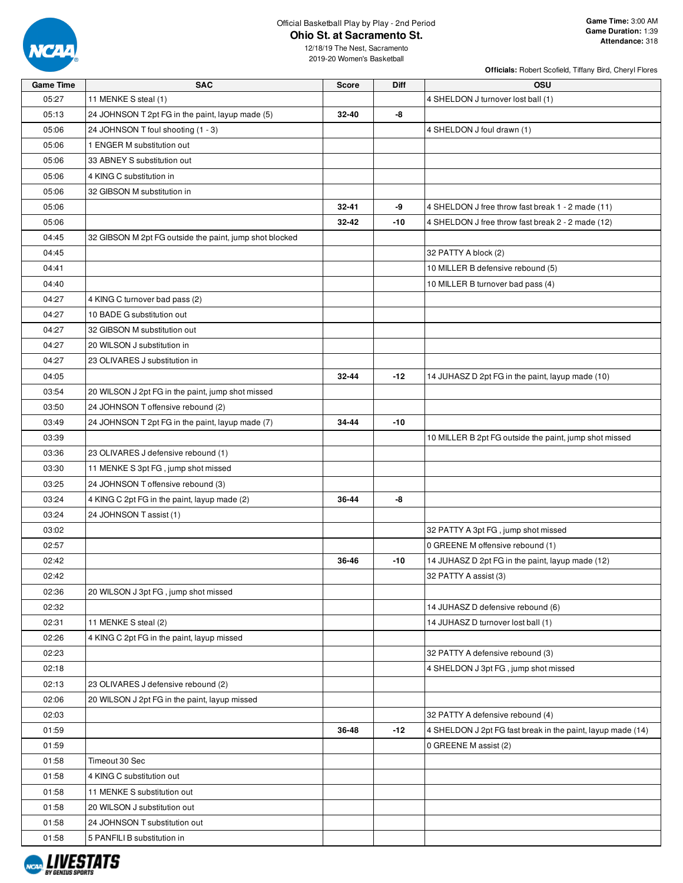Official Basketball Play by Play - 2nd Period

# Ohio St. at Sacramento St.

12/18/19 The Nest, Sacramento
2019-20 Women's Basketball

**Game Time:** 3:00 AM
**Game Duration:** 1:39
**Attendance:** 318

**Officials:** Robert Scofield, Tiffany Bird, Cheryl Flores

| Game Time | SAC | Score | Diff | OSU |
|---|---|---|---|---|
| 05:27 | 11 MENKE S steal (1) | | | 4 SHELDON J turnover lost ball (1) |
| 05:13 | 24 JOHNSON T 2pt FG in the paint, layup made (5) | 32-40 | -8 | |
| 05:06 | 24 JOHNSON T foul shooting (1 - 3) | | | 4 SHELDON J foul drawn (1) |
| 05:06 | 1 ENGER M substitution out | | | |
| 05:06 | 33 ABNEY S substitution out | | | |
| 05:06 | 4 KING C substitution in | | | |
| 05:06 | 32 GIBSON M substitution in | | | |
| 05:06 | | 32-41 | -9 | 4 SHELDON J free throw fast break 1 - 2 made (11) |
| 05:06 | | 32-42 | -10 | 4 SHELDON J free throw fast break 2 - 2 made (12) |
| 04:45 | 32 GIBSON M 2pt FG outside the paint, jump shot blocked | | | |
| 04:45 | | | | 32 PATTY A block (2) |
| 04:41 | | | | 10 MILLER B defensive rebound (5) |
| 04:40 | | | | 10 MILLER B turnover bad pass (4) |
| 04:27 | 4 KING C turnover bad pass (2) | | | |
| 04:27 | 10 BADE G substitution out | | | |
| 04:27 | 32 GIBSON M substitution out | | | |
| 04:27 | 20 WILSON J substitution in | | | |
| 04:27 | 23 OLIVARES J substitution in | | | |
| 04:05 | | 32-44 | -12 | 14 JUHASZ D 2pt FG in the paint, layup made (10) |
| 03:54 | 20 WILSON J 2pt FG in the paint, jump shot missed | | | |
| 03:50 | 24 JOHNSON T offensive rebound (2) | | | |
| 03:49 | 24 JOHNSON T 2pt FG in the paint, layup made (7) | 34-44 | -10 | |
| 03:39 | | | | 10 MILLER B 2pt FG outside the paint, jump shot missed |
| 03:36 | 23 OLIVARES J defensive rebound (1) | | | |
| 03:30 | 11 MENKE S 3pt FG , jump shot missed | | | |
| 03:25 | 24 JOHNSON T offensive rebound (3) | | | |
| 03:24 | 4 KING C 2pt FG in the paint, layup made (2) | 36-44 | -8 | |
| 03:24 | 24 JOHNSON T assist (1) | | | |
| 03:02 | | | | 32 PATTY A 3pt FG , jump shot missed |
| 02:57 | | | | 0 GREENE M offensive rebound (1) |
| 02:42 | | 36-46 | -10 | 14 JUHASZ D 2pt FG in the paint, layup made (12) |
| 02:42 | | | | 32 PATTY A assist (3) |
| 02:36 | 20 WILSON J 3pt FG , jump shot missed | | | |
| 02:32 | | | | 14 JUHASZ D defensive rebound (6) |
| 02:31 | 11 MENKE S steal (2) | | | 14 JUHASZ D turnover lost ball (1) |
| 02:26 | 4 KING C 2pt FG in the paint, layup missed | | | |
| 02:23 | | | | 32 PATTY A defensive rebound (3) |
| 02:18 | | | | 4 SHELDON J 3pt FG , jump shot missed |
| 02:13 | 23 OLIVARES J defensive rebound (2) | | | |
| 02:06 | 20 WILSON J 2pt FG in the paint, layup missed | | | |
| 02:03 | | | | 32 PATTY A defensive rebound (4) |
| 01:59 | | 36-48 | -12 | 4 SHELDON J 2pt FG fast break in the paint, layup made (14) |
| 01:59 | | | | 0 GREENE M assist (2) |
| 01:58 | Timeout 30 Sec | | | |
| 01:58 | 4 KING C substitution out | | | |
| 01:58 | 11 MENKE S substitution out | | | |
| 01:58 | 20 WILSON J substitution out | | | |
| 01:58 | 24 JOHNSON T substitution out | | | |
| 01:58 | 5 PANFILI B substitution in | | | |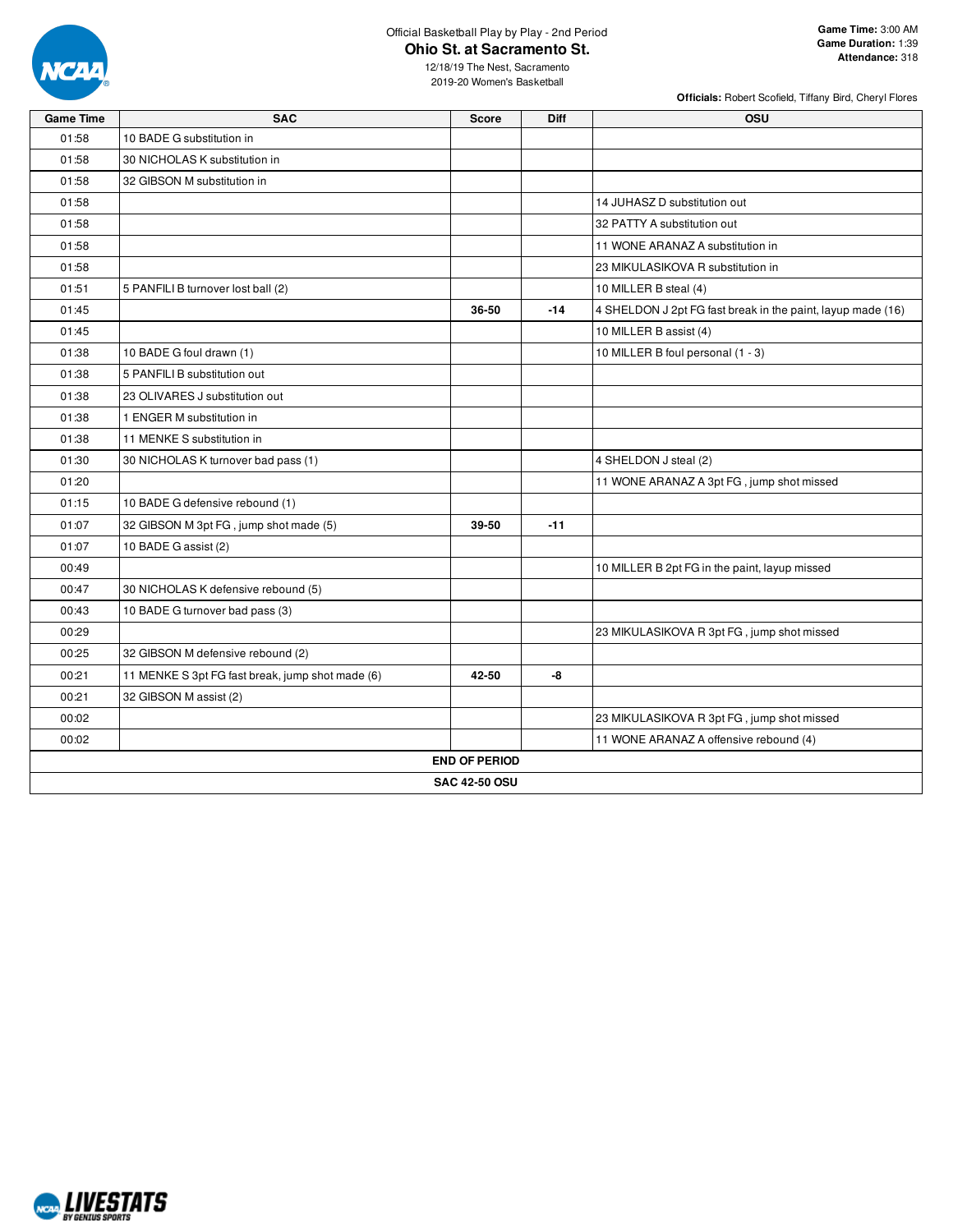Official Basketball Play by Play - 2nd Period

# Ohio St. at Sacramento St.

12/18/19 The Nest, Sacramento
2019-20 Women's Basketball

**Game Time:** 3:00 AM
**Game Duration:** 1:39
**Attendance:** 318

**Officials:** Robert Scofield, Tiffany Bird, Cheryl Flores

| Game Time | SAC | Score | Diff | OSU |
|---|---|---|---|---|
| 01:58 | 10 BADE G substitution in | | | |
| 01:58 | 30 NICHOLAS K substitution in | | | |
| 01:58 | 32 GIBSON M substitution in | | | |
| 01:58 | | | | 14 JUHASZ D substitution out |
| 01:58 | | | | 32 PATTY A substitution out |
| 01:58 | | | | 11 WONE ARANAZ A substitution in |
| 01:58 | | | | 23 MIKULASIKOVA R substitution in |
| 01:51 | 5 PANFILI B turnover lost ball (2) | | | 10 MILLER B steal (4) |
| 01:45 | | **36-50** | **-14** | 4 SHELDON J 2pt FG fast break in the paint, layup made (16) |
| 01:45 | | | | 10 MILLER B assist (4) |
| 01:38 | 10 BADE G foul drawn (1) | | | 10 MILLER B foul personal (1 - 3) |
| 01:38 | 5 PANFILI B substitution out | | | |
| 01:38 | 23 OLIVARES J substitution out | | | |
| 01:38 | 1 ENGER M substitution in | | | |
| 01:38 | 11 MENKE S substitution in | | | |
| 01:30 | 30 NICHOLAS K turnover bad pass (1) | | | 4 SHELDON J steal (2) |
| 01:20 | | | | 11 WONE ARANAZ A 3pt FG , jump shot missed |
| 01:15 | 10 BADE G defensive rebound (1) | | | |
| 01:07 | 32 GIBSON M 3pt FG , jump shot made (5) | **39-50** | **-11** | |
| 01:07 | 10 BADE G assist (2) | | | |
| 00:49 | | | | 10 MILLER B 2pt FG in the paint, layup missed |
| 00:47 | 30 NICHOLAS K defensive rebound (5) | | | |
| 00:43 | 10 BADE G turnover bad pass (3) | | | |
| 00:29 | | | | 23 MIKULASIKOVA R 3pt FG , jump shot missed |
| 00:25 | 32 GIBSON M defensive rebound (2) | | | |
| 00:21 | 11 MENKE S 3pt FG fast break, jump shot made (6) | **42-50** | **-8** | |
| 00:21 | 32 GIBSON M assist (2) | | | |
| 00:02 | | | | 23 MIKULASIKOVA R 3pt FG , jump shot missed |
| 00:02 | | | | 11 WONE ARANAZ A offensive rebound (4) |
| **END OF PERIOD** | | | | |
| **SAC 42-50 OSU** | | | | |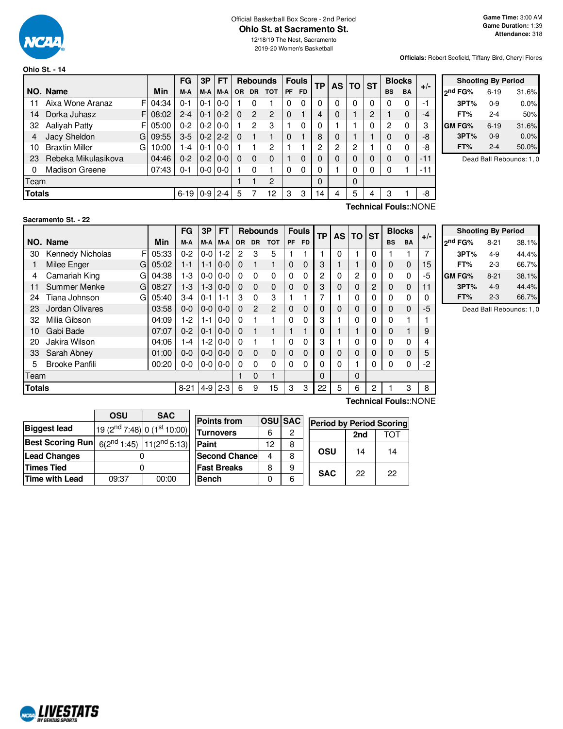Official Basketball Box Score - 2nd Period

# Ohio St. at Sacramento St.

12/18/19 The Nest, Sacramento
2019-20 Women's Basketball

**Game Time:** 3:00 AM
**Game Duration:** 1:39
**Attendance:** 318

**Officials:** Robert Scofield, Tiffany Bird, Cheryl Flores

## Ohio St. - 14

| NO. | Name | | Min | FG M-A | 3P M-A | FT M-A | OR | DR | TOT | PF | FD | TP | AS | TO | ST | BS | BA | +/- |
|---|---|---|---|---|---|---|---|---|---|---|---|---|---|---|---|---|---|---|
| 11 | Aixa Wone Aranaz | F | 04:34 | 0-1 | 0-1 | 0-0 | 1 | 0 | 1 | 0 | 0 | 0 | 0 | 0 | 0 | 0 | 0 | -1 |
| 14 | Dorka Juhasz | F | 08:02 | 2-4 | 0-1 | 0-2 | 0 | 2 | 2 | 0 | 1 | 4 | 0 | 1 | 2 | 1 | 0 | -4 |
| 32 | Aaliyah Patty | F | 05:00 | 0-2 | 0-2 | 0-0 | 1 | 2 | 3 | 1 | 0 | 0 | 1 | 1 | 0 | 2 | 0 | 3 |
| 4 | Jacy Sheldon | G | 09:55 | 3-5 | 0-2 | 2-2 | 0 | 1 | 1 | 0 | 1 | 8 | 0 | 1 | 1 | 0 | 0 | -8 |
| 10 | Braxtin Miller | G | 10:00 | 1-4 | 0-1 | 0-0 | 1 | 1 | 2 | 1 | 1 | 2 | 2 | 2 | 1 | 0 | 0 | -8 |
| 23 | Rebeka Mikulasikova | | 04:46 | 0-2 | 0-2 | 0-0 | 0 | 0 | 0 | 1 | 0 | 0 | 0 | 0 | 0 | 0 | 0 | -11 |
| 0 | Madison Greene | | 07:43 | 0-1 | 0-0 | 0-0 | 1 | 0 | 1 | 0 | 0 | 0 | 1 | 0 | 0 | 0 | 1 | -11 |
| | Team | | | | | | 1 | 1 | 2 | | | 0 | | 0 | | | | |
| | **Totals** | | | 6-19 | 0-9 | 2-4 | 5 | 7 | 12 | 3 | 3 | 14 | 4 | 5 | 4 | 3 | 1 | -8 |

**Technical Fouls:**:NONE

| Shooting By Period | | |
|---|---|---|
| 2nd FG% | 6-19 | 31.6% |
| 3PT% | 0-9 | 0.0% |
| FT% | 2-4 | 50% |
| GM FG% | 6-19 | 31.6% |
| 3PT% | 0-9 | 0.0% |
| FT% | 2-4 | 50.0% |

Dead Ball Rebounds: 1, 0

## Sacramento St. - 22

| NO. | Name | | Min | FG M-A | 3P M-A | FT M-A | OR | DR | TOT | PF | FD | TP | AS | TO | ST | BS | BA | +/- |
|---|---|---|---|---|---|---|---|---|---|---|---|---|---|---|---|---|---|---|
| 30 | Kennedy Nicholas | F | 05:33 | 0-2 | 0-0 | 1-2 | 2 | 3 | 5 | 1 | 1 | 1 | 0 | 1 | 0 | 1 | 1 | 7 |
| 1 | Milee Enger | G | 05:02 | 1-1 | 1-1 | 0-0 | 0 | 1 | 1 | 0 | 0 | 3 | 1 | 1 | 0 | 0 | 0 | 15 |
| 4 | Camariah King | G | 04:38 | 1-3 | 0-0 | 0-0 | 0 | 0 | 0 | 0 | 0 | 2 | 0 | 2 | 0 | 0 | 0 | -5 |
| 11 | Summer Menke | G | 08:27 | 1-3 | 1-3 | 0-0 | 0 | 0 | 0 | 0 | 0 | 3 | 0 | 0 | 2 | 0 | 0 | 11 |
| 24 | Tiana Johnson | G | 05:40 | 3-4 | 0-1 | 1-1 | 3 | 0 | 3 | 1 | 1 | 7 | 1 | 0 | 0 | 0 | 0 | 0 |
| 23 | Jordan Olivares | | 03:58 | 0-0 | 0-0 | 0-0 | 0 | 2 | 2 | 0 | 0 | 0 | 0 | 0 | 0 | 0 | 0 | -5 |
| 32 | Milia Gibson | | 04:09 | 1-2 | 1-1 | 0-0 | 0 | 1 | 1 | 0 | 0 | 3 | 1 | 0 | 0 | 0 | 1 | 1 |
| 10 | Gabi Bade | | 07:07 | 0-2 | 0-1 | 0-0 | 0 | 1 | 1 | 1 | 1 | 0 | 1 | 1 | 0 | 0 | 1 | 9 |
| 20 | Jakira Wilson | | 04:06 | 1-4 | 1-2 | 0-0 | 0 | 1 | 1 | 0 | 0 | 3 | 1 | 0 | 0 | 0 | 0 | 4 |
| 33 | Sarah Abney | | 01:00 | 0-0 | 0-0 | 0-0 | 0 | 0 | 0 | 0 | 0 | 0 | 0 | 0 | 0 | 0 | 0 | 5 |
| 5 | Brooke Panfili | | 00:20 | 0-0 | 0-0 | 0-0 | 0 | 0 | 0 | 0 | 0 | 0 | 0 | 1 | 0 | 0 | 0 | -2 |
| | Team | | | | | | 1 | 0 | 1 | | | 0 | | 0 | | | | |
| | **Totals** | | | 8-21 | 4-9 | 2-3 | 6 | 9 | 15 | 3 | 3 | 22 | 5 | 6 | 2 | 1 | 3 | 8 |

**Technical Fouls:**:NONE

| Shooting By Period | | |
|---|---|---|
| 2nd FG% | 8-21 | 38.1% |
| 3PT% | 4-9 | 44.4% |
| FT% | 2-3 | 66.7% |
| GM FG% | 8-21 | 38.1% |
| 3PT% | 4-9 | 44.4% |
| FT% | 2-3 | 66.7% |

Dead Ball Rebounds: 1, 0

| | OSU | SAC |
|---|---|---|
| **Biggest lead** | 19 (2nd 7:48) | 0 (1st 10:00) |
| **Best Scoring Run** | 6(2nd 1:45) | 11(2nd 5:13) |
| **Lead Changes** | 0 | |
| **Times Tied** | 0 | |
| **Time with Lead** | 09:37 | 00:00 |

| Points from | OSU | SAC |
|---|---|---|
| Turnovers | 6 | 2 |
| Paint | 12 | 8 |
| Second Chance | 4 | 8 |
| Fast Breaks | 8 | 9 |
| Bench | 0 | 6 |

| Period by Period Scoring | 2nd | TOT |
|---|---|---|
| OSU | 14 | 14 |
| SAC | 22 | 22 |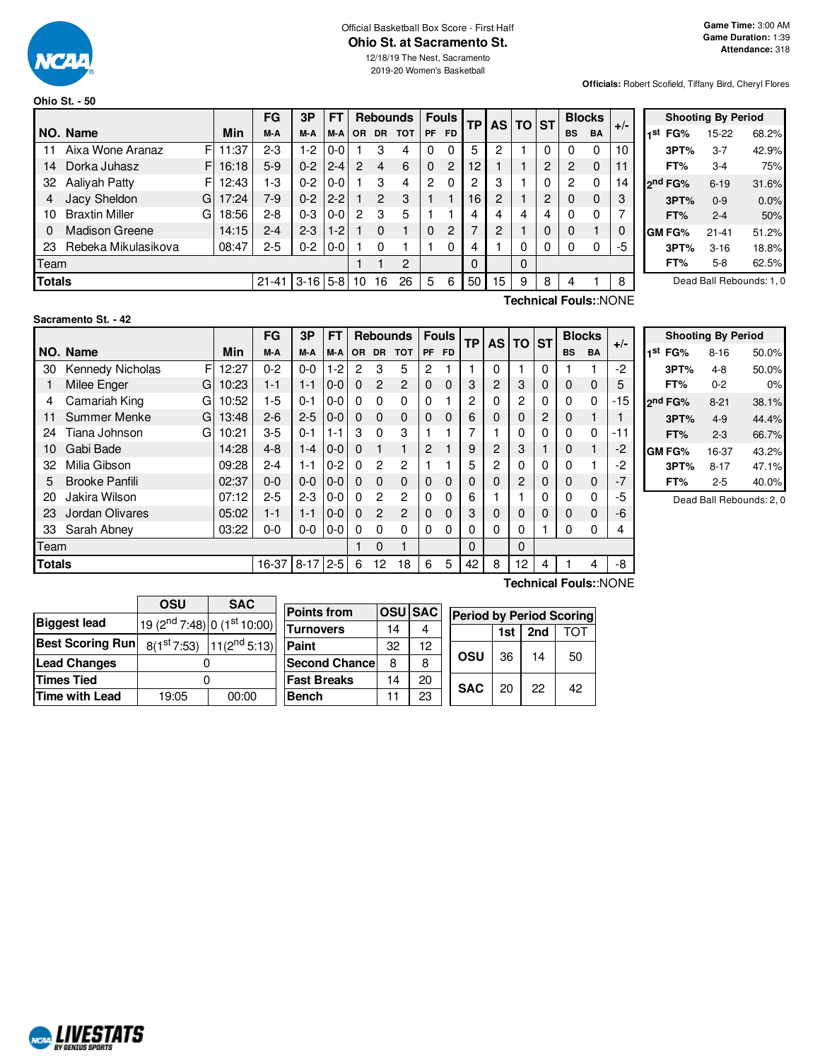Official Basketball Box Score - First Half

# Ohio St. at Sacramento St.

12/18/19 The Nest, Sacramento
2019-20 Women's Basketball

**Game Time:** 3:00 AM
**Game Duration:** 1:39
**Attendance:** 318

**Officials:** Robert Scofield, Tiffany Bird, Cheryl Flores

## Ohio St. - 50

| NO. | Name | | Min | FG M-A | 3P M-A | FT M-A | OR | DR | TOT | PF | FD | TP | AS | TO | ST | BS | BA | +/- |
|---|---|---|---|---|---|---|---|---|---|---|---|---|---|---|---|---|---|---|
| 11 | Aixa Wone Aranaz | F | 11:37 | 2-3 | 1-2 | 0-0 | 1 | 3 | 4 | 0 | 0 | 5 | 2 | 1 | 0 | 0 | 0 | 10 |
| 14 | Dorka Juhasz | F | 16:18 | 5-9 | 0-2 | 2-4 | 2 | 4 | 6 | 0 | 2 | 12 | 1 | 1 | 2 | 2 | 0 | 11 |
| 32 | Aaliyah Patty | F | 12:43 | 1-3 | 0-2 | 0-0 | 1 | 3 | 4 | 2 | 0 | 2 | 3 | 1 | 0 | 2 | 0 | 14 |
| 4 | Jacy Sheldon | G | 17:24 | 7-9 | 0-2 | 2-2 | 1 | 2 | 3 | 1 | 1 | 16 | 2 | 1 | 2 | 0 | 0 | 3 |
| 10 | Braxtin Miller | G | 18:56 | 2-8 | 0-3 | 0-0 | 2 | 3 | 5 | 1 | 1 | 4 | 4 | 4 | 4 | 0 | 0 | 7 |
| 0 | Madison Greene | | 14:15 | 2-4 | 2-3 | 1-2 | 1 | 0 | 1 | 0 | 2 | 7 | 2 | 1 | 0 | 0 | 1 | 0 |
| 23 | Rebeka Mikulasikova | | 08:47 | 2-5 | 0-2 | 0-0 | 1 | 0 | 1 | 1 | 0 | 4 | 1 | 0 | 0 | 0 | 0 | -5 |
| | Team | | | | | | 1 | 1 | 2 | | | 0 | | 0 | | | | |
| | **Totals** | | | 21-41 | 3-16 | 5-8 | 10 | 16 | 26 | 5 | 6 | 50 | 15 | 9 | 8 | 4 | 1 | 8 |

**Technical Fouls:** NONE

| Shooting By Period | | |
|---|---|---|
| 1st FG% | 15-22 | 68.2% |
| 3PT% | 3-7 | 42.9% |
| FT% | 3-4 | 75% |
| 2nd FG% | 6-19 | 31.6% |
| 3PT% | 0-9 | 0.0% |
| FT% | 2-4 | 50% |
| GM FG% | 21-41 | 51.2% |
| 3PT% | 3-16 | 18.8% |
| FT% | 5-8 | 62.5% |

Dead Ball Rebounds: 1, 0

## Sacramento St. - 42

| NO. | Name | | Min | FG M-A | 3P M-A | FT M-A | OR | DR | TOT | PF | FD | TP | AS | TO | ST | BS | BA | +/- |
|---|---|---|---|---|---|---|---|---|---|---|---|---|---|---|---|---|---|---|
| 30 | Kennedy Nicholas | F | 12:27 | 0-2 | 0-0 | 1-2 | 2 | 3 | 5 | 2 | 1 | 1 | 0 | 1 | 0 | 1 | 1 | -2 |
| 1 | Milee Enger | G | 10:23 | 1-1 | 1-1 | 0-0 | 0 | 2 | 2 | 0 | 0 | 3 | 2 | 3 | 0 | 0 | 0 | 5 |
| 4 | Camariah King | G | 10:52 | 1-5 | 0-1 | 0-0 | 0 | 0 | 0 | 0 | 1 | 2 | 0 | 2 | 0 | 0 | 0 | -15 |
| 11 | Summer Menke | G | 13:48 | 2-6 | 2-5 | 0-0 | 0 | 0 | 0 | 0 | 0 | 6 | 0 | 0 | 2 | 0 | 1 | 1 |
| 24 | Tiana Johnson | G | 10:21 | 3-5 | 0-1 | 1-1 | 3 | 0 | 3 | 1 | 1 | 7 | 1 | 0 | 0 | 0 | 0 | -11 |
| 10 | Gabi Bade | | 14:28 | 4-8 | 1-4 | 0-0 | 0 | 1 | 1 | 2 | 1 | 9 | 2 | 3 | 1 | 0 | 1 | -2 |
| 32 | Milia Gibson | | 09:28 | 2-4 | 1-1 | 0-2 | 0 | 2 | 2 | 1 | 1 | 5 | 2 | 0 | 0 | 0 | 1 | -2 |
| 5 | Brooke Panfili | | 02:37 | 0-0 | 0-0 | 0-0 | 0 | 0 | 0 | 0 | 0 | 0 | 0 | 2 | 0 | 0 | 0 | -7 |
| 20 | Jakira Wilson | | 07:12 | 2-5 | 2-3 | 0-0 | 0 | 2 | 2 | 0 | 0 | 6 | 1 | 1 | 0 | 0 | 0 | -5 |
| 23 | Jordan Olivares | | 05:02 | 1-1 | 1-1 | 0-0 | 0 | 2 | 2 | 0 | 0 | 3 | 0 | 0 | 0 | 0 | 0 | -6 |
| 33 | Sarah Abney | | 03:22 | 0-0 | 0-0 | 0-0 | 0 | 0 | 0 | 0 | 0 | 0 | 0 | 0 | 1 | 0 | 0 | 4 |
| | Team | | | | | | 1 | 0 | 1 | | | 0 | | 0 | | | | |
| | **Totals** | | | 16-37 | 8-17 | 2-5 | 6 | 12 | 18 | 6 | 5 | 42 | 8 | 12 | 4 | 1 | 4 | -8 |

**Technical Fouls:** NONE

| Shooting By Period | | |
|---|---|---|
| 1st FG% | 8-16 | 50.0% |
| 3PT% | 4-8 | 50.0% |
| FT% | 0-2 | 0% |
| 2nd FG% | 8-21 | 38.1% |
| 3PT% | 4-9 | 44.4% |
| FT% | 2-3 | 66.7% |
| GM FG% | 16-37 | 43.2% |
| 3PT% | 8-17 | 47.1% |
| FT% | 2-5 | 40.0% |

Dead Ball Rebounds: 2, 0

| | OSU | SAC |
|---|---|---|
| **Biggest lead** | 19 (2nd 7:48) | 0 (1st 10:00) |
| **Best Scoring Run** | 8(1st 7:53) | 11(2nd 5:13) |
| **Lead Changes** | 0 | |
| **Times Tied** | 0 | |
| **Time with Lead** | 19:05 | 00:00 |

| Points from | OSU | SAC |
|---|---|---|
| Turnovers | 14 | 4 |
| Paint | 32 | 12 |
| Second Chance | 8 | 8 |
| Fast Breaks | 14 | 20 |
| Bench | 11 | 23 |

| Period by Period Scoring | 1st | 2nd | TOT |
|---|---|---|---|
| OSU | 36 | 14 | 50 |
| SAC | 20 | 22 | 42 |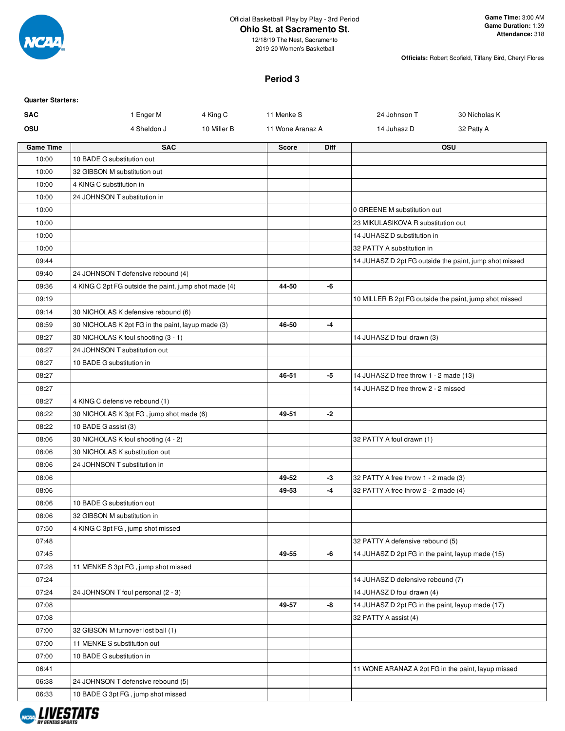Official Basketball Play by Play - 3rd Period

# Ohio St. at Sacramento St.

12/18/19 The Nest, Sacramento
2019-20 Women's Basketball

**Game Time:** 3:00 AM
**Game Duration:** 1:39
**Attendance:** 318

**Officials:** Robert Scofield, Tiffany Bird, Cheryl Flores

## Period 3

**Quarter Starters:**

| | | | | | |
|---|---|---|---|---|---|
| **SAC** | 1 Enger M | 4 King C | 11 Menke S | 24 Johnson T | 30 Nicholas K |
| **OSU** | 4 Sheldon J | 10 Miller B | 11 Wone Aranaz A | 14 Juhasz D | 32 Patty A |

| Game Time | SAC | Score | Diff | OSU |
|---|---|---|---|---|
| 10:00 | 10 BADE G substitution out | | | |
| 10:00 | 32 GIBSON M substitution out | | | |
| 10:00 | 4 KING C substitution in | | | |
| 10:00 | 24 JOHNSON T substitution in | | | |
| 10:00 | | | | 0 GREENE M substitution out |
| 10:00 | | | | 23 MIKULASIKOVA R substitution out |
| 10:00 | | | | 14 JUHASZ D substitution in |
| 10:00 | | | | 32 PATTY A substitution in |
| 09:44 | | | | 14 JUHASZ D 2pt FG outside the paint, jump shot missed |
| 09:40 | 24 JOHNSON T defensive rebound (4) | | | |
| 09:36 | 4 KING C 2pt FG outside the paint, jump shot made (4) | **44-50** | **-6** | |
| 09:19 | | | | 10 MILLER B 2pt FG outside the paint, jump shot missed |
| 09:14 | 30 NICHOLAS K defensive rebound (6) | | | |
| 08:59 | 30 NICHOLAS K 2pt FG in the paint, layup made (3) | **46-50** | **-4** | |
| 08:27 | 30 NICHOLAS K foul shooting (3 - 1) | | | 14 JUHASZ D foul drawn (3) |
| 08:27 | 24 JOHNSON T substitution out | | | |
| 08:27 | 10 BADE G substitution in | | | |
| 08:27 | | **46-51** | **-5** | 14 JUHASZ D free throw 1 - 2 made (13) |
| 08:27 | | | | 14 JUHASZ D free throw 2 - 2 missed |
| 08:27 | 4 KING C defensive rebound (1) | | | |
| 08:22 | 30 NICHOLAS K 3pt FG , jump shot made (6) | **49-51** | **-2** | |
| 08:22 | 10 BADE G assist (3) | | | |
| 08:06 | 30 NICHOLAS K foul shooting (4 - 2) | | | 32 PATTY A foul drawn (1) |
| 08:06 | 30 NICHOLAS K substitution out | | | |
| 08:06 | 24 JOHNSON T substitution in | | | |
| 08:06 | | **49-52** | **-3** | 32 PATTY A free throw 1 - 2 made (3) |
| 08:06 | | **49-53** | **-4** | 32 PATTY A free throw 2 - 2 made (4) |
| 08:06 | 10 BADE G substitution out | | | |
| 08:06 | 32 GIBSON M substitution in | | | |
| 07:50 | 4 KING C 3pt FG , jump shot missed | | | |
| 07:48 | | | | 32 PATTY A defensive rebound (5) |
| 07:45 | | **49-55** | **-6** | 14 JUHASZ D 2pt FG in the paint, layup made (15) |
| 07:28 | 11 MENKE S 3pt FG , jump shot missed | | | |
| 07:24 | | | | 14 JUHASZ D defensive rebound (7) |
| 07:24 | 24 JOHNSON T foul personal (2 - 3) | | | 14 JUHASZ D foul drawn (4) |
| 07:08 | | **49-57** | **-8** | 14 JUHASZ D 2pt FG in the paint, layup made (17) |
| 07:08 | | | | 32 PATTY A assist (4) |
| 07:00 | 32 GIBSON M turnover lost ball (1) | | | |
| 07:00 | 11 MENKE S substitution out | | | |
| 07:00 | 10 BADE G substitution in | | | |
| 06:41 | | | | 11 WONE ARANAZ A 2pt FG in the paint, layup missed |
| 06:38 | 24 JOHNSON T defensive rebound (5) | | | |
| 06:33 | 10 BADE G 3pt FG , jump shot missed | | | |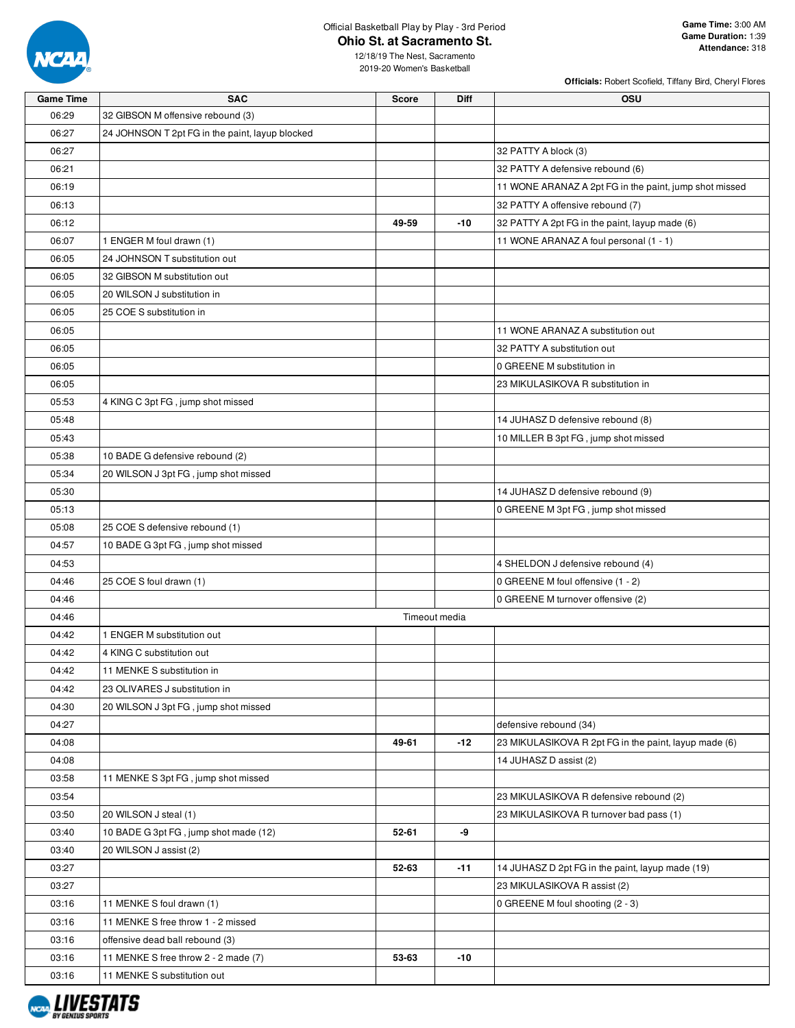Official Basketball Play by Play - 3rd Period

# Ohio St. at Sacramento St.

12/18/19 The Nest, Sacramento
2019-20 Women's Basketball

**Game Time:** 3:00 AM
**Game Duration:** 1:39
**Attendance:** 318

**Officials:** Robert Scofield, Tiffany Bird, Cheryl Flores

| Game Time | SAC | Score | Diff | OSU |
|---|---|---|---|---|
| 06:29 | 32 GIBSON M offensive rebound (3) | | | |
| 06:27 | 24 JOHNSON T 2pt FG in the paint, layup blocked | | | |
| 06:27 | | | | 32 PATTY A block (3) |
| 06:21 | | | | 32 PATTY A defensive rebound (6) |
| 06:19 | | | | 11 WONE ARANAZ A 2pt FG in the paint, jump shot missed |
| 06:13 | | | | 32 PATTY A offensive rebound (7) |
| 06:12 | | 49-59 | -10 | 32 PATTY A 2pt FG in the paint, layup made (6) |
| 06:07 | 1 ENGER M foul drawn (1) | | | 11 WONE ARANAZ A foul personal (1 - 1) |
| 06:05 | 24 JOHNSON T substitution out | | | |
| 06:05 | 32 GIBSON M substitution out | | | |
| 06:05 | 20 WILSON J substitution in | | | |
| 06:05 | 25 COE S substitution in | | | |
| 06:05 | | | | 11 WONE ARANAZ A substitution out |
| 06:05 | | | | 32 PATTY A substitution out |
| 06:05 | | | | 0 GREENE M substitution in |
| 06:05 | | | | 23 MIKULASIKOVA R substitution in |
| 05:53 | 4 KING C 3pt FG , jump shot missed | | | |
| 05:48 | | | | 14 JUHASZ D defensive rebound (8) |
| 05:43 | | | | 10 MILLER B 3pt FG , jump shot missed |
| 05:38 | 10 BADE G defensive rebound (2) | | | |
| 05:34 | 20 WILSON J 3pt FG , jump shot missed | | | |
| 05:30 | | | | 14 JUHASZ D defensive rebound (9) |
| 05:13 | | | | 0 GREENE M 3pt FG , jump shot missed |
| 05:08 | 25 COE S defensive rebound (1) | | | |
| 04:57 | 10 BADE G 3pt FG , jump shot missed | | | |
| 04:53 | | | | 4 SHELDON J defensive rebound (4) |
| 04:46 | 25 COE S foul drawn (1) | | | 0 GREENE M foul offensive (1 - 2) |
| 04:46 | | | | 0 GREENE M turnover offensive (2) |
| 04:46 | Timeout media | | | |
| 04:42 | 1 ENGER M substitution out | | | |
| 04:42 | 4 KING C substitution out | | | |
| 04:42 | 11 MENKE S substitution in | | | |
| 04:42 | 23 OLIVARES J substitution in | | | |
| 04:30 | 20 WILSON J 3pt FG , jump shot missed | | | |
| 04:27 | | | | defensive rebound (34) |
| 04:08 | | 49-61 | -12 | 23 MIKULASIKOVA R 2pt FG in the paint, layup made (6) |
| 04:08 | | | | 14 JUHASZ D assist (2) |
| 03:58 | 11 MENKE S 3pt FG , jump shot missed | | | |
| 03:54 | | | | 23 MIKULASIKOVA R defensive rebound (2) |
| 03:50 | 20 WILSON J steal (1) | | | 23 MIKULASIKOVA R turnover bad pass (1) |
| 03:40 | 10 BADE G 3pt FG , jump shot made (12) | 52-61 | -9 | |
| 03:40 | 20 WILSON J assist (2) | | | |
| 03:27 | | 52-63 | -11 | 14 JUHASZ D 2pt FG in the paint, layup made (19) |
| 03:27 | | | | 23 MIKULASIKOVA R assist (2) |
| 03:16 | 11 MENKE S foul drawn (1) | | | 0 GREENE M foul shooting (2 - 3) |
| 03:16 | 11 MENKE S free throw 1 - 2 missed | | | |
| 03:16 | offensive dead ball rebound (3) | | | |
| 03:16 | 11 MENKE S free throw 2 - 2 made (7) | 53-63 | -10 | |
| 03:16 | 11 MENKE S substitution out | | | |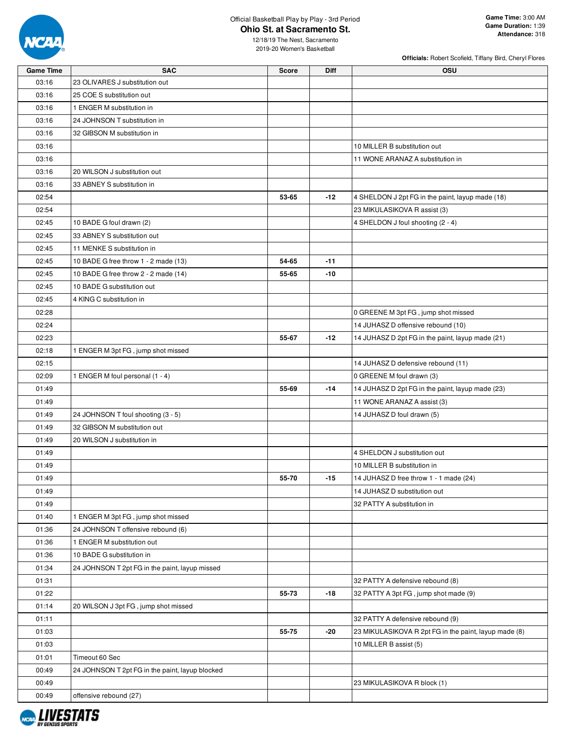Official Basketball Play by Play - 3rd Period

# Ohio St. at Sacramento St.

12/18/19 The Nest, Sacramento
2019-20 Women's Basketball

**Game Time:** 3:00 AM
**Game Duration:** 1:39
**Attendance:** 318

**Officials:** Robert Scofield, Tiffany Bird, Cheryl Flores

| Game Time | SAC | Score | Diff | OSU |
|---|---|---|---|---|
| 03:16 | 23 OLIVARES J substitution out | | | |
| 03:16 | 25 COE S substitution out | | | |
| 03:16 | 1 ENGER M substitution in | | | |
| 03:16 | 24 JOHNSON T substitution in | | | |
| 03:16 | 32 GIBSON M substitution in | | | |
| 03:16 | | | | 10 MILLER B substitution out |
| 03:16 | | | | 11 WONE ARANAZ A substitution in |
| 03:16 | 20 WILSON J substitution out | | | |
| 03:16 | 33 ABNEY S substitution in | | | |
| 02:54 | | 53-65 | -12 | 4 SHELDON J 2pt FG in the paint, layup made (18) |
| 02:54 | | | | 23 MIKULASIKOVA R assist (3) |
| 02:45 | 10 BADE G foul drawn (2) | | | 4 SHELDON J foul shooting (2 - 4) |
| 02:45 | 33 ABNEY S substitution out | | | |
| 02:45 | 11 MENKE S substitution in | | | |
| 02:45 | 10 BADE G free throw 1 - 2 made (13) | 54-65 | -11 | |
| 02:45 | 10 BADE G free throw 2 - 2 made (14) | 55-65 | -10 | |
| 02:45 | 10 BADE G substitution out | | | |
| 02:45 | 4 KING C substitution in | | | |
| 02:28 | | | | 0 GREENE M 3pt FG , jump shot missed |
| 02:24 | | | | 14 JUHASZ D offensive rebound (10) |
| 02:23 | | 55-67 | -12 | 14 JUHASZ D 2pt FG in the paint, layup made (21) |
| 02:18 | 1 ENGER M 3pt FG , jump shot missed | | | |
| 02:15 | | | | 14 JUHASZ D defensive rebound (11) |
| 02:09 | 1 ENGER M foul personal (1 - 4) | | | 0 GREENE M foul drawn (3) |
| 01:49 | | 55-69 | -14 | 14 JUHASZ D 2pt FG in the paint, layup made (23) |
| 01:49 | | | | 11 WONE ARANAZ A assist (3) |
| 01:49 | 24 JOHNSON T foul shooting (3 - 5) | | | 14 JUHASZ D foul drawn (5) |
| 01:49 | 32 GIBSON M substitution out | | | |
| 01:49 | 20 WILSON J substitution in | | | |
| 01:49 | | | | 4 SHELDON J substitution out |
| 01:49 | | | | 10 MILLER B substitution in |
| 01:49 | | 55-70 | -15 | 14 JUHASZ D free throw 1 - 1 made (24) |
| 01:49 | | | | 14 JUHASZ D substitution out |
| 01:49 | | | | 32 PATTY A substitution in |
| 01:40 | 1 ENGER M 3pt FG , jump shot missed | | | |
| 01:36 | 24 JOHNSON T offensive rebound (6) | | | |
| 01:36 | 1 ENGER M substitution out | | | |
| 01:36 | 10 BADE G substitution in | | | |
| 01:34 | 24 JOHNSON T 2pt FG in the paint, layup missed | | | |
| 01:31 | | | | 32 PATTY A defensive rebound (8) |
| 01:22 | | 55-73 | -18 | 32 PATTY A 3pt FG , jump shot made (9) |
| 01:14 | 20 WILSON J 3pt FG , jump shot missed | | | |
| 01:11 | | | | 32 PATTY A defensive rebound (9) |
| 01:03 | | 55-75 | -20 | 23 MIKULASIKOVA R 2pt FG in the paint, layup made (8) |
| 01:03 | | | | 10 MILLER B assist (5) |
| 01:01 | Timeout 60 Sec | | | |
| 00:49 | 24 JOHNSON T 2pt FG in the paint, layup blocked | | | |
| 00:49 | | | | 23 MIKULASIKOVA R block (1) |
| 00:49 | offensive rebound (27) | | | |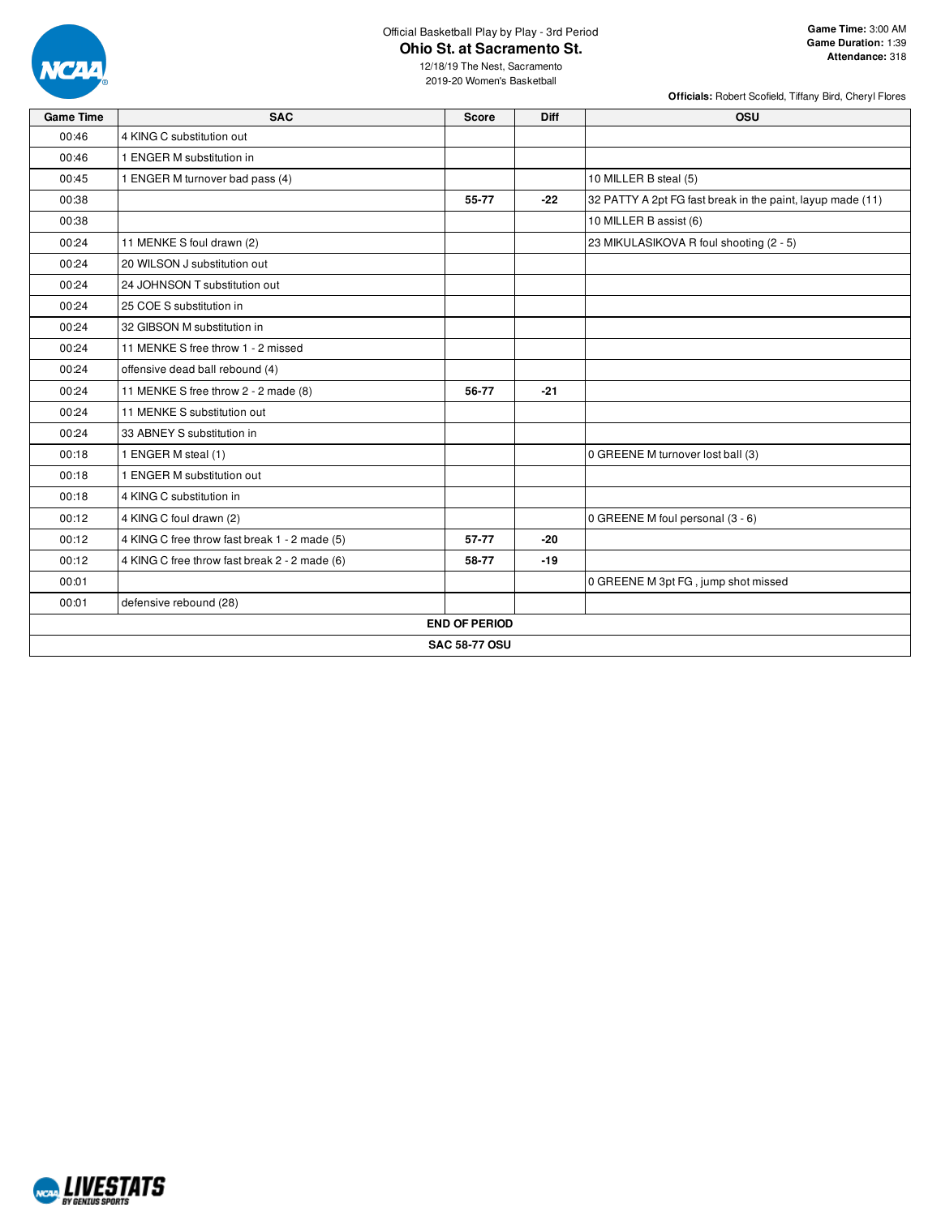Official Basketball Play by Play - 3rd Period

# Ohio St. at Sacramento St.

12/18/19 The Nest, Sacramento
2019-20 Women's Basketball

**Game Time:** 3:00 AM
**Game Duration:** 1:39
**Attendance:** 318

**Officials:** Robert Scofield, Tiffany Bird, Cheryl Flores

| Game Time | SAC | Score | Diff | OSU |
|---|---|---|---|---|
| 00:46 | 4 KING C substitution out | | | |
| 00:46 | 1 ENGER M substitution in | | | |
| 00:45 | 1 ENGER M turnover bad pass (4) | | | 10 MILLER B steal (5) |
| 00:38 | | 55-77 | -22 | 32 PATTY A 2pt FG fast break in the paint, layup made (11) |
| 00:38 | | | | 10 MILLER B assist (6) |
| 00:24 | 11 MENKE S foul drawn (2) | | | 23 MIKULASIKOVA R foul shooting (2 - 5) |
| 00:24 | 20 WILSON J substitution out | | | |
| 00:24 | 24 JOHNSON T substitution out | | | |
| 00:24 | 25 COE S substitution in | | | |
| 00:24 | 32 GIBSON M substitution in | | | |
| 00:24 | 11 MENKE S free throw 1 - 2 missed | | | |
| 00:24 | offensive dead ball rebound (4) | | | |
| 00:24 | 11 MENKE S free throw 2 - 2 made (8) | 56-77 | -21 | |
| 00:24 | 11 MENKE S substitution out | | | |
| 00:24 | 33 ABNEY S substitution in | | | |
| 00:18 | 1 ENGER M steal (1) | | | 0 GREENE M turnover lost ball (3) |
| 00:18 | 1 ENGER M substitution out | | | |
| 00:18 | 4 KING C substitution in | | | |
| 00:12 | 4 KING C foul drawn (2) | | | 0 GREENE M foul personal (3 - 6) |
| 00:12 | 4 KING C free throw fast break 1 - 2 made (5) | 57-77 | -20 | |
| 00:12 | 4 KING C free throw fast break 2 - 2 made (6) | 58-77 | -19 | |
| 00:01 | | | | 0 GREENE M 3pt FG , jump shot missed |
| 00:01 | defensive rebound (28) | | | |
| **END OF PERIOD** | | | | |
| **SAC 58-77 OSU** | | | | |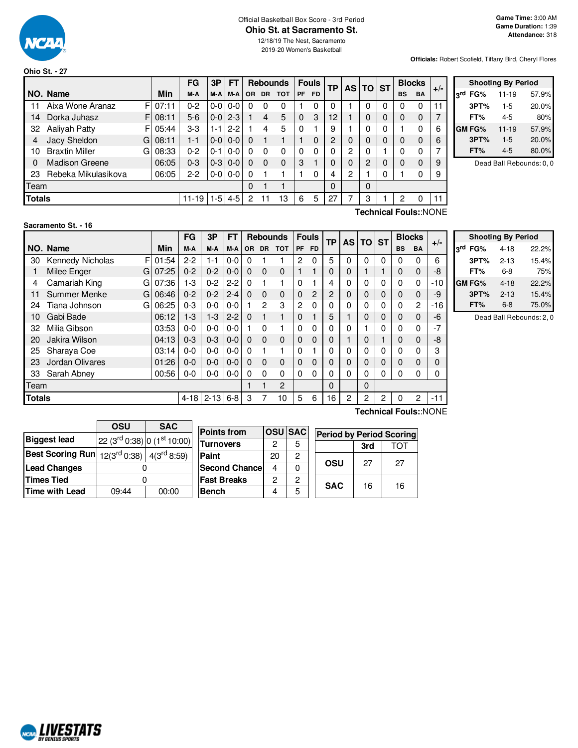Official Basketball Box Score - 3rd Period

# Ohio St. at Sacramento St.

12/18/19 The Nest, Sacramento
2019-20 Women's Basketball

**Game Time:** 3:00 AM
**Game Duration:** 1:39
**Attendance:** 318

**Officials:** Robert Scofield, Tiffany Bird, Cheryl Flores

## Ohio St. - 27

| NO. | Name | | Min | FG M-A | 3P M-A | FT M-A | Rebounds OR | DR | TOT | Fouls PF | FD | TP | AS | TO | ST | Blocks BS | BA | +/- |
|---|---|---|---|---|---|---|---|---|---|---|---|---|---|---|---|---|---|---|
| 11 | Aixa Wone Aranaz | F | 07:11 | 0-2 | 0-0 | 0-0 | 0 | 0 | 0 | 1 | 0 | 0 | 1 | 0 | 0 | 0 | 0 | 11 |
| 14 | Dorka Juhasz | F | 08:11 | 5-6 | 0-0 | 2-3 | 1 | 4 | 5 | 0 | 3 | 12 | 1 | 0 | 0 | 0 | 0 | 7 |
| 32 | Aaliyah Patty | F | 05:44 | 3-3 | 1-1 | 2-2 | 1 | 4 | 5 | 0 | 1 | 9 | 1 | 0 | 0 | 1 | 0 | 6 |
| 4 | Jacy Sheldon | G | 08:11 | 1-1 | 0-0 | 0-0 | 0 | 1 | 1 | 1 | 0 | 2 | 0 | 0 | 0 | 0 | 0 | 6 |
| 10 | Braxtin Miller | G | 08:33 | 0-2 | 0-1 | 0-0 | 0 | 0 | 0 | 0 | 0 | 0 | 2 | 0 | 1 | 0 | 0 | 7 |
| 0 | Madison Greene | | 06:05 | 0-3 | 0-3 | 0-0 | 0 | 0 | 0 | 3 | 1 | 0 | 0 | 2 | 0 | 0 | 0 | 9 |
| 23 | Rebeka Mikulasikova | | 06:05 | 2-2 | 0-0 | 0-0 | 0 | 1 | 1 | 1 | 0 | 4 | 2 | 1 | 0 | 1 | 0 | 9 |
| Team | | | | | | | 0 | 1 | 1 | | | 0 | | 0 | | | | |
| **Totals** | | | | 11-19 | 1-5 | 4-5 | 2 | 11 | 13 | 6 | 5 | 27 | 7 | 3 | 1 | 2 | 0 | 11 |

Technical Fouls::NONE

| Shooting By Period | | |
|---|---|---|
| 3rd FG% | 11-19 | 57.9% |
| 3PT% | 1-5 | 20.0% |
| FT% | 4-5 | 80% |
| GM FG% | 11-19 | 57.9% |
| 3PT% | 1-5 | 20.0% |
| FT% | 4-5 | 80.0% |

Dead Ball Rebounds: 0, 0

## Sacramento St. - 16

| NO. | Name | | Min | FG M-A | 3P M-A | FT M-A | Rebounds OR | DR | TOT | Fouls PF | FD | TP | AS | TO | ST | Blocks BS | BA | +/- |
|---|---|---|---|---|---|---|---|---|---|---|---|---|---|---|---|---|---|---|
| 30 | Kennedy Nicholas | F | 01:54 | 2-2 | 1-1 | 0-0 | 0 | 1 | 1 | 2 | 0 | 5 | 0 | 0 | 0 | 0 | 0 | 6 |
| 1 | Milee Enger | G | 07:25 | 0-2 | 0-2 | 0-0 | 0 | 0 | 0 | 1 | 1 | 0 | 0 | 1 | 1 | 0 | 0 | -8 |
| 4 | Camariah King | G | 07:36 | 1-3 | 0-2 | 2-2 | 0 | 1 | 1 | 0 | 1 | 4 | 0 | 0 | 0 | 0 | 0 | -10 |
| 11 | Summer Menke | G | 06:46 | 0-2 | 0-2 | 2-4 | 0 | 0 | 0 | 0 | 2 | 2 | 0 | 0 | 0 | 0 | 0 | -9 |
| 24 | Tiana Johnson | G | 06:25 | 0-3 | 0-0 | 0-0 | 1 | 2 | 3 | 2 | 0 | 0 | 0 | 0 | 0 | 0 | 2 | -16 |
| 10 | Gabi Bade | | 06:12 | 1-3 | 1-3 | 2-2 | 0 | 1 | 1 | 0 | 1 | 5 | 1 | 0 | 0 | 0 | 0 | -6 |
| 32 | Milia Gibson | | 03:53 | 0-0 | 0-0 | 0-0 | 1 | 0 | 1 | 0 | 0 | 0 | 0 | 1 | 0 | 0 | 0 | -7 |
| 20 | Jakira Wilson | | 04:13 | 0-3 | 0-3 | 0-0 | 0 | 0 | 0 | 0 | 0 | 0 | 1 | 0 | 1 | 0 | 0 | -8 |
| 25 | Sharaya Coe | | 03:14 | 0-0 | 0-0 | 0-0 | 0 | 1 | 1 | 0 | 1 | 0 | 0 | 0 | 0 | 0 | 0 | 3 |
| 23 | Jordan Olivares | | 01:26 | 0-0 | 0-0 | 0-0 | 0 | 0 | 0 | 0 | 0 | 0 | 0 | 0 | 0 | 0 | 0 | 0 |
| 33 | Sarah Abney | | 00:56 | 0-0 | 0-0 | 0-0 | 0 | 0 | 0 | 0 | 0 | 0 | 0 | 0 | 0 | 0 | 0 | 0 |
| Team | | | | | | | 1 | 1 | 2 | | | 0 | | 0 | | | | |
| **Totals** | | | | 4-18 | 2-13 | 6-8 | 3 | 7 | 10 | 5 | 6 | 16 | 2 | 2 | 2 | 0 | 2 | -11 |

Technical Fouls::NONE

| Shooting By Period | | |
|---|---|---|
| 3rd FG% | 4-18 | 22.2% |
| 3PT% | 2-13 | 15.4% |
| FT% | 6-8 | 75% |
| GM FG% | 4-18 | 22.2% |
| 3PT% | 2-13 | 15.4% |
| FT% | 6-8 | 75.0% |

Dead Ball Rebounds: 2, 0

| | OSU | SAC |
|---|---|---|
| **Biggest lead** | 22 (3rd 0:38) | 0 (1st 10:00) |
| **Best Scoring Run** | 12(3rd 0:38) | 4(3rd 8:59) |
| **Lead Changes** | 0 | |
| **Times Tied** | 0 | |
| **Time with Lead** | 09:44 | 00:00 |

| Points from | OSU | SAC |
|---|---|---|
| Turnovers | 2 | 5 |
| Paint | 20 | 2 |
| Second Chance | 4 | 0 |
| Fast Breaks | 2 | 2 |
| Bench | 4 | 5 |

| Period by Period Scoring | 3rd | TOT |
|---|---|---|
| OSU | 27 | 27 |
| SAC | 16 | 16 |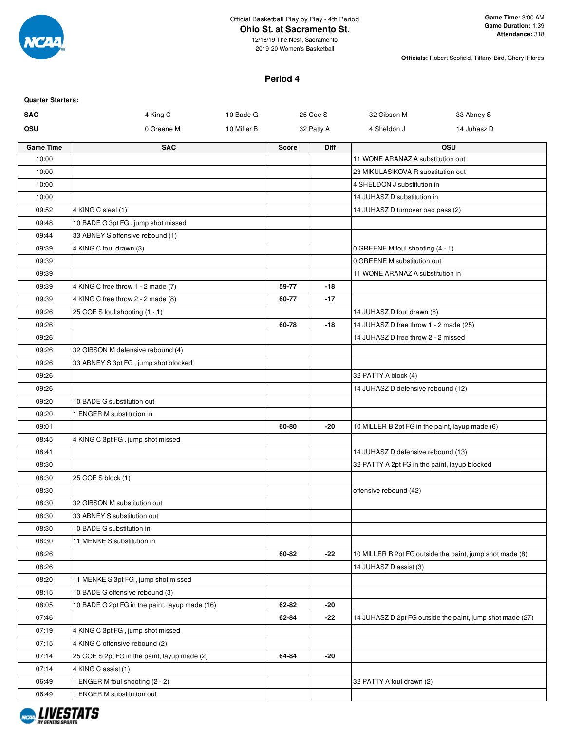Official Basketball Play by Play - 4th Period

# Ohio St. at Sacramento St.

12/18/19 The Nest, Sacramento
2019-20 Women's Basketball

**Game Time:** 3:00 AM
**Game Duration:** 1:39
**Attendance:** 318

**Officials:** Robert Scofield, Tiffany Bird, Cheryl Flores

## Period 4

**Quarter Starters:**

| | | | | | |
|---|---|---|---|---|---|
| **SAC** | 4 King C | 10 Bade G | 25 Coe S | 32 Gibson M | 33 Abney S |
| **OSU** | 0 Greene M | 10 Miller B | 32 Patty A | 4 Sheldon J | 14 Juhasz D |

| Game Time | SAC | Score | Diff | OSU |
|---|---|---|---|---|
| 10:00 | | | | 11 WONE ARANAZ A substitution out |
| 10:00 | | | | 23 MIKULASIKOVA R substitution out |
| 10:00 | | | | 4 SHELDON J substitution in |
| 10:00 | | | | 14 JUHASZ D substitution in |
| 09:52 | 4 KING C steal (1) | | | 14 JUHASZ D turnover bad pass (2) |
| 09:48 | 10 BADE G 3pt FG , jump shot missed | | | |
| 09:44 | 33 ABNEY S offensive rebound (1) | | | |
| 09:39 | 4 KING C foul drawn (3) | | | 0 GREENE M foul shooting (4 - 1) |
| 09:39 | | | | 0 GREENE M substitution out |
| 09:39 | | | | 11 WONE ARANAZ A substitution in |
| 09:39 | 4 KING C free throw 1 - 2 made (7) | 59-77 | -18 | |
| 09:39 | 4 KING C free throw 2 - 2 made (8) | 60-77 | -17 | |
| 09:26 | 25 COE S foul shooting (1 - 1) | | | 14 JUHASZ D foul drawn (6) |
| 09:26 | | 60-78 | -18 | 14 JUHASZ D free throw 1 - 2 made (25) |
| 09:26 | | | | 14 JUHASZ D free throw 2 - 2 missed |
| 09:26 | 32 GIBSON M defensive rebound (4) | | | |
| 09:26 | 33 ABNEY S 3pt FG , jump shot blocked | | | |
| 09:26 | | | | 32 PATTY A block (4) |
| 09:26 | | | | 14 JUHASZ D defensive rebound (12) |
| 09:20 | 10 BADE G substitution out | | | |
| 09:20 | 1 ENGER M substitution in | | | |
| 09:01 | | 60-80 | -20 | 10 MILLER B 2pt FG in the paint, layup made (6) |
| 08:45 | 4 KING C 3pt FG , jump shot missed | | | |
| 08:41 | | | | 14 JUHASZ D defensive rebound (13) |
| 08:30 | | | | 32 PATTY A 2pt FG in the paint, layup blocked |
| 08:30 | 25 COE S block (1) | | | |
| 08:30 | | | | offensive rebound (42) |
| 08:30 | 32 GIBSON M substitution out | | | |
| 08:30 | 33 ABNEY S substitution out | | | |
| 08:30 | 10 BADE G substitution in | | | |
| 08:30 | 11 MENKE S substitution in | | | |
| 08:26 | | 60-82 | -22 | 10 MILLER B 2pt FG outside the paint, jump shot made (8) |
| 08:26 | | | | 14 JUHASZ D assist (3) |
| 08:20 | 11 MENKE S 3pt FG , jump shot missed | | | |
| 08:15 | 10 BADE G offensive rebound (3) | | | |
| 08:05 | 10 BADE G 2pt FG in the paint, layup made (16) | 62-82 | -20 | |
| 07:46 | | 62-84 | -22 | 14 JUHASZ D 2pt FG outside the paint, jump shot made (27) |
| 07:19 | 4 KING C 3pt FG , jump shot missed | | | |
| 07:15 | 4 KING C offensive rebound (2) | | | |
| 07:14 | 25 COE S 2pt FG in the paint, layup made (2) | 64-84 | -20 | |
| 07:14 | 4 KING C assist (1) | | | |
| 06:49 | 1 ENGER M foul shooting (2 - 2) | | | 32 PATTY A foul drawn (2) |
| 06:49 | 1 ENGER M substitution out | | | |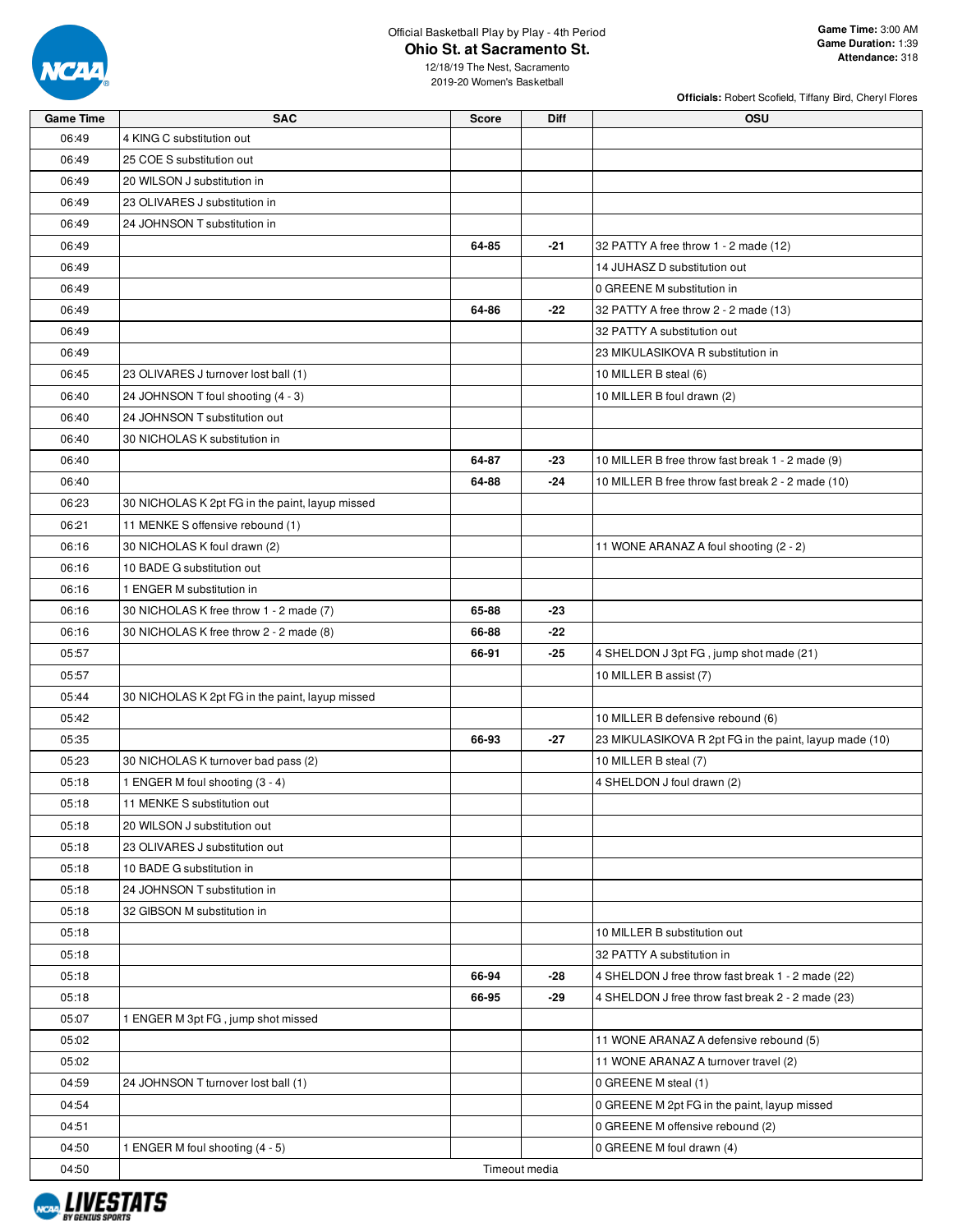Official Basketball Play by Play - 4th Period

## Ohio St. at Sacramento St.

12/18/19 The Nest, Sacramento
2019-20 Women's Basketball

**Game Time:** 3:00 AM
**Game Duration:** 1:39
**Attendance:** 318

**Officials:** Robert Scofield, Tiffany Bird, Cheryl Flores

| Game Time | SAC | Score | Diff | OSU |
|---|---|---|---|---|
| 06:49 | 4 KING C substitution out | | | |
| 06:49 | 25 COE S substitution out | | | |
| 06:49 | 20 WILSON J substitution in | | | |
| 06:49 | 23 OLIVARES J substitution in | | | |
| 06:49 | 24 JOHNSON T substitution in | | | |
| 06:49 | | **64-85** | **-21** | 32 PATTY A free throw 1 - 2 made (12) |
| 06:49 | | | | 14 JUHASZ D substitution out |
| 06:49 | | | | 0 GREENE M substitution in |
| 06:49 | | **64-86** | **-22** | 32 PATTY A free throw 2 - 2 made (13) |
| 06:49 | | | | 32 PATTY A substitution out |
| 06:49 | | | | 23 MIKULASIKOVA R substitution in |
| 06:45 | 23 OLIVARES J turnover lost ball (1) | | | 10 MILLER B steal (6) |
| 06:40 | 24 JOHNSON T foul shooting (4 - 3) | | | 10 MILLER B foul drawn (2) |
| 06:40 | 24 JOHNSON T substitution out | | | |
| 06:40 | 30 NICHOLAS K substitution in | | | |
| 06:40 | | **64-87** | **-23** | 10 MILLER B free throw fast break 1 - 2 made (9) |
| 06:40 | | **64-88** | **-24** | 10 MILLER B free throw fast break 2 - 2 made (10) |
| 06:23 | 30 NICHOLAS K 2pt FG in the paint, layup missed | | | |
| 06:21 | 11 MENKE S offensive rebound (1) | | | |
| 06:16 | 30 NICHOLAS K foul drawn (2) | | | 11 WONE ARANAZ A foul shooting (2 - 2) |
| 06:16 | 10 BADE G substitution out | | | |
| 06:16 | 1 ENGER M substitution in | | | |
| 06:16 | 30 NICHOLAS K free throw 1 - 2 made (7) | **65-88** | **-23** | |
| 06:16 | 30 NICHOLAS K free throw 2 - 2 made (8) | **66-88** | **-22** | |
| 05:57 | | **66-91** | **-25** | 4 SHELDON J 3pt FG , jump shot made (21) |
| 05:57 | | | | 10 MILLER B assist (7) |
| 05:44 | 30 NICHOLAS K 2pt FG in the paint, layup missed | | | |
| 05:42 | | | | 10 MILLER B defensive rebound (6) |
| 05:35 | | **66-93** | **-27** | 23 MIKULASIKOVA R 2pt FG in the paint, layup made (10) |
| 05:23 | 30 NICHOLAS K turnover bad pass (2) | | | 10 MILLER B steal (7) |
| 05:18 | 1 ENGER M foul shooting (3 - 4) | | | 4 SHELDON J foul drawn (2) |
| 05:18 | 11 MENKE S substitution out | | | |
| 05:18 | 20 WILSON J substitution out | | | |
| 05:18 | 23 OLIVARES J substitution out | | | |
| 05:18 | 10 BADE G substitution in | | | |
| 05:18 | 24 JOHNSON T substitution in | | | |
| 05:18 | 32 GIBSON M substitution in | | | |
| 05:18 | | | | 10 MILLER B substitution out |
| 05:18 | | | | 32 PATTY A substitution in |
| 05:18 | | **66-94** | **-28** | 4 SHELDON J free throw fast break 1 - 2 made (22) |
| 05:18 | | **66-95** | **-29** | 4 SHELDON J free throw fast break 2 - 2 made (23) |
| 05:07 | 1 ENGER M 3pt FG , jump shot missed | | | |
| 05:02 | | | | 11 WONE ARANAZ A defensive rebound (5) |
| 05:02 | | | | 11 WONE ARANAZ A turnover travel (2) |
| 04:59 | 24 JOHNSON T turnover lost ball (1) | | | 0 GREENE M steal (1) |
| 04:54 | | | | 0 GREENE M 2pt FG in the paint, layup missed |
| 04:51 | | | | 0 GREENE M offensive rebound (2) |
| 04:50 | 1 ENGER M foul shooting (4 - 5) | | | 0 GREENE M foul drawn (4) |
| 04:50 | Timeout media | | | |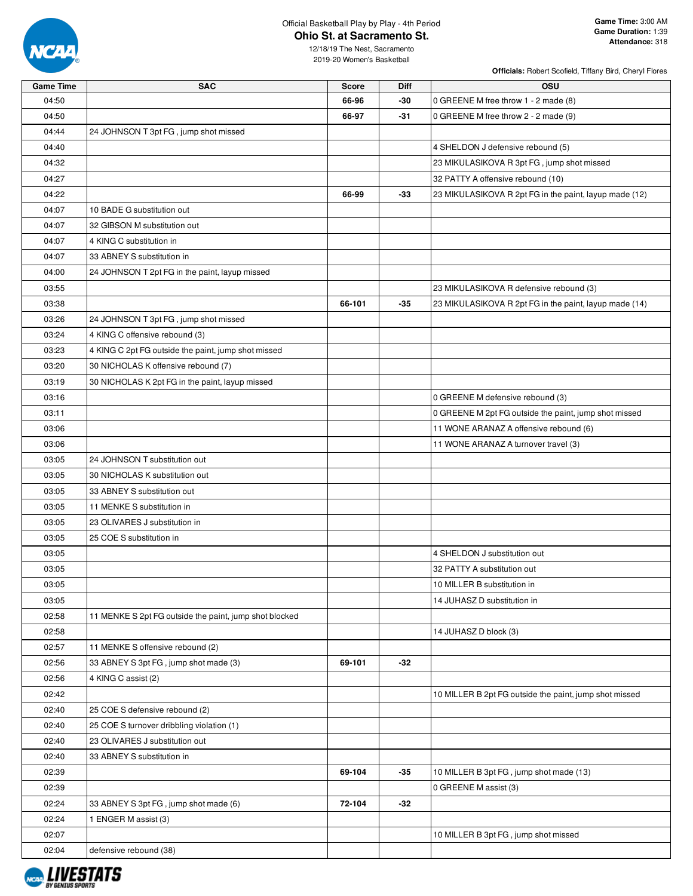Official Basketball Play by Play - 4th Period

# Ohio St. at Sacramento St.

12/18/19 The Nest, Sacramento
2019-20 Women's Basketball

**Game Time:** 3:00 AM
**Game Duration:** 1:39
**Attendance:** 318

**Officials:** Robert Scofield, Tiffany Bird, Cheryl Flores

| Game Time | SAC | Score | Diff | OSU |
|---|---|---|---|---|
| 04:50 | | 66-96 | -30 | 0 GREENE M free throw 1 - 2 made (8) |
| 04:50 | | 66-97 | -31 | 0 GREENE M free throw 2 - 2 made (9) |
| 04:44 | 24 JOHNSON T 3pt FG , jump shot missed | | | |
| 04:40 | | | | 4 SHELDON J defensive rebound (5) |
| 04:32 | | | | 23 MIKULASIKOVA R 3pt FG , jump shot missed |
| 04:27 | | | | 32 PATTY A offensive rebound (10) |
| 04:22 | | 66-99 | -33 | 23 MIKULASIKOVA R 2pt FG in the paint, layup made (12) |
| 04:07 | 10 BADE G substitution out | | | |
| 04:07 | 32 GIBSON M substitution out | | | |
| 04:07 | 4 KING C substitution in | | | |
| 04:07 | 33 ABNEY S substitution in | | | |
| 04:00 | 24 JOHNSON T 2pt FG in the paint, layup missed | | | |
| 03:55 | | | | 23 MIKULASIKOVA R defensive rebound (3) |
| 03:38 | | 66-101 | -35 | 23 MIKULASIKOVA R 2pt FG in the paint, layup made (14) |
| 03:26 | 24 JOHNSON T 3pt FG , jump shot missed | | | |
| 03:24 | 4 KING C offensive rebound (3) | | | |
| 03:23 | 4 KING C 2pt FG outside the paint, jump shot missed | | | |
| 03:20 | 30 NICHOLAS K offensive rebound (7) | | | |
| 03:19 | 30 NICHOLAS K 2pt FG in the paint, layup missed | | | |
| 03:16 | | | | 0 GREENE M defensive rebound (3) |
| 03:11 | | | | 0 GREENE M 2pt FG outside the paint, jump shot missed |
| 03:06 | | | | 11 WONE ARANAZ A offensive rebound (6) |
| 03:06 | | | | 11 WONE ARANAZ A turnover travel (3) |
| 03:05 | 24 JOHNSON T substitution out | | | |
| 03:05 | 30 NICHOLAS K substitution out | | | |
| 03:05 | 33 ABNEY S substitution out | | | |
| 03:05 | 11 MENKE S substitution in | | | |
| 03:05 | 23 OLIVARES J substitution in | | | |
| 03:05 | 25 COE S substitution in | | | |
| 03:05 | | | | 4 SHELDON J substitution out |
| 03:05 | | | | 32 PATTY A substitution out |
| 03:05 | | | | 10 MILLER B substitution in |
| 03:05 | | | | 14 JUHASZ D substitution in |
| 02:58 | 11 MENKE S 2pt FG outside the paint, jump shot blocked | | | |
| 02:58 | | | | 14 JUHASZ D block (3) |
| 02:57 | 11 MENKE S offensive rebound (2) | | | |
| 02:56 | 33 ABNEY S 3pt FG , jump shot made (3) | 69-101 | -32 | |
| 02:56 | 4 KING C assist (2) | | | |
| 02:42 | | | | 10 MILLER B 2pt FG outside the paint, jump shot missed |
| 02:40 | 25 COE S defensive rebound (2) | | | |
| 02:40 | 25 COE S turnover dribbling violation (1) | | | |
| 02:40 | 23 OLIVARES J substitution out | | | |
| 02:40 | 33 ABNEY S substitution in | | | |
| 02:39 | | 69-104 | -35 | 10 MILLER B 3pt FG , jump shot made (13) |
| 02:39 | | | | 0 GREENE M assist (3) |
| 02:24 | 33 ABNEY S 3pt FG , jump shot made (6) | 72-104 | -32 | |
| 02:24 | 1 ENGER M assist (3) | | | |
| 02:07 | | | | 10 MILLER B 3pt FG , jump shot missed |
| 02:04 | defensive rebound (38) | | | |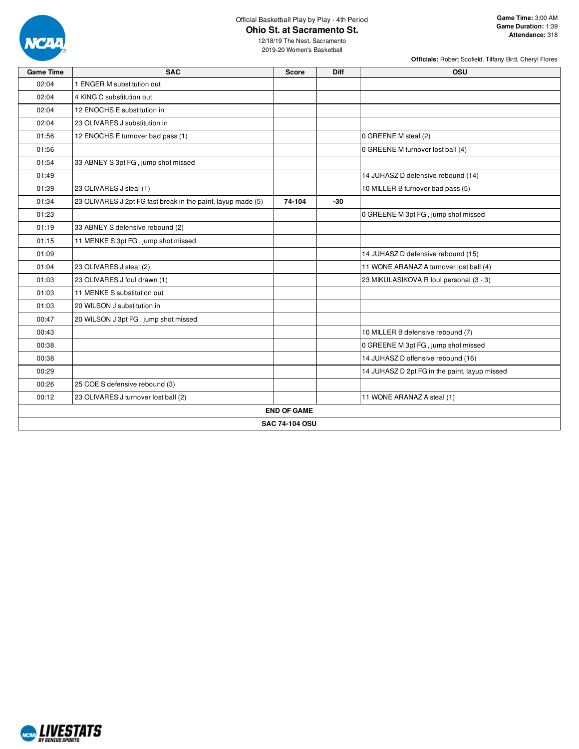Official Basketball Play by Play - 4th Period

# Ohio St. at Sacramento St.

12/18/19 The Nest, Sacramento
2019-20 Women's Basketball

**Game Time:** 3:00 AM
**Game Duration:** 1:39
**Attendance:** 318

**Officials:** Robert Scofield, Tiffany Bird, Cheryl Flores

| Game Time | SAC | Score | Diff | OSU |
|---|---|---|---|---|
| 02:04 | 1 ENGER M substitution out | | | |
| 02:04 | 4 KING C substitution out | | | |
| 02:04 | 12 ENOCHS E substitution in | | | |
| 02:04 | 23 OLIVARES J substitution in | | | |
| 01:56 | 12 ENOCHS E turnover bad pass (1) | | | 0 GREENE M steal (2) |
| 01:56 | | | | 0 GREENE M turnover lost ball (4) |
| 01:54 | 33 ABNEY S 3pt FG , jump shot missed | | | |
| 01:49 | | | | 14 JUHASZ D defensive rebound (14) |
| 01:39 | 23 OLIVARES J steal (1) | | | 10 MILLER B turnover bad pass (5) |
| 01:34 | 23 OLIVARES J 2pt FG fast break in the paint, layup made (5) | **74-104** | **-30** | |
| 01:23 | | | | 0 GREENE M 3pt FG , jump shot missed |
| 01:19 | 33 ABNEY S defensive rebound (2) | | | |
| 01:15 | 11 MENKE S 3pt FG , jump shot missed | | | |
| 01:09 | | | | 14 JUHASZ D defensive rebound (15) |
| 01:04 | 23 OLIVARES J steal (2) | | | 11 WONE ARANAZ A turnover lost ball (4) |
| 01:03 | 23 OLIVARES J foul drawn (1) | | | 23 MIKULASIKOVA R foul personal (3 - 3) |
| 01:03 | 11 MENKE S substitution out | | | |
| 01:03 | 20 WILSON J substitution in | | | |
| 00:47 | 20 WILSON J 3pt FG , jump shot missed | | | |
| 00:43 | | | | 10 MILLER B defensive rebound (7) |
| 00:38 | | | | 0 GREENE M 3pt FG , jump shot missed |
| 00:38 | | | | 14 JUHASZ D offensive rebound (16) |
| 00:29 | | | | 14 JUHASZ D 2pt FG in the paint, layup missed |
| 00:26 | 25 COE S defensive rebound (3) | | | |
| 00:12 | 23 OLIVARES J turnover lost ball (2) | | | 11 WONE ARANAZ A steal (1) |
| **END OF GAME** | | | | |
| **SAC 74-104 OSU** | | | | |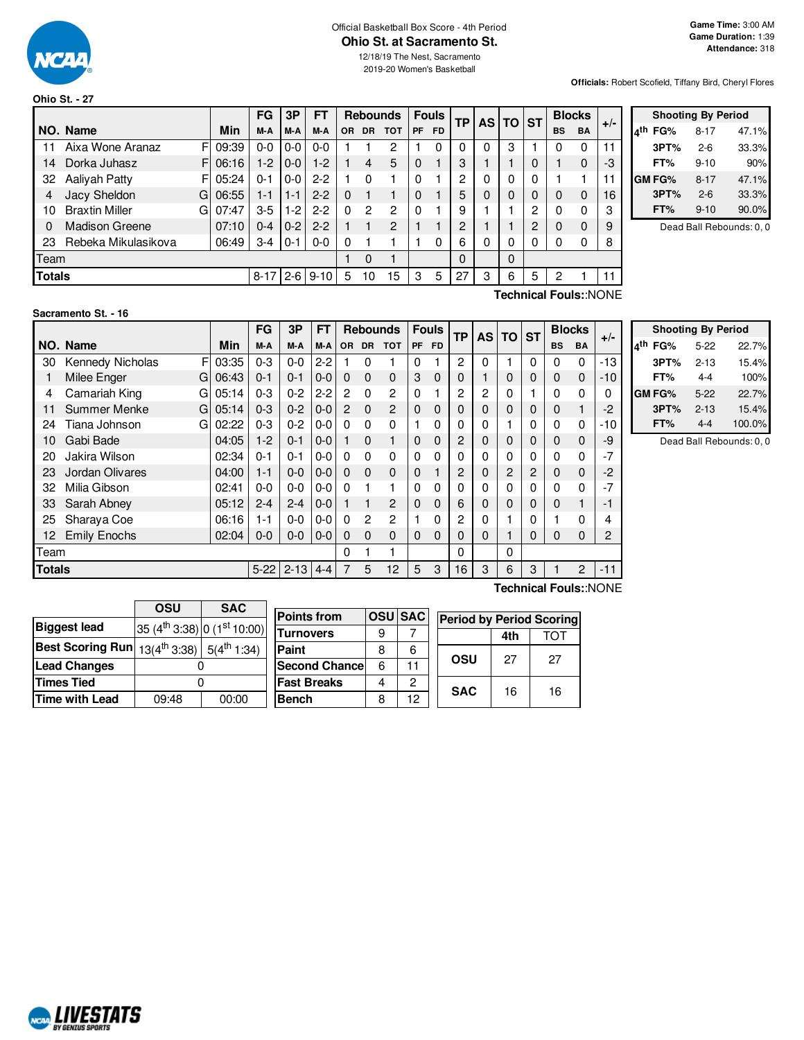Official Basketball Box Score - 4th Period

# Ohio St. at Sacramento St.

12/18/19 The Nest, Sacramento
2019-20 Women's Basketball

**Game Time:** 3:00 AM
**Game Duration:** 1:39
**Attendance:** 318

**Officials:** Robert Scofield, Tiffany Bird, Cheryl Flores

## Ohio St. - 27

| NO. | Name | | Min | FG M-A | 3P M-A | FT M-A | OR | DR | TOT | PF | FD | TP | AS | TO | ST | BS | BA | +/- |
|---|---|---|---|---|---|---|---|---|---|---|---|---|---|---|---|---|---|---|
| 11 | Aixa Wone Aranaz | F | 09:39 | 0-0 | 0-0 | 0-0 | 1 | 1 | 2 | 1 | 0 | 0 | 0 | 3 | 1 | 0 | 0 | 11 |
| 14 | Dorka Juhasz | F | 06:16 | 1-2 | 0-0 | 1-2 | 1 | 4 | 5 | 0 | 1 | 3 | 1 | 1 | 0 | 1 | 0 | -3 |
| 32 | Aaliyah Patty | F | 05:24 | 0-1 | 0-0 | 2-2 | 1 | 0 | 1 | 0 | 1 | 2 | 0 | 0 | 0 | 1 | 1 | 11 |
| 4 | Jacy Sheldon | G | 06:55 | 1-1 | 1-1 | 2-2 | 0 | 1 | 1 | 0 | 1 | 5 | 0 | 0 | 0 | 0 | 0 | 16 |
| 10 | Braxtin Miller | G | 07:47 | 3-5 | 1-2 | 2-2 | 0 | 2 | 2 | 0 | 1 | 9 | 1 | 1 | 2 | 0 | 0 | 3 |
| 0 | Madison Greene | | 07:10 | 0-4 | 0-2 | 2-2 | 1 | 1 | 2 | 1 | 1 | 2 | 1 | 1 | 2 | 0 | 0 | 9 |
| 23 | Rebeka Mikulasikova | | 06:49 | 3-4 | 0-1 | 0-0 | 0 | 1 | 1 | 1 | 0 | 6 | 0 | 0 | 0 | 0 | 0 | 8 |
| | Team | | | | | | 1 | 0 | 1 | | | 0 | | 0 | | | | |
| | **Totals** | | | 8-17 | 2-6 | 9-10 | 5 | 10 | 15 | 3 | 5 | 27 | 3 | 6 | 5 | 2 | 1 | 11 |

**Technical Fouls:**:NONE

| Shooting By Period | | |
|---|---|---|
| 4th FG% | 8-17 | 47.1% |
| 3PT% | 2-6 | 33.3% |
| FT% | 9-10 | 90% |
| GM FG% | 8-17 | 47.1% |
| 3PT% | 2-6 | 33.3% |
| FT% | 9-10 | 90.0% |

Dead Ball Rebounds: 0, 0

## Sacramento St. - 16

| NO. | Name | | Min | FG M-A | 3P M-A | FT M-A | OR | DR | TOT | PF | FD | TP | AS | TO | ST | BS | BA | +/- |
|---|---|---|---|---|---|---|---|---|---|---|---|---|---|---|---|---|---|---|
| 30 | Kennedy Nicholas | F | 03:35 | 0-3 | 0-0 | 2-2 | 1 | 0 | 1 | 0 | 1 | 2 | 0 | 1 | 0 | 0 | 0 | -13 |
| 1 | Milee Enger | G | 06:43 | 0-1 | 0-1 | 0-0 | 0 | 0 | 0 | 3 | 0 | 0 | 1 | 0 | 0 | 0 | 0 | -10 |
| 4 | Camariah King | G | 05:14 | 0-3 | 0-2 | 2-2 | 2 | 0 | 2 | 0 | 1 | 2 | 2 | 0 | 1 | 0 | 0 | 0 |
| 11 | Summer Menke | G | 05:14 | 0-3 | 0-2 | 0-0 | 2 | 0 | 2 | 0 | 0 | 0 | 0 | 0 | 0 | 0 | 1 | -2 |
| 24 | Tiana Johnson | G | 02:22 | 0-3 | 0-2 | 0-0 | 0 | 0 | 0 | 1 | 0 | 0 | 0 | 1 | 0 | 0 | 0 | -10 |
| 10 | Gabi Bade | | 04:05 | 1-2 | 0-1 | 0-0 | 1 | 0 | 1 | 0 | 0 | 2 | 0 | 0 | 0 | 0 | 0 | -9 |
| 20 | Jakira Wilson | | 02:34 | 0-1 | 0-1 | 0-0 | 0 | 0 | 0 | 0 | 0 | 0 | 0 | 0 | 0 | 0 | 0 | -7 |
| 23 | Jordan Olivares | | 04:00 | 1-1 | 0-0 | 0-0 | 0 | 0 | 0 | 0 | 1 | 2 | 0 | 2 | 2 | 0 | 0 | -2 |
| 32 | Milia Gibson | | 02:41 | 0-0 | 0-0 | 0-0 | 0 | 1 | 1 | 0 | 0 | 0 | 0 | 0 | 0 | 0 | 0 | -7 |
| 33 | Sarah Abney | | 05:12 | 2-4 | 2-4 | 0-0 | 1 | 1 | 2 | 0 | 0 | 6 | 0 | 0 | 0 | 0 | 1 | -1 |
| 25 | Sharaya Coe | | 06:16 | 1-1 | 0-0 | 0-0 | 0 | 2 | 2 | 1 | 0 | 2 | 0 | 1 | 0 | 1 | 0 | 4 |
| 12 | Emily Enochs | | 02:04 | 0-0 | 0-0 | 0-0 | 0 | 0 | 0 | 0 | 0 | 0 | 0 | 1 | 0 | 0 | 0 | 2 |
| | Team | | | | | | 0 | 1 | 1 | | | 0 | | 0 | | | | |
| | **Totals** | | | 5-22 | 2-13 | 4-4 | 7 | 5 | 12 | 5 | 3 | 16 | 3 | 6 | 3 | 1 | 2 | -11 |

**Technical Fouls:**:NONE

| Shooting By Period | | |
|---|---|---|
| 4th FG% | 5-22 | 22.7% |
| 3PT% | 2-13 | 15.4% |
| FT% | 4-4 | 100% |
| GM FG% | 5-22 | 22.7% |
| 3PT% | 2-13 | 15.4% |
| FT% | 4-4 | 100.0% |

Dead Ball Rebounds: 0, 0

| | OSU | SAC |
|---|---|---|
| **Biggest lead** | 35 (4th 3:38) | 0 (1st 10:00) |
| **Best Scoring Run** | 13(4th 3:38) | 5(4th 1:34) |
| **Lead Changes** | 0 | |
| **Times Tied** | 0 | |
| **Time with Lead** | 09:48 | 00:00 |

| Points from | OSU | SAC |
|---|---|---|
| Turnovers | 9 | 7 |
| Paint | 8 | 6 |
| Second Chance | 6 | 11 |
| Fast Breaks | 4 | 2 |
| Bench | 8 | 12 |

| Period by Period Scoring | 4th | TOT |
|---|---|---|
| OSU | 27 | 27 |
| SAC | 16 | 16 |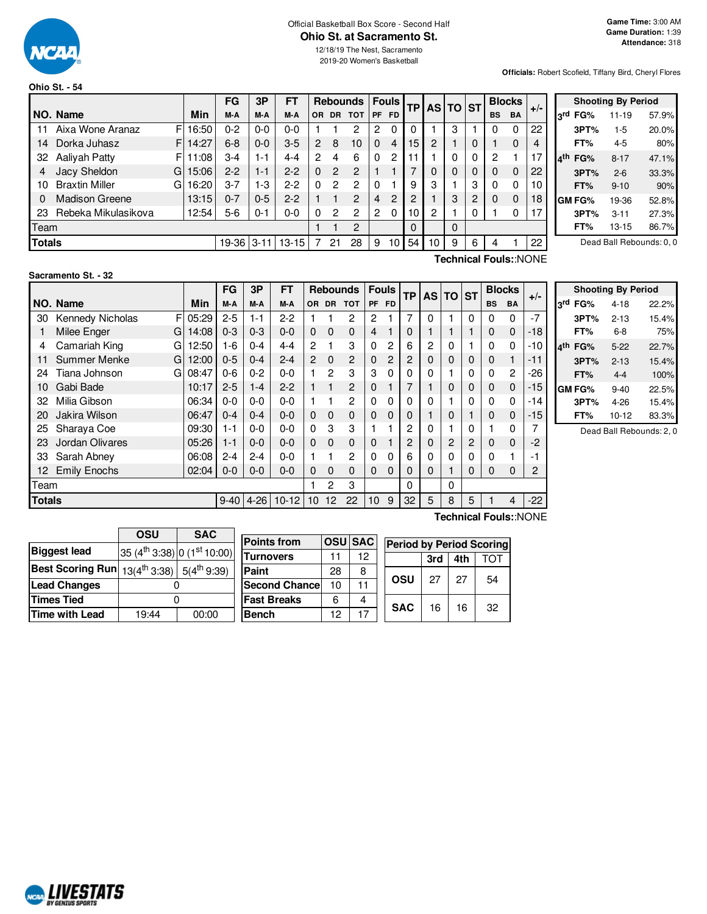Official Basketball Box Score - Second Half

# Ohio St. at Sacramento St.

12/18/19 The Nest, Sacramento

2019-20 Women's Basketball

Game Time: 3:00 AM
Game Duration: 1:39
Attendance: 318

Officials: Robert Scofield, Tiffany Bird, Cheryl Flores

## Ohio St. - 54

| NO. | Name | | Min | FG M-A | 3P M-A | FT M-A | OR | DR | TOT | PF | FD | TP | AS | TO | ST | BS | BA | +/- |
|---|---|---|---|---|---|---|---|---|---|---|---|---|---|---|---|---|---|---|
| 11 | Aixa Wone Aranaz | F | 16:50 | 0-2 | 0-0 | 0-0 | 1 | 1 | 2 | 2 | 0 | 0 | 1 | 3 | 1 | 0 | 0 | 22 |
| 14 | Dorka Juhasz | F | 14:27 | 6-8 | 0-0 | 3-5 | 2 | 8 | 10 | 0 | 4 | 15 | 2 | 1 | 0 | 1 | 0 | 4 |
| 32 | Aaliyah Patty | F | 11:08 | 3-4 | 1-1 | 4-4 | 2 | 4 | 6 | 0 | 2 | 11 | 1 | 0 | 0 | 2 | 1 | 17 |
| 4 | Jacy Sheldon | G | 15:06 | 2-2 | 1-1 | 2-2 | 0 | 2 | 2 | 1 | 1 | 7 | 0 | 0 | 0 | 0 | 0 | 22 |
| 10 | Braxtin Miller | G | 16:20 | 3-7 | 1-3 | 2-2 | 0 | 2 | 2 | 0 | 1 | 9 | 3 | 1 | 3 | 0 | 0 | 10 |
| 0 | Madison Greene | | 13:15 | 0-7 | 0-5 | 2-2 | 1 | 1 | 2 | 4 | 2 | 2 | 1 | 3 | 2 | 0 | 0 | 18 |
| 23 | Rebeka Mikulasikova | | 12:54 | 5-6 | 0-1 | 0-0 | 0 | 2 | 2 | 2 | 0 | 10 | 2 | 1 | 0 | 1 | 0 | 17 |
| Team | | | | | | | 1 | 1 | 2 | | | 0 | | 0 | | | | |
| Totals | | | | 19-36 | 3-11 | 13-15 | 7 | 21 | 28 | 9 | 10 | 54 | 10 | 9 | 6 | 4 | 1 | 22 |

Technical Fouls::NONE

| Shooting By Period | | | |
|---|---|---|---|
| 3rd | FG% | 11-19 | 57.9% |
| | 3PT% | 1-5 | 20.0% |
| | FT% | 4-5 | 80% |
| 4th | FG% | 8-17 | 47.1% |
| | 3PT% | 2-6 | 33.3% |
| | FT% | 9-10 | 90% |
| GM | FG% | 19-36 | 52.8% |
| | 3PT% | 3-11 | 27.3% |
| | FT% | 13-15 | 86.7% |

Dead Ball Rebounds: 0, 0

## Sacramento St. - 32

| NO. | Name | | Min | FG M-A | 3P M-A | FT M-A | OR | DR | TOT | PF | FD | TP | AS | TO | ST | BS | BA | +/- |
|---|---|---|---|---|---|---|---|---|---|---|---|---|---|---|---|---|---|---|
| 30 | Kennedy Nicholas | F | 05:29 | 2-5 | 1-1 | 2-2 | 1 | 1 | 2 | 2 | 1 | 7 | 0 | 1 | 0 | 0 | 0 | -7 |
| 1 | Milee Enger | G | 14:08 | 0-3 | 0-3 | 0-0 | 0 | 0 | 0 | 4 | 1 | 0 | 1 | 1 | 1 | 0 | 0 | -18 |
| 4 | Camariah King | G | 12:50 | 1-6 | 0-4 | 4-4 | 2 | 1 | 3 | 0 | 2 | 6 | 2 | 0 | 1 | 0 | 0 | -10 |
| 11 | Summer Menke | G | 12:00 | 0-5 | 0-4 | 2-4 | 2 | 0 | 2 | 0 | 2 | 2 | 0 | 0 | 0 | 0 | 1 | -11 |
| 24 | Tiana Johnson | G | 08:47 | 0-6 | 0-2 | 0-0 | 1 | 2 | 3 | 3 | 0 | 0 | 0 | 1 | 0 | 0 | 2 | -26 |
| 10 | Gabi Bade | | 10:17 | 2-5 | 1-4 | 2-2 | 1 | 1 | 2 | 0 | 1 | 7 | 1 | 0 | 0 | 0 | 0 | -15 |
| 32 | Milia Gibson | | 06:34 | 0-0 | 0-0 | 0-0 | 1 | 1 | 2 | 0 | 0 | 0 | 0 | 1 | 0 | 0 | 0 | -14 |
| 20 | Jakira Wilson | | 06:47 | 0-4 | 0-4 | 0-0 | 0 | 0 | 0 | 0 | 0 | 0 | 1 | 0 | 1 | 0 | 0 | -15 |
| 25 | Sharaya Coe | | 09:30 | 1-1 | 0-0 | 0-0 | 0 | 3 | 3 | 1 | 1 | 2 | 0 | 1 | 0 | 1 | 0 | 7 |
| 23 | Jordan Olivares | | 05:26 | 1-1 | 0-0 | 0-0 | 0 | 0 | 0 | 0 | 1 | 2 | 0 | 2 | 2 | 0 | 0 | -2 |
| 33 | Sarah Abney | | 06:08 | 2-4 | 2-4 | 0-0 | 1 | 1 | 2 | 0 | 0 | 6 | 0 | 0 | 0 | 0 | 1 | -1 |
| 12 | Emily Enochs | | 02:04 | 0-0 | 0-0 | 0-0 | 0 | 0 | 0 | 0 | 0 | 0 | 0 | 1 | 0 | 0 | 0 | 2 |
| Team | | | | | | | 1 | 2 | 3 | | | 0 | | 0 | | | | |
| Totals | | | | 9-40 | 4-26 | 10-12 | 10 | 12 | 22 | 10 | 9 | 32 | 5 | 8 | 5 | 1 | 4 | -22 |

Technical Fouls::NONE

| Shooting By Period | | | |
|---|---|---|---|
| 3rd | FG% | 4-18 | 22.2% |
| | 3PT% | 2-13 | 15.4% |
| | FT% | 6-8 | 75% |
| 4th | FG% | 5-22 | 22.7% |
| | 3PT% | 2-13 | 15.4% |
| | FT% | 4-4 | 100% |
| GM | FG% | 9-40 | 22.5% |
| | 3PT% | 4-26 | 15.4% |
| | FT% | 10-12 | 83.3% |

Dead Ball Rebounds: 2, 0

| | OSU | SAC |
|---|---|---|
| Biggest lead | 35 (4th 3:38) | 0 (1st 10:00) |
| Best Scoring Run | 13(4th 3:38) | 5(4th 9:39) |
| Lead Changes | 0 | |
| Times Tied | 0 | |
| Time with Lead | 19:44 | 00:00 |

| Points from | OSU | SAC |
|---|---|---|
| Turnovers | 11 | 12 |
| Paint | 28 | 8 |
| Second Chance | 10 | 11 |
| Fast Breaks | 6 | 4 |
| Bench | 12 | 17 |

| Period by Period Scoring | 3rd | 4th | TOT |
|---|---|---|---|
| OSU | 27 | 27 | 54 |
| SAC | 16 | 16 | 32 |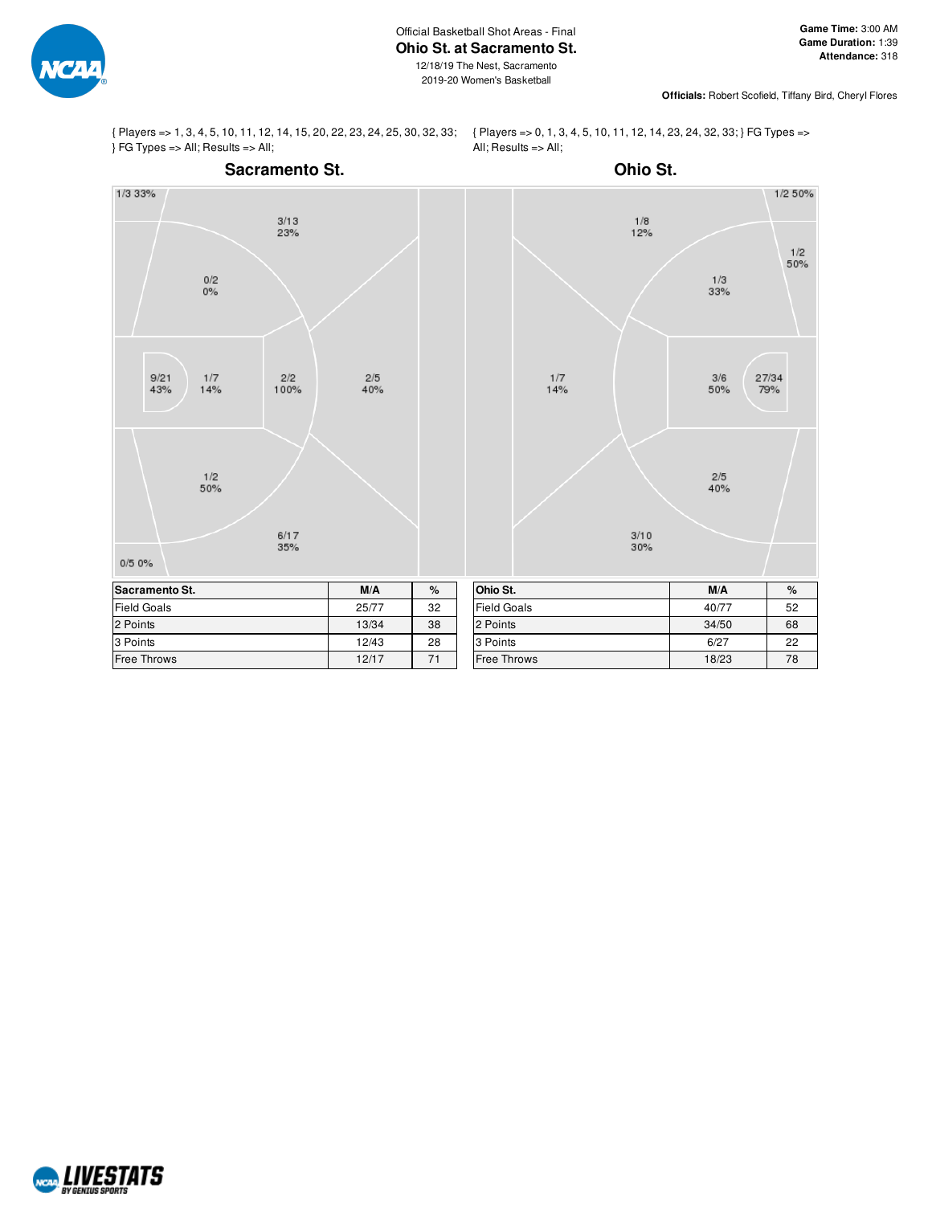Official Basketball Shot Areas - Final

# Ohio St. at Sacramento St.

12/18/19 The Nest, Sacramento
2019-20 Women's Basketball

**Game Time:** 3:00 AM
**Game Duration:** 1:39
**Attendance:** 318

**Officials:** Robert Scofield, Tiffany Bird, Cheryl Flores

{ Players => 1, 3, 4, 5, 10, 11, 12, 14, 15, 20, 22, 23, 24, 25, 30, 32, 33; } FG Types => All; Results => All;

{ Players => 0, 1, 3, 4, 5, 10, 11, 12, 14, 23, 24, 32, 33; } FG Types => All; Results => All;

## Sacramento St.

1/3 33%
3/13 23%
0/2 0%
9/21 43%
1/7 14%
2/2 100%
2/5 40%
1/2 50%
6/17 35%
0/5 0%

## Ohio St.

1/2 50%
1/8 12%
1/2 50%
1/3 33%
1/7 14%
3/6 50%
27/34 79%
2/5 40%
3/10 30%

| Sacramento St. | M/A | % |
|---|---|---|
| Field Goals | 25/77 | 32 |
| 2 Points | 13/34 | 38 |
| 3 Points | 12/43 | 28 |
| Free Throws | 12/17 | 71 |

| Ohio St. | M/A | % |
|---|---|---|
| Field Goals | 40/77 | 52 |
| 2 Points | 34/50 | 68 |
| 3 Points | 6/27 | 22 |
| Free Throws | 18/23 | 78 |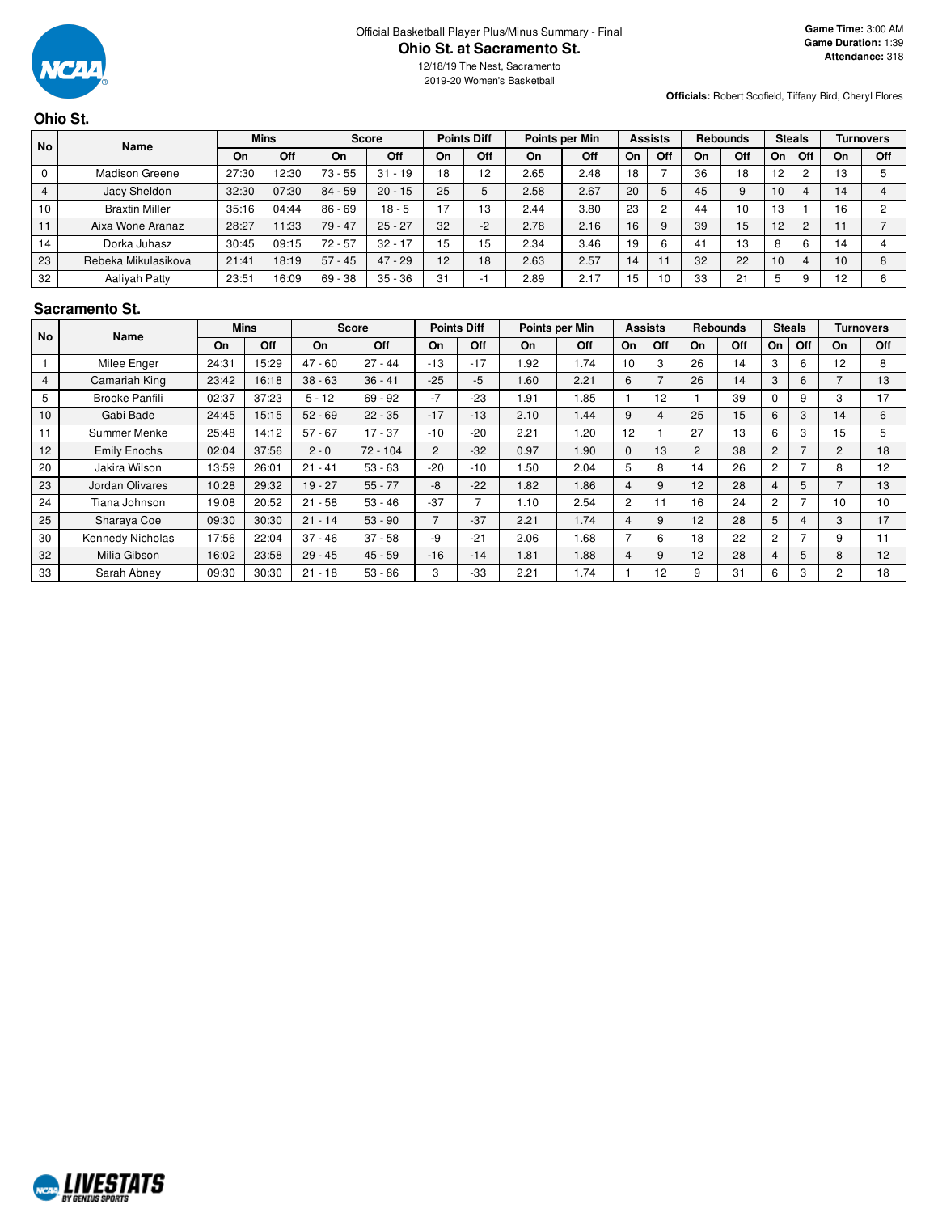Official Basketball Player Plus/Minus Summary - Final

# Ohio St. at Sacramento St.

12/18/19 The Nest, Sacramento
2019-20 Women's Basketball

**Game Time:** 3:00 AM
**Game Duration:** 1:39
**Attendance:** 318

**Officials:** Robert Scofield, Tiffany Bird, Cheryl Flores

## Ohio St.

| No | Name | Mins | | Score | | Points Diff | | Points per Min | | Assists | | Rebounds | | Steals | | Turnovers | |
|---|---|---|---|---|---|---|---|---|---|---|---|---|---|---|---|---|---|
| | | On | Off | On | Off | On | Off | On | Off | On | Off | On | Off | On | Off | On | Off |
| 0 | Madison Greene | 27:30 | 12:30 | 73 - 55 | 31 - 19 | 18 | 12 | 2.65 | 2.48 | 18 | 7 | 36 | 18 | 12 | 2 | 13 | 5 |
| 4 | Jacy Sheldon | 32:30 | 07:30 | 84 - 59 | 20 - 15 | 25 | 5 | 2.58 | 2.67 | 20 | 5 | 45 | 9 | 10 | 4 | 14 | 4 |
| 10 | Braxtin Miller | 35:16 | 04:44 | 86 - 69 | 18 - 5 | 17 | 13 | 2.44 | 3.80 | 23 | 2 | 44 | 10 | 13 | 1 | 16 | 2 |
| 11 | Aixa Wone Aranaz | 28:27 | 11:33 | 79 - 47 | 25 - 27 | 32 | -2 | 2.78 | 2.16 | 16 | 9 | 39 | 15 | 12 | 2 | 11 | 7 |
| 14 | Dorka Juhasz | 30:45 | 09:15 | 72 - 57 | 32 - 17 | 15 | 15 | 2.34 | 3.46 | 19 | 6 | 41 | 13 | 8 | 6 | 14 | 4 |
| 23 | Rebeka Mikulasikova | 21:41 | 18:19 | 57 - 45 | 47 - 29 | 12 | 18 | 2.63 | 2.57 | 14 | 11 | 32 | 22 | 10 | 4 | 10 | 8 |
| 32 | Aaliyah Patty | 23:51 | 16:09 | 69 - 38 | 35 - 36 | 31 | -1 | 2.89 | 2.17 | 15 | 10 | 33 | 21 | 5 | 9 | 12 | 6 |

## Sacramento St.

| No | Name | Mins | | Score | | Points Diff | | Points per Min | | Assists | | Rebounds | | Steals | | Turnovers | |
|---|---|---|---|---|---|---|---|---|---|---|---|---|---|---|---|---|---|
| | | On | Off | On | Off | On | Off | On | Off | On | Off | On | Off | On | Off | On | Off |
| 1 | Milee Enger | 24:31 | 15:29 | 47 - 60 | 27 - 44 | -13 | -17 | 1.92 | 1.74 | 10 | 3 | 26 | 14 | 3 | 6 | 12 | 8 |
| 4 | Camariah King | 23:42 | 16:18 | 38 - 63 | 36 - 41 | -25 | -5 | 1.60 | 2.21 | 6 | 7 | 26 | 14 | 3 | 6 | 7 | 13 |
| 5 | Brooke Panfili | 02:37 | 37:23 | 5 - 12 | 69 - 92 | -7 | -23 | 1.91 | 1.85 | 1 | 12 | 1 | 39 | 0 | 9 | 3 | 17 |
| 10 | Gabi Bade | 24:45 | 15:15 | 52 - 69 | 22 - 35 | -17 | -13 | 2.10 | 1.44 | 9 | 4 | 25 | 15 | 6 | 3 | 14 | 6 |
| 11 | Summer Menke | 25:48 | 14:12 | 57 - 67 | 17 - 37 | -10 | -20 | 2.21 | 1.20 | 12 | 1 | 27 | 13 | 6 | 3 | 15 | 5 |
| 12 | Emily Enochs | 02:04 | 37:56 | 2 - 0 | 72 - 104 | 2 | -32 | 0.97 | 1.90 | 0 | 13 | 2 | 38 | 2 | 7 | 2 | 18 |
| 20 | Jakira Wilson | 13:59 | 26:01 | 21 - 41 | 53 - 63 | -20 | -10 | 1.50 | 2.04 | 5 | 8 | 14 | 26 | 2 | 7 | 8 | 12 |
| 23 | Jordan Olivares | 10:28 | 29:32 | 19 - 27 | 55 - 77 | -8 | -22 | 1.82 | 1.86 | 4 | 9 | 12 | 28 | 4 | 5 | 7 | 13 |
| 24 | Tiana Johnson | 19:08 | 20:52 | 21 - 58 | 53 - 46 | -37 | 7 | 1.10 | 2.54 | 2 | 11 | 16 | 24 | 2 | 7 | 10 | 10 |
| 25 | Sharaya Coe | 09:30 | 30:30 | 21 - 14 | 53 - 90 | 7 | -37 | 2.21 | 1.74 | 4 | 9 | 12 | 28 | 5 | 4 | 3 | 17 |
| 30 | Kennedy Nicholas | 17:56 | 22:04 | 37 - 46 | 37 - 58 | -9 | -21 | 2.06 | 1.68 | 7 | 6 | 18 | 22 | 2 | 7 | 9 | 11 |
| 32 | Milia Gibson | 16:02 | 23:58 | 29 - 45 | 45 - 59 | -16 | -14 | 1.81 | 1.88 | 4 | 9 | 12 | 28 | 4 | 5 | 8 | 12 |
| 33 | Sarah Abney | 09:30 | 30:30 | 21 - 18 | 53 - 86 | 3 | -33 | 2.21 | 1.74 | 1 | 12 | 9 | 31 | 6 | 3 | 2 | 18 |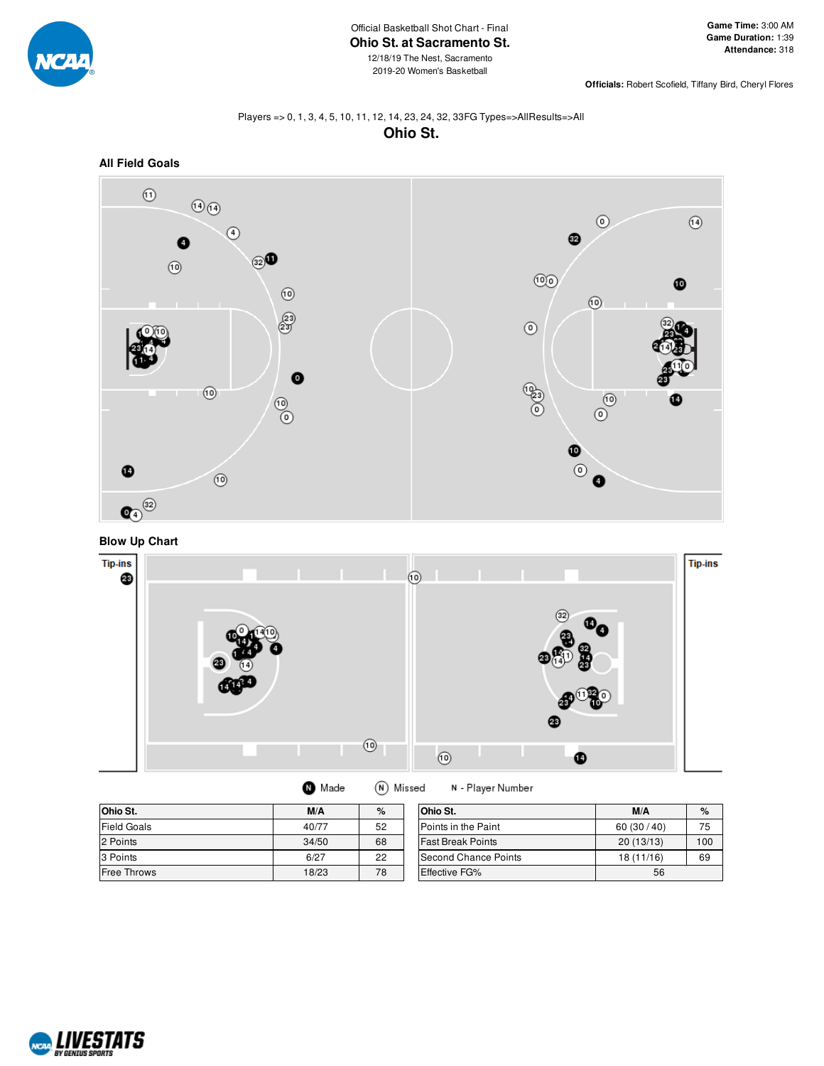Official Basketball Shot Chart - Final

# Ohio St. at Sacramento St.

12/18/19 The Nest, Sacramento

2019-20 Women's Basketball

**Game Time:** 3:00 AM
**Game Duration:** 1:39
**Attendance:** 318

**Officials:** Robert Scofield, Tiffany Bird, Cheryl Flores

Players => 0, 1, 3, 4, 5, 10, 11, 12, 14, 23, 24, 32, 33FG Types=>AllResults=>All

## Ohio St.

### All Field Goals

### Blow Up Chart

Tip-ins

Tip-ins

Made Missed N - Player Number

| Ohio St. | M/A | % |
|---|---|---|
| Field Goals | 40/77 | 52 |
| 2 Points | 34/50 | 68 |
| 3 Points | 6/27 | 22 |
| Free Throws | 18/23 | 78 |

| Ohio St. | M/A | % |
|---|---|---|
| Points in the Paint | 60 (30 / 40) | 75 |
| Fast Break Points | 20 (13/13) | 100 |
| Second Chance Points | 18 (11/16) | 69 |
| Effective FG% | 56 | |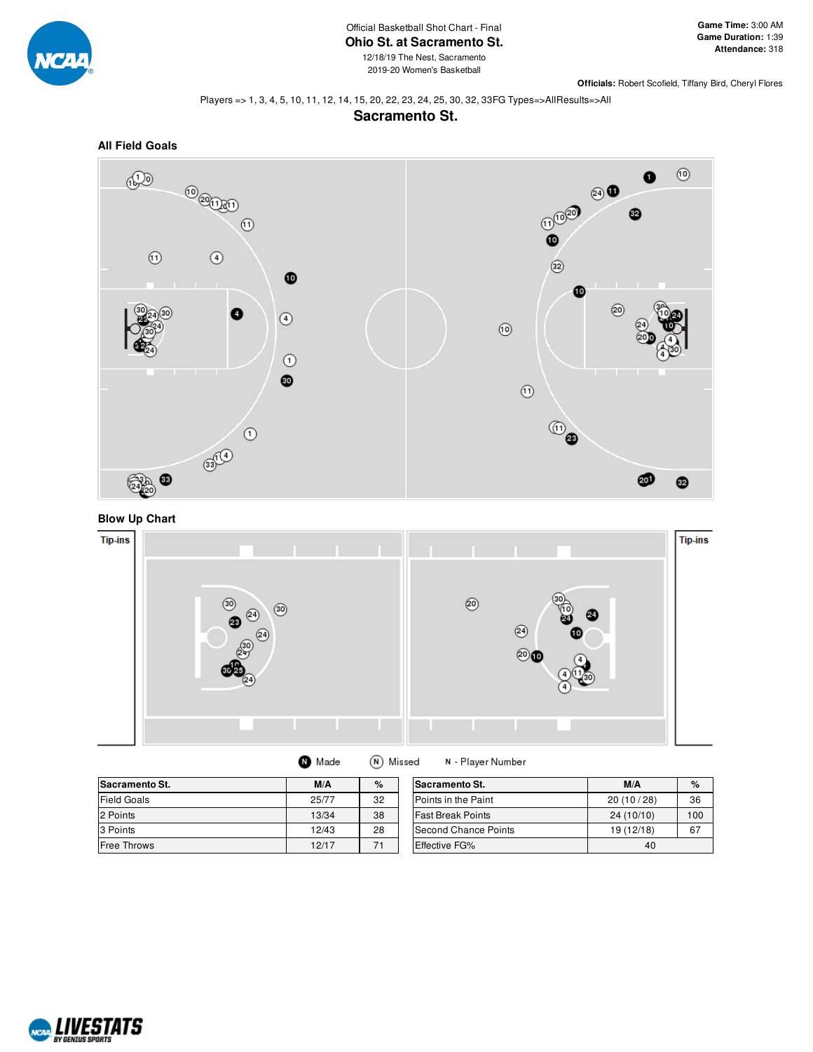Official Basketball Shot Chart - Final

# Ohio St. at Sacramento St.

12/18/19 The Nest, Sacramento
2019-20 Women's Basketball

**Game Time:** 3:00 AM
**Game Duration:** 1:39
**Attendance:** 318

**Officials:** Robert Scofield, Tiffany Bird, Cheryl Flores

Players => 1, 3, 4, 5, 10, 11, 12, 14, 15, 20, 22, 23, 24, 25, 30, 32, 33FG Types=>AllResults=>All

## Sacramento St.

### All Field Goals

### Blow Up Chart

Tip-ins

Tip-ins

Made  Missed  N - Player Number

| Sacramento St. | M/A | % |
|---|---|---|
| Field Goals | 25/77 | 32 |
| 2 Points | 13/34 | 38 |
| 3 Points | 12/43 | 28 |
| Free Throws | 12/17 | 71 |

| Sacramento St. | M/A | % |
|---|---|---|
| Points in the Paint | 20 (10 / 28) | 36 |
| Fast Break Points | 24 (10/10) | 100 |
| Second Chance Points | 19 (12/18) | 67 |
| Effective FG% | 40 | |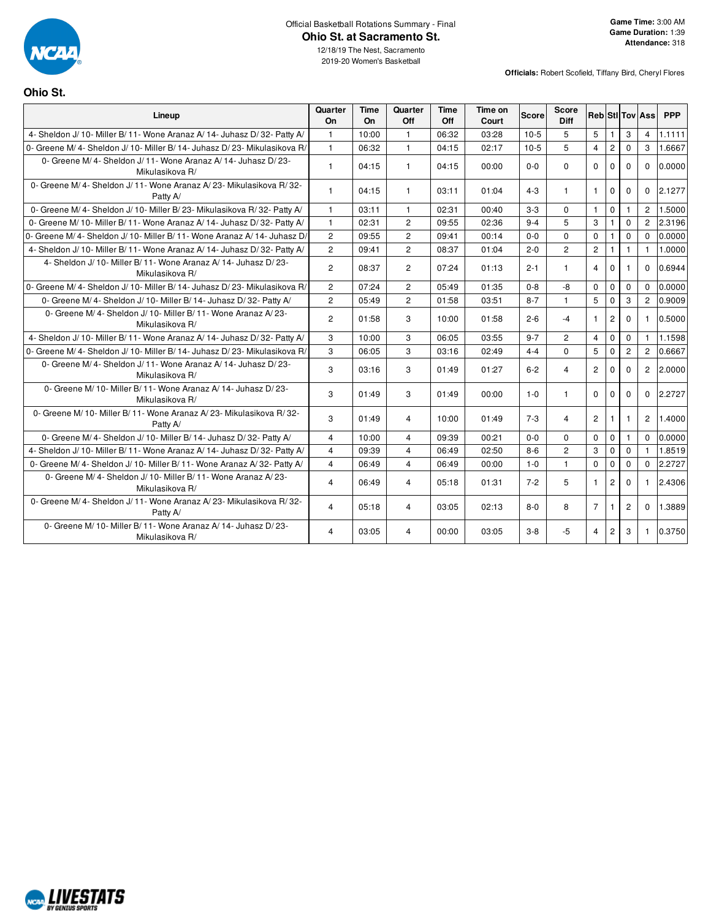Official Basketball Rotations Summary - Final

# Ohio St. at Sacramento St.

12/18/19 The Nest, Sacramento
2019-20 Women's Basketball

**Game Time:** 3:00 AM
**Game Duration:** 1:39
**Attendance:** 318

**Officials:** Robert Scofield, Tiffany Bird, Cheryl Flores

## Ohio St.

| Lineup | Quarter On | Time On | Quarter Off | Time Off | Time on Court | Score | Score Diff | Reb | Stl | Tov | Ass | PPP |
|---|---|---|---|---|---|---|---|---|---|---|---|---|
| 4- Sheldon J/ 10- Miller B/ 11- Wone Aranaz A/ 14- Juhasz D/ 32- Patty A/ | 1 | 10:00 | 1 | 06:32 | 03:28 | 10-5 | 5 | 5 | 1 | 3 | 4 | 1.1111 |
| 0- Greene M/ 4- Sheldon J/ 10- Miller B/ 14- Juhasz D/ 23- Mikulasikova R/ | 1 | 06:32 | 1 | 04:15 | 02:17 | 10-5 | 5 | 4 | 2 | 0 | 3 | 1.6667 |
| 0- Greene M/ 4- Sheldon J/ 11- Wone Aranaz A/ 14- Juhasz D/ 23- Mikulasikova R/ | 1 | 04:15 | 1 | 04:15 | 00:00 | 0-0 | 0 | 0 | 0 | 0 | 0 | 0.0000 |
| 0- Greene M/ 4- Sheldon J/ 11- Wone Aranaz A/ 23- Mikulasikova R/ 32- Patty A/ | 1 | 04:15 | 1 | 03:11 | 01:04 | 4-3 | 1 | 1 | 0 | 0 | 0 | 2.1277 |
| 0- Greene M/ 4- Sheldon J/ 10- Miller B/ 23- Mikulasikova R/ 32- Patty A/ | 1 | 03:11 | 1 | 02:31 | 00:40 | 3-3 | 0 | 1 | 0 | 1 | 2 | 1.5000 |
| 0- Greene M/ 10- Miller B/ 11- Wone Aranaz A/ 14- Juhasz D/ 32- Patty A/ | 1 | 02:31 | 2 | 09:55 | 02:36 | 9-4 | 5 | 3 | 1 | 0 | 2 | 2.3196 |
| 0- Greene M/ 4- Sheldon J/ 10- Miller B/ 11- Wone Aranaz A/ 14- Juhasz D/ | 2 | 09:55 | 2 | 09:41 | 00:14 | 0-0 | 0 | 0 | 1 | 0 | 0 | 0.0000 |
| 4- Sheldon J/ 10- Miller B/ 11- Wone Aranaz A/ 14- Juhasz D/ 32- Patty A/ | 2 | 09:41 | 2 | 08:37 | 01:04 | 2-0 | 2 | 2 | 1 | 1 | 1 | 1.0000 |
| 4- Sheldon J/ 10- Miller B/ 11- Wone Aranaz A/ 14- Juhasz D/ 23- Mikulasikova R/ | 2 | 08:37 | 2 | 07:24 | 01:13 | 2-1 | 1 | 4 | 0 | 1 | 0 | 0.6944 |
| 0- Greene M/ 4- Sheldon J/ 10- Miller B/ 14- Juhasz D/ 23- Mikulasikova R/ | 2 | 07:24 | 2 | 05:49 | 01:35 | 0-8 | -8 | 0 | 0 | 0 | 0 | 0.0000 |
| 0- Greene M/ 4- Sheldon J/ 10- Miller B/ 14- Juhasz D/ 32- Patty A/ | 2 | 05:49 | 2 | 01:58 | 03:51 | 8-7 | 1 | 5 | 0 | 3 | 2 | 0.9009 |
| 0- Greene M/ 4- Sheldon J/ 10- Miller B/ 11- Wone Aranaz A/ 23- Mikulasikova R/ | 2 | 01:58 | 3 | 10:00 | 01:58 | 2-6 | -4 | 1 | 2 | 0 | 1 | 0.5000 |
| 4- Sheldon J/ 10- Miller B/ 11- Wone Aranaz A/ 14- Juhasz D/ 32- Patty A/ | 3 | 10:00 | 3 | 06:05 | 03:55 | 9-7 | 2 | 4 | 0 | 0 | 1 | 1.1598 |
| 0- Greene M/ 4- Sheldon J/ 10- Miller B/ 14- Juhasz D/ 23- Mikulasikova R/ | 3 | 06:05 | 3 | 03:16 | 02:49 | 4-4 | 0 | 5 | 0 | 2 | 2 | 0.6667 |
| 0- Greene M/ 4- Sheldon J/ 11- Wone Aranaz A/ 14- Juhasz D/ 23- Mikulasikova R/ | 3 | 03:16 | 3 | 01:49 | 01:27 | 6-2 | 4 | 2 | 0 | 0 | 2 | 2.0000 |
| 0- Greene M/ 10- Miller B/ 11- Wone Aranaz A/ 14- Juhasz D/ 23- Mikulasikova R/ | 3 | 01:49 | 3 | 01:49 | 00:00 | 1-0 | 1 | 0 | 0 | 0 | 0 | 2.2727 |
| 0- Greene M/ 10- Miller B/ 11- Wone Aranaz A/ 23- Mikulasikova R/ 32- Patty A/ | 3 | 01:49 | 4 | 10:00 | 01:49 | 7-3 | 4 | 2 | 1 | 1 | 2 | 1.4000 |
| 0- Greene M/ 4- Sheldon J/ 10- Miller B/ 14- Juhasz D/ 32- Patty A/ | 4 | 10:00 | 4 | 09:39 | 00:21 | 0-0 | 0 | 0 | 0 | 1 | 0 | 0.0000 |
| 4- Sheldon J/ 10- Miller B/ 11- Wone Aranaz A/ 14- Juhasz D/ 32- Patty A/ | 4 | 09:39 | 4 | 06:49 | 02:50 | 8-6 | 2 | 3 | 0 | 0 | 1 | 1.8519 |
| 0- Greene M/ 4- Sheldon J/ 10- Miller B/ 11- Wone Aranaz A/ 32- Patty A/ | 4 | 06:49 | 4 | 06:49 | 00:00 | 1-0 | 1 | 0 | 0 | 0 | 0 | 2.2727 |
| 0- Greene M/ 4- Sheldon J/ 10- Miller B/ 11- Wone Aranaz A/ 23- Mikulasikova R/ | 4 | 06:49 | 4 | 05:18 | 01:31 | 7-2 | 5 | 1 | 2 | 0 | 1 | 2.4306 |
| 0- Greene M/ 4- Sheldon J/ 11- Wone Aranaz A/ 23- Mikulasikova R/ 32- Patty A/ | 4 | 05:18 | 4 | 03:05 | 02:13 | 8-0 | 8 | 7 | 1 | 2 | 0 | 1.3889 |
| 0- Greene M/ 10- Miller B/ 11- Wone Aranaz A/ 14- Juhasz D/ 23- Mikulasikova R/ | 4 | 03:05 | 4 | 00:00 | 03:05 | 3-8 | -5 | 4 | 2 | 3 | 1 | 0.3750 |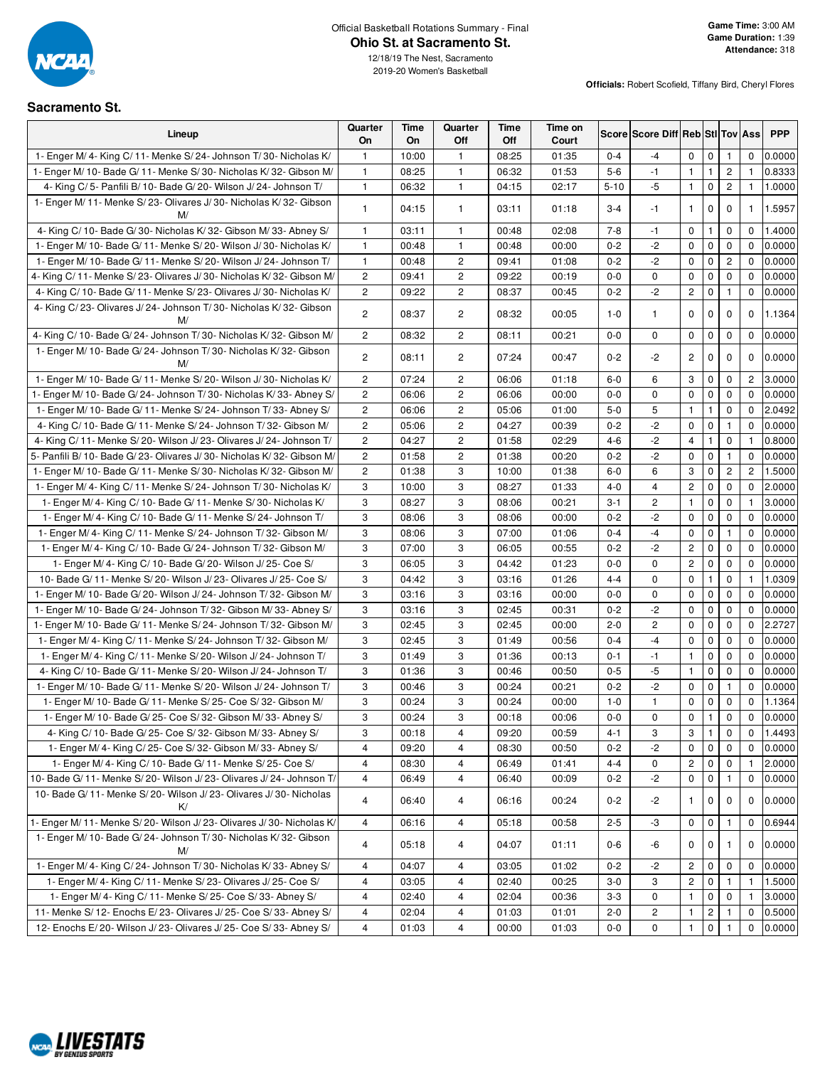Official Basketball Rotations Summary - Final

# Ohio St. at Sacramento St.

12/18/19 The Nest, Sacramento
2019-20 Women's Basketball

**Game Time:** 3:00 AM
**Game Duration:** 1:39
**Attendance:** 318

**Officials:** Robert Scofield, Tiffany Bird, Cheryl Flores

## Sacramento St.

| Lineup | Quarter On | Time On | Quarter Off | Time Off | Time on Court | Score | Score Diff | Reb | Stl | Tov | Ass | PPP |
|---|---|---|---|---|---|---|---|---|---|---|---|---|
| 1- Enger M/ 4- King C/ 11- Menke S/ 24- Johnson T/ 30- Nicholas K/ | 1 | 10:00 | 1 | 08:25 | 01:35 | 0-4 | -4 | 0 | 0 | 1 | 0 | 0.0000 |
| 1- Enger M/ 10- Bade G/ 11- Menke S/ 30- Nicholas K/ 32- Gibson M/ | 1 | 08:25 | 1 | 06:32 | 01:53 | 5-6 | -1 | 1 | 1 | 2 | 1 | 0.8333 |
| 4- King C/ 5- Panfili B/ 10- Bade G/ 20- Wilson J/ 24- Johnson T/ | 1 | 06:32 | 1 | 04:15 | 02:17 | 5-10 | -5 | 1 | 0 | 2 | 1 | 1.0000 |
| 1- Enger M/ 11- Menke S/ 23- Olivares J/ 30- Nicholas K/ 32- Gibson M/ | 1 | 04:15 | 1 | 03:11 | 01:18 | 3-4 | -1 | 1 | 0 | 0 | 1 | 1.5957 |
| 4- King C/ 10- Bade G/ 30- Nicholas K/ 32- Gibson M/ 33- Abney S/ | 1 | 03:11 | 1 | 00:48 | 02:08 | 7-8 | -1 | 0 | 1 | 0 | 0 | 1.4000 |
| 1- Enger M/ 10- Bade G/ 11- Menke S/ 20- Wilson J/ 30- Nicholas K/ | 1 | 00:48 | 1 | 00:48 | 00:00 | 0-2 | -2 | 0 | 0 | 0 | 0 | 0.0000 |
| 1- Enger M/ 10- Bade G/ 11- Menke S/ 20- Wilson J/ 24- Johnson T/ | 1 | 00:48 | 2 | 09:41 | 01:08 | 0-2 | -2 | 0 | 0 | 2 | 0 | 0.0000 |
| 4- King C/ 11- Menke S/ 23- Olivares J/ 30- Nicholas K/ 32- Gibson M/ | 2 | 09:41 | 2 | 09:22 | 00:19 | 0-0 | 0 | 0 | 0 | 0 | 0 | 0.0000 |
| 4- King C/ 10- Bade G/ 11- Menke S/ 23- Olivares J/ 30- Nicholas K/ | 2 | 09:22 | 2 | 08:37 | 00:45 | 0-2 | -2 | 2 | 0 | 1 | 0 | 0.0000 |
| 4- King C/ 23- Olivares J/ 24- Johnson T/ 30- Nicholas K/ 32- Gibson M/ | 2 | 08:37 | 2 | 08:32 | 00:05 | 1-0 | 1 | 0 | 0 | 0 | 0 | 1.1364 |
| 4- King C/ 10- Bade G/ 24- Johnson T/ 30- Nicholas K/ 32- Gibson M/ | 2 | 08:32 | 2 | 08:11 | 00:21 | 0-0 | 0 | 0 | 0 | 0 | 0 | 0.0000 |
| 1- Enger M/ 10- Bade G/ 24- Johnson T/ 30- Nicholas K/ 32- Gibson M/ | 2 | 08:11 | 2 | 07:24 | 00:47 | 0-2 | -2 | 2 | 0 | 0 | 0 | 0.0000 |
| 1- Enger M/ 10- Bade G/ 11- Menke S/ 20- Wilson J/ 30- Nicholas K/ | 2 | 07:24 | 2 | 06:06 | 01:18 | 6-0 | 6 | 3 | 0 | 0 | 2 | 3.0000 |
| 1- Enger M/ 10- Bade G/ 24- Johnson T/ 30- Nicholas K/ 33- Abney S/ | 2 | 06:06 | 2 | 06:06 | 00:00 | 0-0 | 0 | 0 | 0 | 0 | 0 | 0.0000 |
| 1- Enger M/ 10- Bade G/ 11- Menke S/ 24- Johnson T/ 33- Abney S/ | 2 | 06:06 | 2 | 05:06 | 01:00 | 5-0 | 5 | 1 | 1 | 0 | 0 | 2.0492 |
| 4- King C/ 10- Bade G/ 11- Menke S/ 24- Johnson T/ 32- Gibson M/ | 2 | 05:06 | 2 | 04:27 | 00:39 | 0-2 | -2 | 0 | 0 | 1 | 0 | 0.0000 |
| 4- King C/ 11- Menke S/ 20- Wilson J/ 23- Olivares J/ 24- Johnson T/ | 2 | 04:27 | 2 | 01:58 | 02:29 | 4-6 | -2 | 4 | 1 | 0 | 1 | 0.8000 |
| 5- Panfili B/ 10- Bade G/ 23- Olivares J/ 30- Nicholas K/ 32- Gibson M/ | 2 | 01:58 | 2 | 01:38 | 00:20 | 0-2 | -2 | 0 | 0 | 1 | 0 | 0.0000 |
| 1- Enger M/ 10- Bade G/ 11- Menke S/ 30- Nicholas K/ 32- Gibson M/ | 2 | 01:38 | 3 | 10:00 | 01:38 | 6-0 | 6 | 3 | 0 | 2 | 2 | 1.5000 |
| 1- Enger M/ 4- King C/ 11- Menke S/ 24- Johnson T/ 30- Nicholas K/ | 3 | 10:00 | 3 | 08:27 | 01:33 | 4-0 | 4 | 2 | 0 | 0 | 0 | 2.0000 |
| 1- Enger M/ 4- King C/ 10- Bade G/ 11- Menke S/ 30- Nicholas K/ | 3 | 08:27 | 3 | 08:06 | 00:21 | 3-1 | 2 | 1 | 0 | 0 | 1 | 3.0000 |
| 1- Enger M/ 4- King C/ 10- Bade G/ 11- Menke S/ 24- Johnson T/ | 3 | 08:06 | 3 | 08:06 | 00:00 | 0-2 | -2 | 0 | 0 | 0 | 0 | 0.0000 |
| 1- Enger M/ 4- King C/ 11- Menke S/ 24- Johnson T/ 32- Gibson M/ | 3 | 08:06 | 3 | 07:00 | 01:06 | 0-4 | -4 | 0 | 0 | 1 | 0 | 0.0000 |
| 1- Enger M/ 4- King C/ 10- Bade G/ 24- Johnson T/ 32- Gibson M/ | 3 | 07:00 | 3 | 06:05 | 00:55 | 0-2 | -2 | 2 | 0 | 0 | 0 | 0.0000 |
| 1- Enger M/ 4- King C/ 10- Bade G/ 20- Wilson J/ 25- Coe S/ | 3 | 06:05 | 3 | 04:42 | 01:23 | 0-0 | 0 | 2 | 0 | 0 | 0 | 0.0000 |
| 10- Bade G/ 11- Menke S/ 20- Wilson J/ 23- Olivares J/ 25- Coe S/ | 3 | 04:42 | 3 | 03:16 | 01:26 | 4-4 | 0 | 0 | 1 | 0 | 1 | 1.0309 |
| 1- Enger M/ 10- Bade G/ 20- Wilson J/ 24- Johnson T/ 32- Gibson M/ | 3 | 03:16 | 3 | 03:16 | 00:00 | 0-0 | 0 | 0 | 0 | 0 | 0 | 0.0000 |
| 1- Enger M/ 10- Bade G/ 24- Johnson T/ 32- Gibson M/ 33- Abney S/ | 3 | 03:16 | 3 | 02:45 | 00:31 | 0-2 | -2 | 0 | 0 | 0 | 0 | 0.0000 |
| 1- Enger M/ 10- Bade G/ 11- Menke S/ 24- Johnson T/ 32- Gibson M/ | 3 | 02:45 | 3 | 02:45 | 00:00 | 2-0 | 2 | 0 | 0 | 0 | 0 | 2.2727 |
| 1- Enger M/ 4- King C/ 11- Menke S/ 24- Johnson T/ 32- Gibson M/ | 3 | 02:45 | 3 | 01:49 | 00:56 | 0-4 | -4 | 0 | 0 | 0 | 0 | 0.0000 |
| 1- Enger M/ 4- King C/ 11- Menke S/ 20- Wilson J/ 24- Johnson T/ | 3 | 01:49 | 3 | 01:36 | 00:13 | 0-1 | -1 | 1 | 0 | 0 | 0 | 0.0000 |
| 4- King C/ 10- Bade G/ 11- Menke S/ 20- Wilson J/ 24- Johnson T/ | 3 | 01:36 | 3 | 00:46 | 00:50 | 0-5 | -5 | 1 | 0 | 0 | 0 | 0.0000 |
| 1- Enger M/ 10- Bade G/ 11- Menke S/ 20- Wilson J/ 24- Johnson T/ | 3 | 00:46 | 3 | 00:24 | 00:21 | 0-2 | -2 | 0 | 0 | 1 | 0 | 0.0000 |
| 1- Enger M/ 10- Bade G/ 11- Menke S/ 25- Coe S/ 32- Gibson M/ | 3 | 00:24 | 3 | 00:24 | 00:00 | 1-0 | 1 | 0 | 0 | 0 | 0 | 1.1364 |
| 1- Enger M/ 10- Bade G/ 25- Coe S/ 32- Gibson M/ 33- Abney S/ | 3 | 00:24 | 3 | 00:18 | 00:06 | 0-0 | 0 | 0 | 1 | 0 | 0 | 0.0000 |
| 4- King C/ 10- Bade G/ 25- Coe S/ 32- Gibson M/ 33- Abney S/ | 3 | 00:18 | 4 | 09:20 | 00:59 | 4-1 | 3 | 3 | 1 | 0 | 0 | 1.4493 |
| 1- Enger M/ 4- King C/ 25- Coe S/ 32- Gibson M/ 33- Abney S/ | 4 | 09:20 | 4 | 08:30 | 00:50 | 0-2 | -2 | 0 | 0 | 0 | 0 | 0.0000 |
| 1- Enger M/ 4- King C/ 10- Bade G/ 11- Menke S/ 25- Coe S/ | 4 | 08:30 | 4 | 06:49 | 01:41 | 4-4 | 0 | 2 | 0 | 0 | 1 | 2.0000 |
| 10- Bade G/ 11- Menke S/ 20- Wilson J/ 23- Olivares J/ 24- Johnson T/ | 4 | 06:49 | 4 | 06:40 | 00:09 | 0-2 | -2 | 0 | 0 | 1 | 0 | 0.0000 |
| 10- Bade G/ 11- Menke S/ 20- Wilson J/ 23- Olivares J/ 30- Nicholas K/ | 4 | 06:40 | 4 | 06:16 | 00:24 | 0-2 | -2 | 1 | 0 | 0 | 0 | 0.0000 |
| 1- Enger M/ 11- Menke S/ 20- Wilson J/ 23- Olivares J/ 30- Nicholas K/ | 4 | 06:16 | 4 | 05:18 | 00:58 | 2-5 | -3 | 0 | 0 | 1 | 0 | 0.6944 |
| 1- Enger M/ 10- Bade G/ 24- Johnson T/ 30- Nicholas K/ 32- Gibson M/ | 4 | 05:18 | 4 | 04:07 | 01:11 | 0-6 | -6 | 0 | 0 | 1 | 0 | 0.0000 |
| 1- Enger M/ 4- King C/ 24- Johnson T/ 30- Nicholas K/ 33- Abney S/ | 4 | 04:07 | 4 | 03:05 | 01:02 | 0-2 | -2 | 2 | 0 | 0 | 0 | 0.0000 |
| 1- Enger M/ 4- King C/ 11- Menke S/ 23- Olivares J/ 25- Coe S/ | 4 | 03:05 | 4 | 02:40 | 00:25 | 3-0 | 3 | 2 | 0 | 1 | 1 | 1.5000 |
| 1- Enger M/ 4- King C/ 11- Menke S/ 25- Coe S/ 33- Abney S/ | 4 | 02:40 | 4 | 02:04 | 00:36 | 3-3 | 0 | 1 | 0 | 0 | 0 | 3.0000 |
| 11- Menke S/ 12- Enochs E/ 23- Olivares J/ 25- Coe S/ 33- Abney S/ | 4 | 02:04 | 4 | 01:03 | 01:01 | 2-0 | 2 | 1 | 2 | 1 | 0 | 0.5000 |
| 12- Enochs E/ 20- Wilson J/ 23- Olivares J/ 25- Coe S/ 33- Abney S/ | 4 | 01:03 | 4 | 00:00 | 01:03 | 0-0 | 0 | 1 | 0 | 1 | 0 | 0.0000 |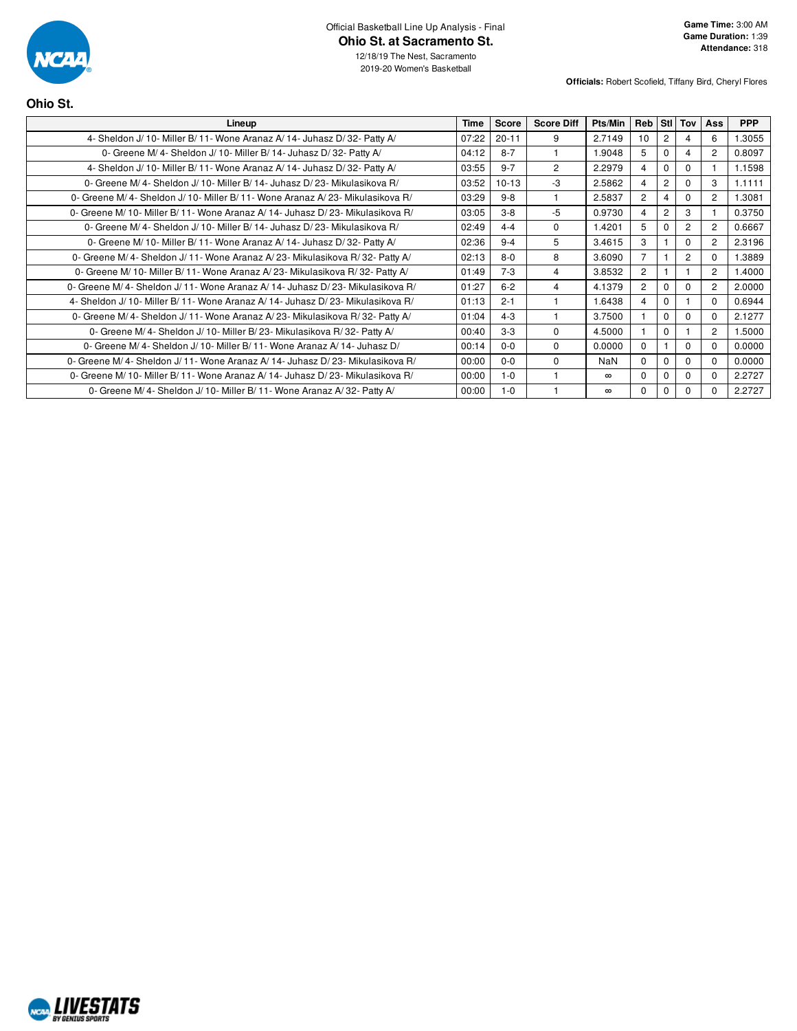Official Basketball Line Up Analysis - Final

# Ohio St. at Sacramento St.

12/18/19 The Nest, Sacramento
2019-20 Women's Basketball

**Game Time:** 3:00 AM
**Game Duration:** 1:39
**Attendance:** 318

**Officials:** Robert Scofield, Tiffany Bird, Cheryl Flores

## Ohio St.

| Lineup | Time | Score | Score Diff | Pts/Min | Reb | Stl | Tov | Ass | PPP |
|---|---|---|---|---|---|---|---|---|---|
| 4- Sheldon J/ 10- Miller B/ 11- Wone Aranaz A/ 14- Juhasz D/ 32- Patty A/ | 07:22 | 20-11 | 9 | 2.7149 | 10 | 2 | 4 | 6 | 1.3055 |
| 0- Greene M/ 4- Sheldon J/ 10- Miller B/ 14- Juhasz D/ 32- Patty A/ | 04:12 | 8-7 | 1 | 1.9048 | 5 | 0 | 4 | 2 | 0.8097 |
| 4- Sheldon J/ 10- Miller B/ 11- Wone Aranaz A/ 14- Juhasz D/ 32- Patty A/ | 03:55 | 9-7 | 2 | 2.2979 | 4 | 0 | 0 | 1 | 1.1598 |
| 0- Greene M/ 4- Sheldon J/ 10- Miller B/ 14- Juhasz D/ 23- Mikulasikova R/ | 03:52 | 10-13 | -3 | 2.5862 | 4 | 2 | 0 | 3 | 1.1111 |
| 0- Greene M/ 4- Sheldon J/ 10- Miller B/ 11- Wone Aranaz A/ 23- Mikulasikova R/ | 03:29 | 9-8 | 1 | 2.5837 | 2 | 4 | 0 | 2 | 1.3081 |
| 0- Greene M/ 10- Miller B/ 11- Wone Aranaz A/ 14- Juhasz D/ 23- Mikulasikova R/ | 03:05 | 3-8 | -5 | 0.9730 | 4 | 2 | 3 | 1 | 0.3750 |
| 0- Greene M/ 4- Sheldon J/ 10- Miller B/ 14- Juhasz D/ 23- Mikulasikova R/ | 02:49 | 4-4 | 0 | 1.4201 | 5 | 0 | 2 | 2 | 0.6667 |
| 0- Greene M/ 10- Miller B/ 11- Wone Aranaz A/ 14- Juhasz D/ 32- Patty A/ | 02:36 | 9-4 | 5 | 3.4615 | 3 | 1 | 0 | 2 | 2.3196 |
| 0- Greene M/ 4- Sheldon J/ 11- Wone Aranaz A/ 23- Mikulasikova R/ 32- Patty A/ | 02:13 | 8-0 | 8 | 3.6090 | 7 | 1 | 2 | 0 | 1.3889 |
| 0- Greene M/ 10- Miller B/ 11- Wone Aranaz A/ 23- Mikulasikova R/ 32- Patty A/ | 01:49 | 7-3 | 4 | 3.8532 | 2 | 1 | 1 | 2 | 1.4000 |
| 0- Greene M/ 4- Sheldon J/ 11- Wone Aranaz A/ 14- Juhasz D/ 23- Mikulasikova R/ | 01:27 | 6-2 | 4 | 4.1379 | 2 | 0 | 0 | 2 | 2.0000 |
| 4- Sheldon J/ 10- Miller B/ 11- Wone Aranaz A/ 14- Juhasz D/ 23- Mikulasikova R/ | 01:13 | 2-1 | 1 | 1.6438 | 4 | 0 | 1 | 0 | 0.6944 |
| 0- Greene M/ 4- Sheldon J/ 11- Wone Aranaz A/ 23- Mikulasikova R/ 32- Patty A/ | 01:04 | 4-3 | 1 | 3.7500 | 1 | 0 | 0 | 0 | 2.1277 |
| 0- Greene M/ 4- Sheldon J/ 10- Miller B/ 23- Mikulasikova R/ 32- Patty A/ | 00:40 | 3-3 | 0 | 4.5000 | 1 | 0 | 1 | 2 | 1.5000 |
| 0- Greene M/ 4- Sheldon J/ 10- Miller B/ 11- Wone Aranaz A/ 14- Juhasz D/ | 00:14 | 0-0 | 0 | 0.0000 | 0 | 1 | 0 | 0 | 0.0000 |
| 0- Greene M/ 4- Sheldon J/ 11- Wone Aranaz A/ 14- Juhasz D/ 23- Mikulasikova R/ | 00:00 | 0-0 | 0 | NaN | 0 | 0 | 0 | 0 | 0.0000 |
| 0- Greene M/ 10- Miller B/ 11- Wone Aranaz A/ 14- Juhasz D/ 23- Mikulasikova R/ | 00:00 | 1-0 | 1 | ∞ | 0 | 0 | 0 | 0 | 2.2727 |
| 0- Greene M/ 4- Sheldon J/ 10- Miller B/ 11- Wone Aranaz A/ 32- Patty A/ | 00:00 | 1-0 | 1 | ∞ | 0 | 0 | 0 | 0 | 2.2727 |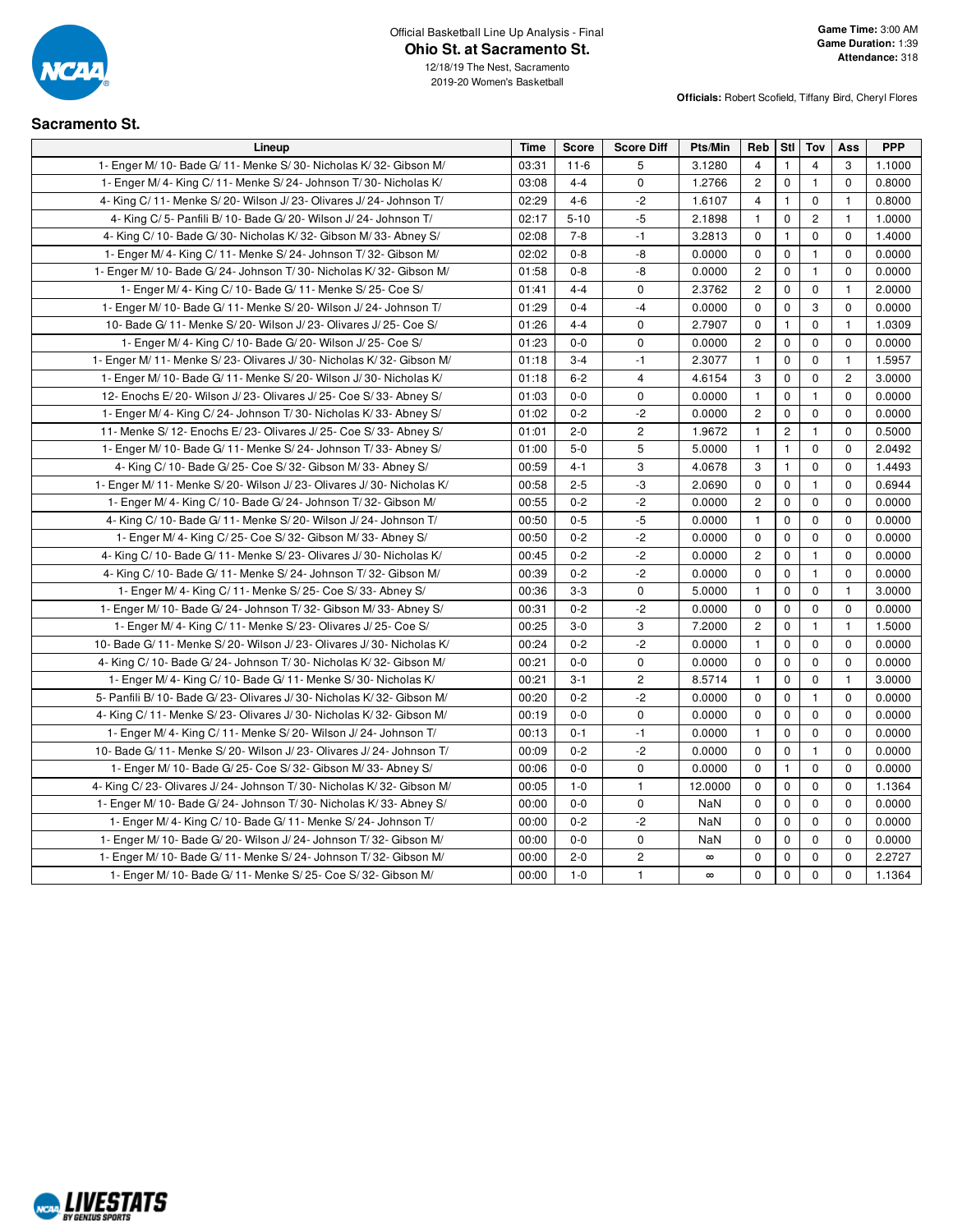Official Basketball Line Up Analysis - Final

# Ohio St. at Sacramento St.

12/18/19 The Nest, Sacramento
2019-20 Women's Basketball

**Game Time:** 3:00 AM
**Game Duration:** 1:39
**Attendance:** 318

**Officials:** Robert Scofield, Tiffany Bird, Cheryl Flores

## Sacramento St.

| Lineup | Time | Score | Score Diff | Pts/Min | Reb | Stl | Tov | Ass | PPP |
|---|---|---|---|---|---|---|---|---|---|
| 1- Enger M/ 10- Bade G/ 11- Menke S/ 30- Nicholas K/ 32- Gibson M/ | 03:31 | 11-6 | 5 | 3.1280 | 4 | 1 | 4 | 3 | 1.1000 |
| 1- Enger M/ 4- King C/ 11- Menke S/ 24- Johnson T/ 30- Nicholas K/ | 03:08 | 4-4 | 0 | 1.2766 | 2 | 0 | 1 | 0 | 0.8000 |
| 4- King C/ 11- Menke S/ 20- Wilson J/ 23- Olivares J/ 24- Johnson T/ | 02:29 | 4-6 | -2 | 1.6107 | 4 | 1 | 0 | 1 | 0.8000 |
| 4- King C/ 5- Panfili B/ 10- Bade G/ 20- Wilson J/ 24- Johnson T/ | 02:17 | 5-10 | -5 | 2.1898 | 1 | 0 | 2 | 1 | 1.0000 |
| 4- King C/ 10- Bade G/ 30- Nicholas K/ 32- Gibson M/ 33- Abney S/ | 02:08 | 7-8 | -1 | 3.2813 | 0 | 1 | 0 | 0 | 1.4000 |
| 1- Enger M/ 4- King C/ 11- Menke S/ 24- Johnson T/ 32- Gibson M/ | 02:02 | 0-8 | -8 | 0.0000 | 0 | 0 | 1 | 0 | 0.0000 |
| 1- Enger M/ 10- Bade G/ 24- Johnson T/ 30- Nicholas K/ 32- Gibson M/ | 01:58 | 0-8 | -8 | 0.0000 | 2 | 0 | 1 | 0 | 0.0000 |
| 1- Enger M/ 4- King C/ 10- Bade G/ 11- Menke S/ 25- Coe S/ | 01:41 | 4-4 | 0 | 2.3762 | 2 | 0 | 0 | 1 | 2.0000 |
| 1- Enger M/ 10- Bade G/ 11- Menke S/ 20- Wilson J/ 24- Johnson T/ | 01:29 | 0-4 | -4 | 0.0000 | 0 | 0 | 3 | 0 | 0.0000 |
| 10- Bade G/ 11- Menke S/ 20- Wilson J/ 23- Olivares J/ 25- Coe S/ | 01:26 | 4-4 | 0 | 2.7907 | 0 | 1 | 0 | 1 | 1.0309 |
| 1- Enger M/ 4- King C/ 10- Bade G/ 20- Wilson J/ 25- Coe S/ | 01:23 | 0-0 | 0 | 0.0000 | 2 | 0 | 0 | 0 | 0.0000 |
| 1- Enger M/ 11- Menke S/ 23- Olivares J/ 30- Nicholas K/ 32- Gibson M/ | 01:18 | 3-4 | -1 | 2.3077 | 1 | 0 | 0 | 1 | 1.5957 |
| 1- Enger M/ 10- Bade G/ 11- Menke S/ 20- Wilson J/ 30- Nicholas K/ | 01:18 | 6-2 | 4 | 4.6154 | 3 | 0 | 0 | 2 | 3.0000 |
| 12- Enochs E/ 20- Wilson J/ 23- Olivares J/ 25- Coe S/ 33- Abney S/ | 01:03 | 0-0 | 0 | 0.0000 | 1 | 0 | 1 | 0 | 0.0000 |
| 1- Enger M/ 4- King C/ 24- Johnson T/ 30- Nicholas K/ 33- Abney S/ | 01:02 | 0-2 | -2 | 0.0000 | 2 | 0 | 0 | 0 | 0.0000 |
| 11- Menke S/ 12- Enochs E/ 23- Olivares J/ 25- Coe S/ 33- Abney S/ | 01:01 | 2-0 | 2 | 1.9672 | 1 | 2 | 1 | 0 | 0.5000 |
| 1- Enger M/ 10- Bade G/ 11- Menke S/ 24- Johnson T/ 33- Abney S/ | 01:00 | 5-0 | 5 | 5.0000 | 1 | 1 | 0 | 0 | 2.0492 |
| 4- King C/ 10- Bade G/ 25- Coe S/ 32- Gibson M/ 33- Abney S/ | 00:59 | 4-1 | 3 | 4.0678 | 3 | 1 | 0 | 0 | 1.4493 |
| 1- Enger M/ 11- Menke S/ 20- Wilson J/ 23- Olivares J/ 30- Nicholas K/ | 00:58 | 2-5 | -3 | 2.0690 | 0 | 0 | 1 | 0 | 0.6944 |
| 1- Enger M/ 4- King C/ 10- Bade G/ 24- Johnson T/ 32- Gibson M/ | 00:55 | 0-2 | -2 | 0.0000 | 2 | 0 | 0 | 0 | 0.0000 |
| 4- King C/ 10- Bade G/ 11- Menke S/ 20- Wilson J/ 24- Johnson T/ | 00:50 | 0-5 | -5 | 0.0000 | 1 | 0 | 0 | 0 | 0.0000 |
| 1- Enger M/ 4- King C/ 25- Coe S/ 32- Gibson M/ 33- Abney S/ | 00:50 | 0-2 | -2 | 0.0000 | 0 | 0 | 0 | 0 | 0.0000 |
| 4- King C/ 10- Bade G/ 11- Menke S/ 23- Olivares J/ 30- Nicholas K/ | 00:45 | 0-2 | -2 | 0.0000 | 2 | 0 | 1 | 0 | 0.0000 |
| 4- King C/ 10- Bade G/ 11- Menke S/ 24- Johnson T/ 32- Gibson M/ | 00:39 | 0-2 | -2 | 0.0000 | 0 | 0 | 1 | 0 | 0.0000 |
| 1- Enger M/ 4- King C/ 11- Menke S/ 25- Coe S/ 33- Abney S/ | 00:36 | 3-3 | 0 | 5.0000 | 1 | 0 | 0 | 1 | 3.0000 |
| 1- Enger M/ 10- Bade G/ 24- Johnson T/ 32- Gibson M/ 33- Abney S/ | 00:31 | 0-2 | -2 | 0.0000 | 0 | 0 | 0 | 0 | 0.0000 |
| 1- Enger M/ 4- King C/ 11- Menke S/ 23- Olivares J/ 25- Coe S/ | 00:25 | 3-0 | 3 | 7.2000 | 2 | 0 | 1 | 1 | 1.5000 |
| 10- Bade G/ 11- Menke S/ 20- Wilson J/ 23- Olivares J/ 30- Nicholas K/ | 00:24 | 0-2 | -2 | 0.0000 | 1 | 0 | 0 | 0 | 0.0000 |
| 4- King C/ 10- Bade G/ 24- Johnson T/ 30- Nicholas K/ 32- Gibson M/ | 00:21 | 0-0 | 0 | 0.0000 | 0 | 0 | 0 | 0 | 0.0000 |
| 1- Enger M/ 4- King C/ 10- Bade G/ 11- Menke S/ 30- Nicholas K/ | 00:21 | 3-1 | 2 | 8.5714 | 1 | 0 | 0 | 1 | 3.0000 |
| 5- Panfili B/ 10- Bade G/ 23- Olivares J/ 30- Nicholas K/ 32- Gibson M/ | 00:20 | 0-2 | -2 | 0.0000 | 0 | 0 | 1 | 0 | 0.0000 |
| 4- King C/ 11- Menke S/ 23- Olivares J/ 30- Nicholas K/ 32- Gibson M/ | 00:19 | 0-0 | 0 | 0.0000 | 0 | 0 | 0 | 0 | 0.0000 |
| 1- Enger M/ 4- King C/ 11- Menke S/ 20- Wilson J/ 24- Johnson T/ | 00:13 | 0-1 | -1 | 0.0000 | 1 | 0 | 0 | 0 | 0.0000 |
| 10- Bade G/ 11- Menke S/ 20- Wilson J/ 23- Olivares J/ 24- Johnson T/ | 00:09 | 0-2 | -2 | 0.0000 | 0 | 0 | 1 | 0 | 0.0000 |
| 1- Enger M/ 10- Bade G/ 25- Coe S/ 32- Gibson M/ 33- Abney S/ | 00:06 | 0-0 | 0 | 0.0000 | 0 | 1 | 0 | 0 | 0.0000 |
| 4- King C/ 23- Olivares J/ 24- Johnson T/ 30- Nicholas K/ 32- Gibson M/ | 00:05 | 1-0 | 1 | 12.0000 | 0 | 0 | 0 | 0 | 1.1364 |
| 1- Enger M/ 10- Bade G/ 24- Johnson T/ 30- Nicholas K/ 33- Abney S/ | 00:00 | 0-0 | 0 | NaN | 0 | 0 | 0 | 0 | 0.0000 |
| 1- Enger M/ 4- King C/ 10- Bade G/ 11- Menke S/ 24- Johnson T/ | 00:00 | 0-2 | -2 | NaN | 0 | 0 | 0 | 0 | 0.0000 |
| 1- Enger M/ 10- Bade G/ 20- Wilson J/ 24- Johnson T/ 32- Gibson M/ | 00:00 | 0-0 | 0 | NaN | 0 | 0 | 0 | 0 | 0.0000 |
| 1- Enger M/ 10- Bade G/ 11- Menke S/ 24- Johnson T/ 32- Gibson M/ | 00:00 | 2-0 | 2 | ∞ | 0 | 0 | 0 | 0 | 2.2727 |
| 1- Enger M/ 10- Bade G/ 11- Menke S/ 25- Coe S/ 32- Gibson M/ | 00:00 | 1-0 | 1 | ∞ | 0 | 0 | 0 | 0 | 1.1364 |